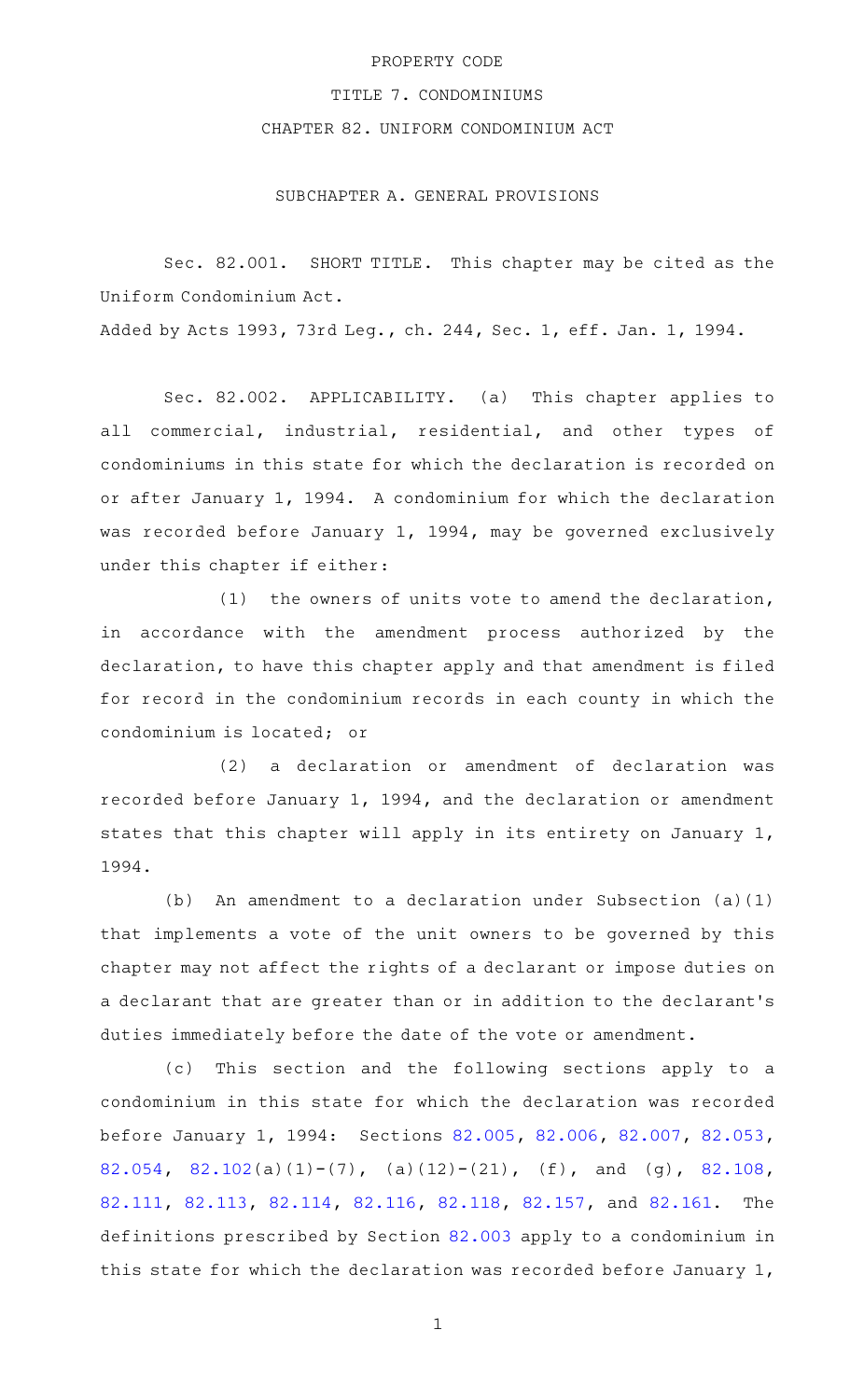PROPERTY CODE

TITLE 7. CONDOMINIUMS

CHAPTER 82. UNIFORM CONDOMINIUM ACT

SUBCHAPTER A. GENERAL PROVISIONS

Sec. 82.001. SHORT TITLE. This chapter may be cited as the Uniform Condominium Act.

Added by Acts 1993, 73rd Leg., ch. 244, Sec. 1, eff. Jan. 1, 1994.

Sec. 82.002. APPLICABILITY. (a) This chapter applies to all commercial, industrial, residential, and other types of condominiums in this state for which the declaration is recorded on or after January 1, 1994. A condominium for which the declaration was recorded before January 1, 1994, may be governed exclusively under this chapter if either:

(1) the owners of units vote to amend the declaration, in accordance with the amendment process authorized by the declaration, to have this chapter apply and that amendment is filed for record in the condominium records in each county in which the condominium is located; or

(2) a declaration or amendment of declaration was recorded before January 1, 1994, and the declaration or amendment states that this chapter will apply in its entirety on January 1, 1994.

(b) An amendment to a declaration under Subsection (a)(1) that implements a vote of the unit owners to be governed by this chapter may not affect the rights of a declarant or impose duties on a declarant that are greater than or in addition to the declarant's duties immediately before the date of the vote or amendment.

(c) This section and the following sections apply to a condominium in this state for which the declaration was recorded before January 1, 1994: Sections 82.005, 82.006, 82.007, 82.053, 82.054, 82.102(a)(1)-(7), (a)(12)-(21), (f), and (g), 82.108, 82.111, 82.113, 82.114, 82.116, 82.118, 82.157, and 82.161. The definitions prescribed by Section 82.003 apply to a condominium in this state for which the declaration was recorded before January 1,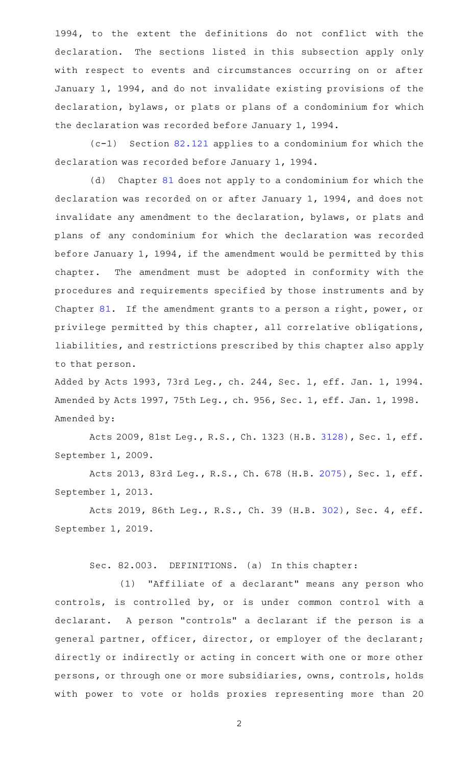1994, to the extent the definitions do not conflict with the declaration. The sections listed in this subsection apply only with respect to events and circumstances occurring on or after January 1, 1994, and do not invalidate existing provisions of the declaration, bylaws, or plats or plans of a condominium for which the declaration was recorded before January 1, 1994.

(c-1) Section 82.121 applies to a condominium for which the declaration was recorded before January 1, 1994.

(d) Chapter 81 does not apply to a condominium for which the declaration was recorded on or after January 1, 1994, and does not invalidate any amendment to the declaration, bylaws, or plats and plans of any condominium for which the declaration was recorded before January 1, 1994, if the amendment would be permitted by this chapter. The amendment must be adopted in conformity with the procedures and requirements specified by those instruments and by Chapter 81. If the amendment grants to a person a right, power, or privilege permitted by this chapter, all correlative obligations, liabilities, and restrictions prescribed by this chapter also apply to that person.

Added by Acts 1993, 73rd Leg., ch. 244, Sec. 1, eff. Jan. 1, 1994. Amended by Acts 1997, 75th Leg., ch. 956, Sec. 1, eff. Jan. 1, 1998.
Amended by:

Acts 2009, 81st Leg., R.S., Ch. 1323 (H.B. 3128), Sec. 1, eff. September 1, 2009.

Acts 2013, 83rd Leg., R.S., Ch. 678 (H.B. 2075), Sec. 1, eff. September 1, 2013.

Acts 2019, 86th Leg., R.S., Ch. 39 (H.B. 302), Sec. 4, eff. September 1, 2019.

Sec. 82.003. DEFINITIONS. (a) In this chapter:

(1) "Affiliate of a declarant" means any person who controls, is controlled by, or is under common control with a declarant. A person "controls" a declarant if the person is a general partner, officer, director, or employer of the declarant; directly or indirectly or acting in concert with one or more other persons, or through one or more subsidiaries, owns, controls, holds with power to vote or holds proxies representing more than 20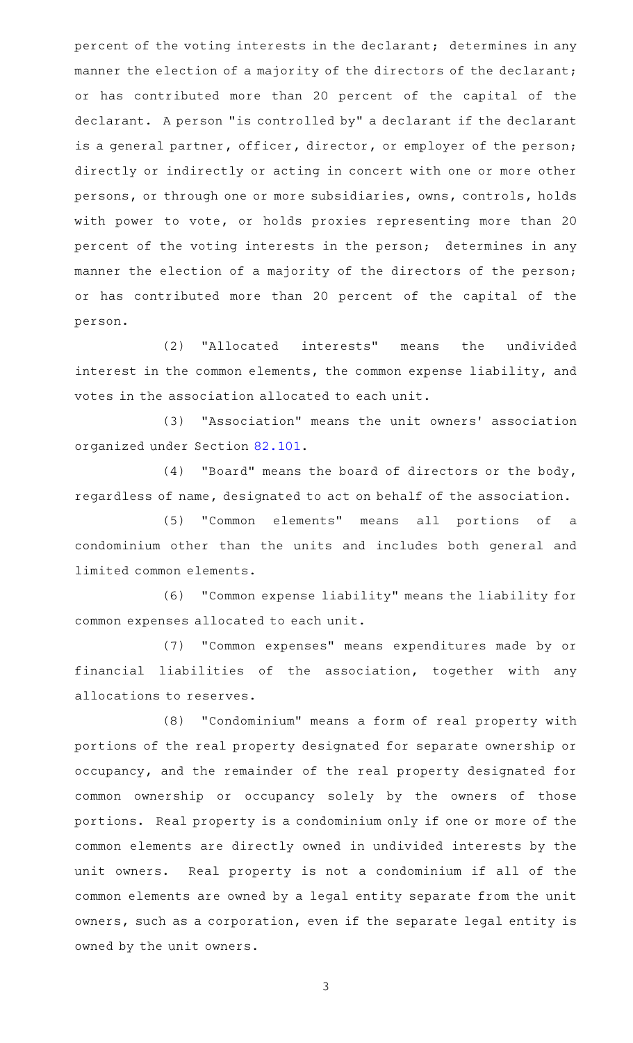percent of the voting interests in the declarant; determines in any manner the election of a majority of the directors of the declarant; or has contributed more than 20 percent of the capital of the declarant. A person "is controlled by" a declarant if the declarant is a general partner, officer, director, or employer of the person; directly or indirectly or acting in concert with one or more other persons, or through one or more subsidiaries, owns, controls, holds with power to vote, or holds proxies representing more than 20 percent of the voting interests in the person; determines in any manner the election of a majority of the directors of the person; or has contributed more than 20 percent of the capital of the person.

(2) "Allocated interests" means the undivided interest in the common elements, the common expense liability, and votes in the association allocated to each unit.

(3) "Association" means the unit owners' association organized under Section 82.101.

(4) "Board" means the board of directors or the body, regardless of name, designated to act on behalf of the association.

(5) "Common elements" means all portions of a condominium other than the units and includes both general and limited common elements.

(6) "Common expense liability" means the liability for common expenses allocated to each unit.

(7) "Common expenses" means expenditures made by or financial liabilities of the association, together with any allocations to reserves.

(8) "Condominium" means a form of real property with portions of the real property designated for separate ownership or occupancy, and the remainder of the real property designated for common ownership or occupancy solely by the owners of those portions. Real property is a condominium only if one or more of the common elements are directly owned in undivided interests by the unit owners. Real property is not a condominium if all of the common elements are owned by a legal entity separate from the unit owners, such as a corporation, even if the separate legal entity is owned by the unit owners.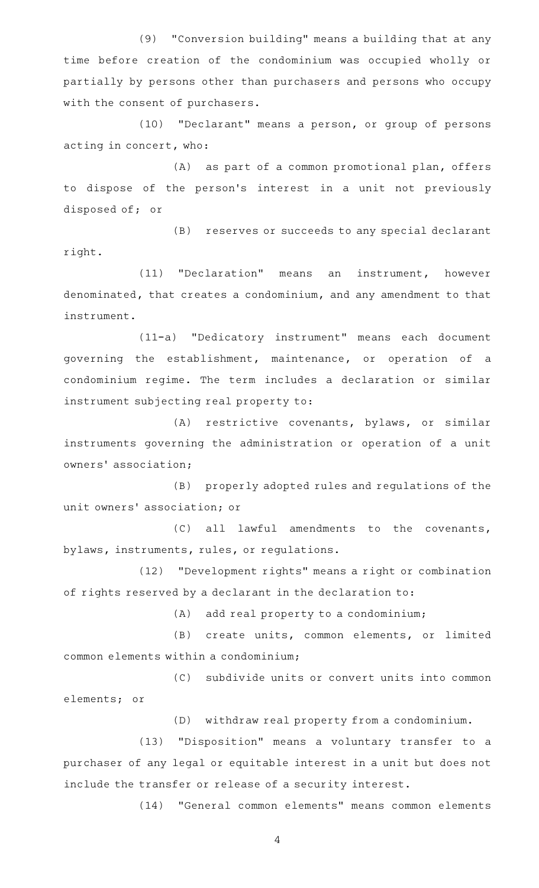(9) "Conversion building" means a building that at any time before creation of the condominium was occupied wholly or partially by persons other than purchasers and persons who occupy with the consent of purchasers.

(10) "Declarant" means a person, or group of persons acting in concert, who:

(A) as part of a common promotional plan, offers to dispose of the person's interest in a unit not previously disposed of; or

(B) reserves or succeeds to any special declarant right.

(11) "Declaration" means an instrument, however denominated, that creates a condominium, and any amendment to that instrument.

(11-a) "Dedicatory instrument" means each document governing the establishment, maintenance, or operation of a condominium regime. The term includes a declaration or similar instrument subjecting real property to:

(A) restrictive covenants, bylaws, or similar instruments governing the administration or operation of a unit owners' association;

(B) properly adopted rules and regulations of the unit owners' association; or

(C) all lawful amendments to the covenants, bylaws, instruments, rules, or regulations.

(12) "Development rights" means a right or combination of rights reserved by a declarant in the declaration to:

(A) add real property to a condominium;

(B) create units, common elements, or limited common elements within a condominium;

(C) subdivide units or convert units into common elements; or

(D) withdraw real property from a condominium.

(13) "Disposition" means a voluntary transfer to a purchaser of any legal or equitable interest in a unit but does not include the transfer or release of a security interest.

(14) "General common elements" means common elements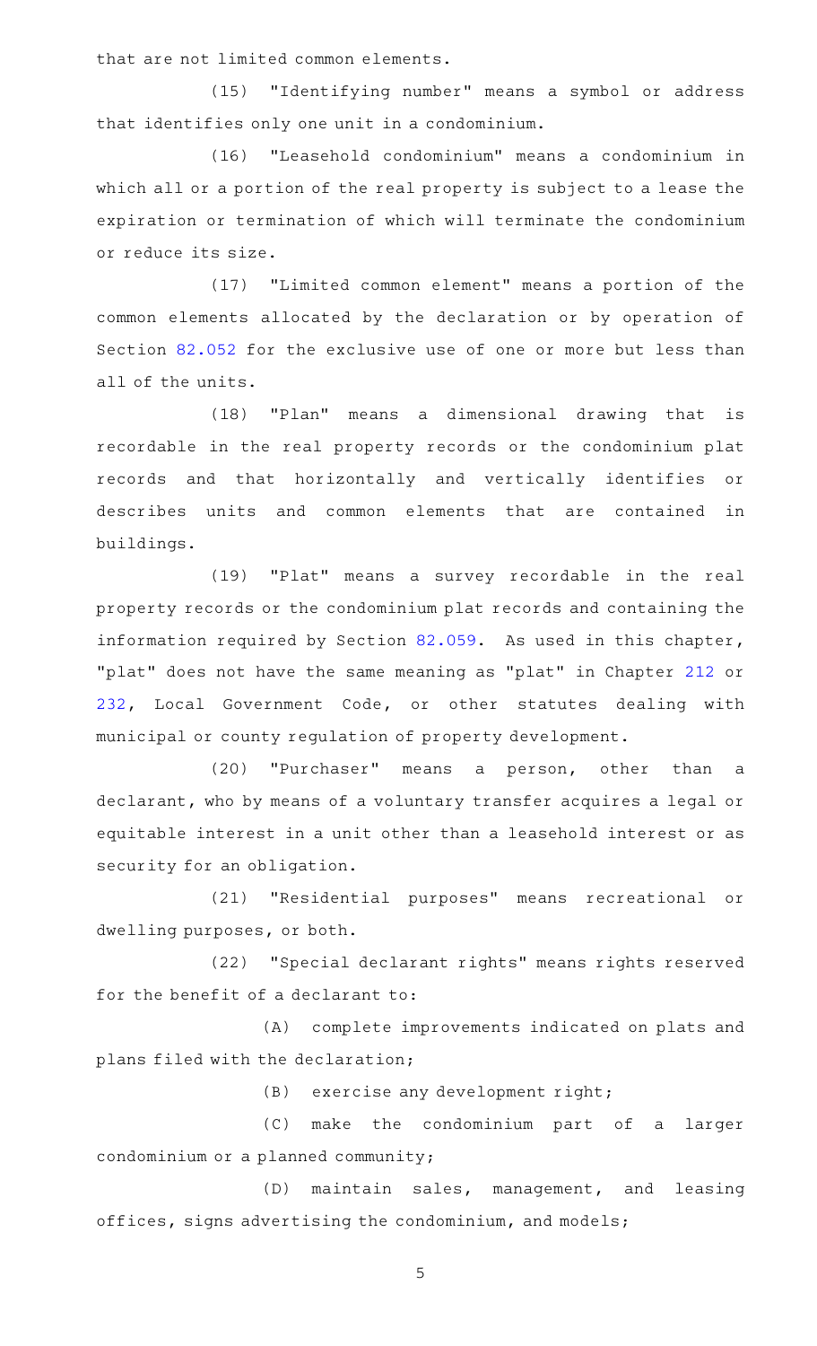that are not limited common elements.

(15) "Identifying number" means a symbol or address that identifies only one unit in a condominium.

(16) "Leasehold condominium" means a condominium in which all or a portion of the real property is subject to a lease the expiration or termination of which will terminate the condominium or reduce its size.

(17) "Limited common element" means a portion of the common elements allocated by the declaration or by operation of Section 82.052 for the exclusive use of one or more but less than all of the units.

(18) "Plan" means a dimensional drawing that is recordable in the real property records or the condominium plat records and that horizontally and vertically identifies or describes units and common elements that are contained in buildings.

(19) "Plat" means a survey recordable in the real property records or the condominium plat records and containing the information required by Section 82.059. As used in this chapter, "plat" does not have the same meaning as "plat" in Chapter 212 or 232, Local Government Code, or other statutes dealing with municipal or county regulation of property development.

(20) "Purchaser" means a person, other than a declarant, who by means of a voluntary transfer acquires a legal or equitable interest in a unit other than a leasehold interest or as security for an obligation.

(21) "Residential purposes" means recreational or dwelling purposes, or both.

(22) "Special declarant rights" means rights reserved for the benefit of a declarant to:

(A) complete improvements indicated on plats and plans filed with the declaration;

(B) exercise any development right;

(C) make the condominium part of a larger condominium or a planned community;

(D) maintain sales, management, and leasing offices, signs advertising the condominium, and models;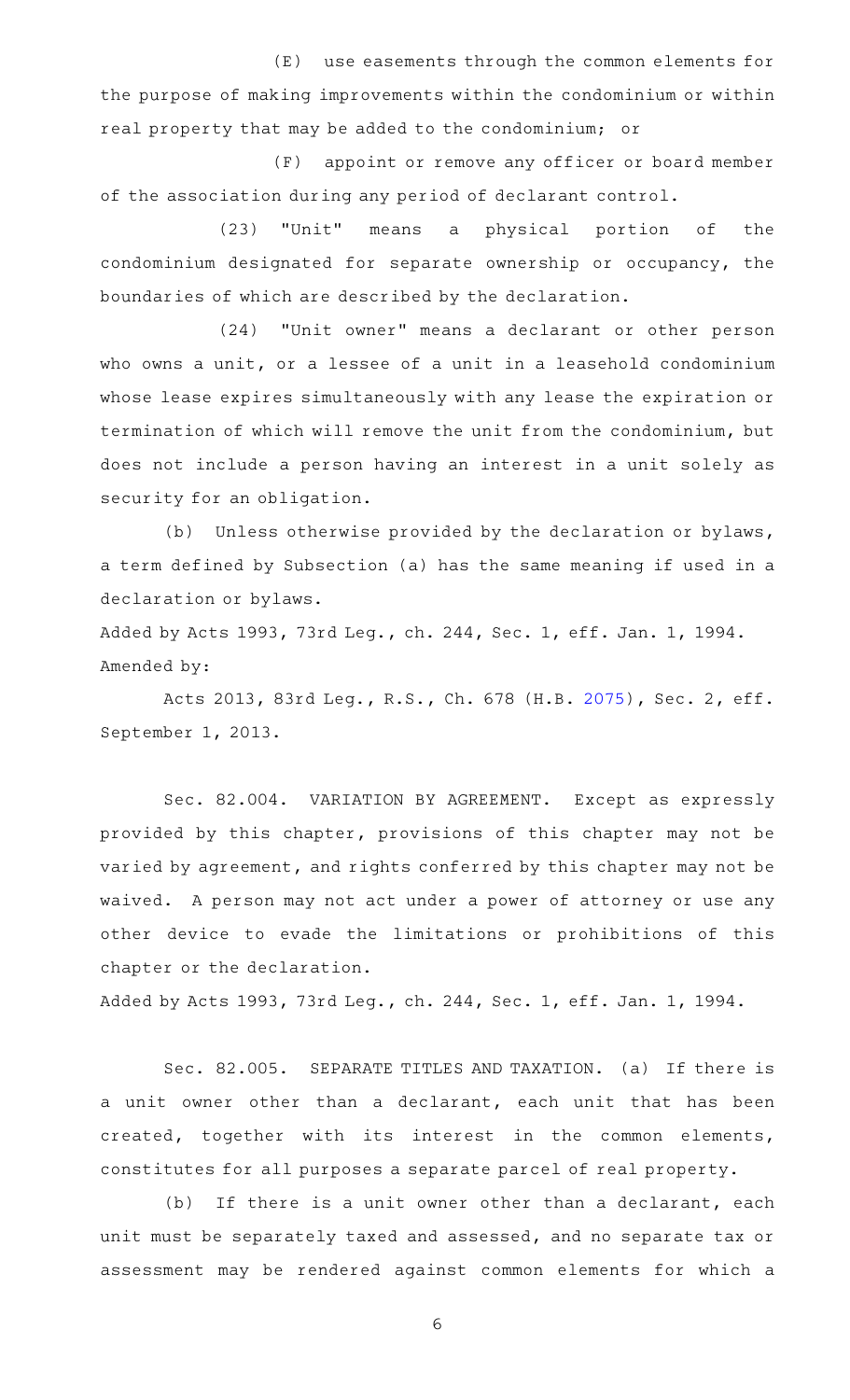(E) use easements through the common elements for the purpose of making improvements within the condominium or within real property that may be added to the condominium; or

(F) appoint or remove any officer or board member of the association during any period of declarant control.

(23) "Unit" means a physical portion of the condominium designated for separate ownership or occupancy, the boundaries of which are described by the declaration.

(24) "Unit owner" means a declarant or other person who owns a unit, or a lessee of a unit in a leasehold condominium whose lease expires simultaneously with any lease the expiration or termination of which will remove the unit from the condominium, but does not include a person having an interest in a unit solely as security for an obligation.

(b) Unless otherwise provided by the declaration or bylaws, a term defined by Subsection (a) has the same meaning if used in a declaration or bylaws.

Added by Acts 1993, 73rd Leg., ch. 244, Sec. 1, eff. Jan. 1, 1994.
Amended by:

Acts 2013, 83rd Leg., R.S., Ch. 678 (H.B. 2075), Sec. 2, eff. September 1, 2013.

Sec. 82.004. VARIATION BY AGREEMENT. Except as expressly provided by this chapter, provisions of this chapter may not be varied by agreement, and rights conferred by this chapter may not be waived. A person may not act under a power of attorney or use any other device to evade the limitations or prohibitions of this chapter or the declaration.

Added by Acts 1993, 73rd Leg., ch. 244, Sec. 1, eff. Jan. 1, 1994.

Sec. 82.005. SEPARATE TITLES AND TAXATION. (a) If there is a unit owner other than a declarant, each unit that has been created, together with its interest in the common elements, constitutes for all purposes a separate parcel of real property.

(b) If there is a unit owner other than a declarant, each unit must be separately taxed and assessed, and no separate tax or assessment may be rendered against common elements for which a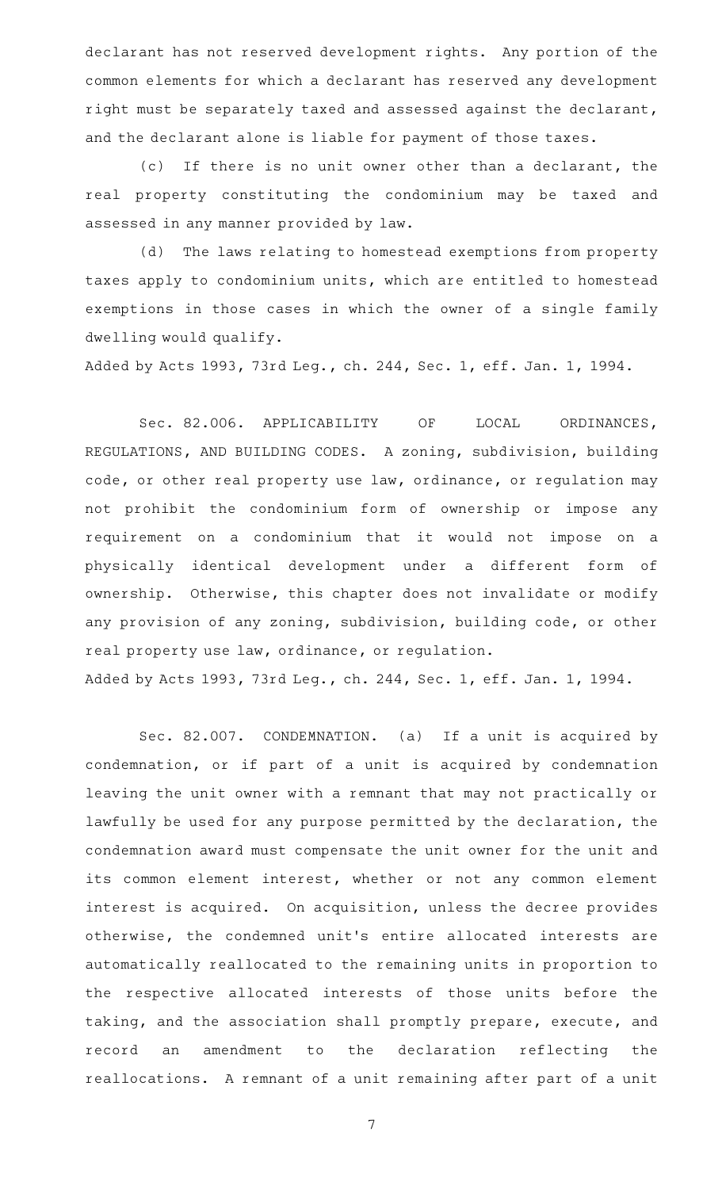declarant has not reserved development rights. Any portion of the common elements for which a declarant has reserved any development right must be separately taxed and assessed against the declarant, and the declarant alone is liable for payment of those taxes.

(c) If there is no unit owner other than a declarant, the real property constituting the condominium may be taxed and assessed in any manner provided by law.

(d) The laws relating to homestead exemptions from property taxes apply to condominium units, which are entitled to homestead exemptions in those cases in which the owner of a single family dwelling would qualify.

Added by Acts 1993, 73rd Leg., ch. 244, Sec. 1, eff. Jan. 1, 1994.

Sec. 82.006. APPLICABILITY OF LOCAL ORDINANCES, REGULATIONS, AND BUILDING CODES. A zoning, subdivision, building code, or other real property use law, ordinance, or regulation may not prohibit the condominium form of ownership or impose any requirement on a condominium that it would not impose on a physically identical development under a different form of ownership. Otherwise, this chapter does not invalidate or modify any provision of any zoning, subdivision, building code, or other real property use law, ordinance, or regulation.

Added by Acts 1993, 73rd Leg., ch. 244, Sec. 1, eff. Jan. 1, 1994.

Sec. 82.007. CONDEMNATION. (a) If a unit is acquired by condemnation, or if part of a unit is acquired by condemnation leaving the unit owner with a remnant that may not practically or lawfully be used for any purpose permitted by the declaration, the condemnation award must compensate the unit owner for the unit and its common element interest, whether or not any common element interest is acquired. On acquisition, unless the decree provides otherwise, the condemned unit's entire allocated interests are automatically reallocated to the remaining units in proportion to the respective allocated interests of those units before the taking, and the association shall promptly prepare, execute, and record an amendment to the declaration reflecting the reallocations. A remnant of a unit remaining after part of a unit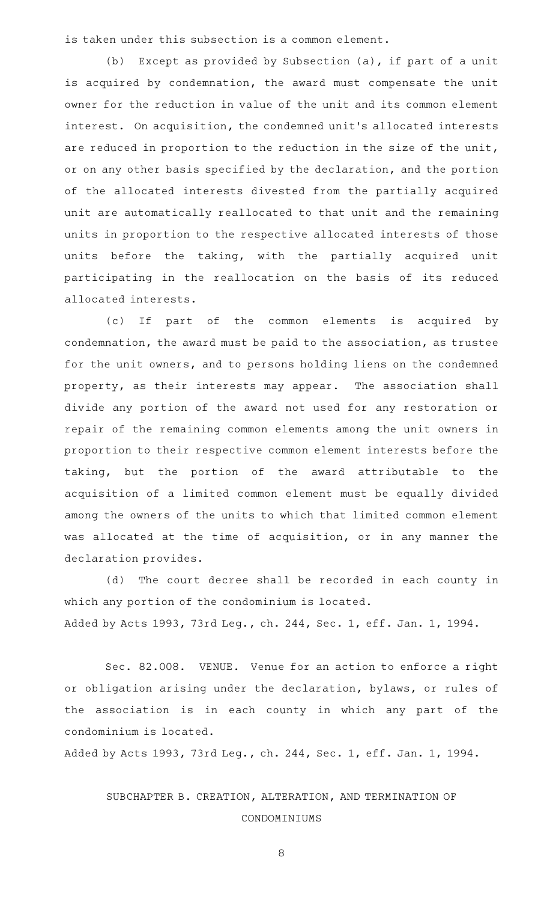is taken under this subsection is a common element.

(b) Except as provided by Subsection (a), if part of a unit is acquired by condemnation, the award must compensate the unit owner for the reduction in value of the unit and its common element interest. On acquisition, the condemned unit's allocated interests are reduced in proportion to the reduction in the size of the unit, or on any other basis specified by the declaration, and the portion of the allocated interests divested from the partially acquired unit are automatically reallocated to that unit and the remaining units in proportion to the respective allocated interests of those units before the taking, with the partially acquired unit participating in the reallocation on the basis of its reduced allocated interests.

(c) If part of the common elements is acquired by condemnation, the award must be paid to the association, as trustee for the unit owners, and to persons holding liens on the condemned property, as their interests may appear. The association shall divide any portion of the award not used for any restoration or repair of the remaining common elements among the unit owners in proportion to their respective common element interests before the taking, but the portion of the award attributable to the acquisition of a limited common element must be equally divided among the owners of the units to which that limited common element was allocated at the time of acquisition, or in any manner the declaration provides.

(d) The court decree shall be recorded in each county in which any portion of the condominium is located.

Added by Acts 1993, 73rd Leg., ch. 244, Sec. 1, eff. Jan. 1, 1994.

Sec. 82.008. VENUE. Venue for an action to enforce a right or obligation arising under the declaration, bylaws, or rules of the association is in each county in which any part of the condominium is located.

Added by Acts 1993, 73rd Leg., ch. 244, Sec. 1, eff. Jan. 1, 1994.

## SUBCHAPTER B. CREATION, ALTERATION, AND TERMINATION OF CONDOMINIUMS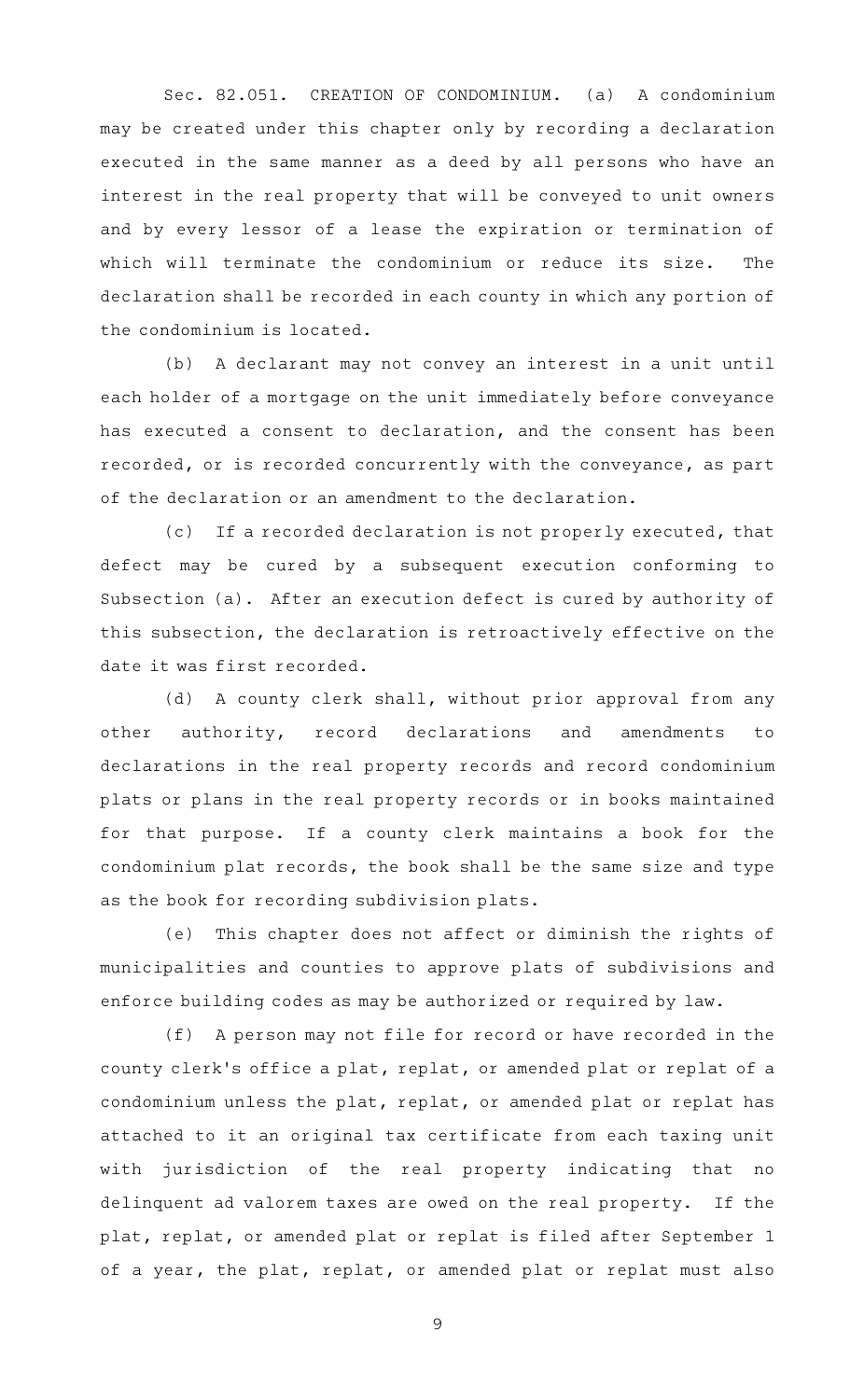Sec. 82.051. CREATION OF CONDOMINIUM. (a) A condominium may be created under this chapter only by recording a declaration executed in the same manner as a deed by all persons who have an interest in the real property that will be conveyed to unit owners and by every lessor of a lease the expiration or termination of which will terminate the condominium or reduce its size. The declaration shall be recorded in each county in which any portion of the condominium is located.

(b) A declarant may not convey an interest in a unit until each holder of a mortgage on the unit immediately before conveyance has executed a consent to declaration, and the consent has been recorded, or is recorded concurrently with the conveyance, as part of the declaration or an amendment to the declaration.

(c) If a recorded declaration is not properly executed, that defect may be cured by a subsequent execution conforming to Subsection (a). After an execution defect is cured by authority of this subsection, the declaration is retroactively effective on the date it was first recorded.

(d) A county clerk shall, without prior approval from any other authority, record declarations and amendments to declarations in the real property records and record condominium plats or plans in the real property records or in books maintained for that purpose. If a county clerk maintains a book for the condominium plat records, the book shall be the same size and type as the book for recording subdivision plats.

(e) This chapter does not affect or diminish the rights of municipalities and counties to approve plats of subdivisions and enforce building codes as may be authorized or required by law.

(f) A person may not file for record or have recorded in the county clerk's office a plat, replat, or amended plat or replat of a condominium unless the plat, replat, or amended plat or replat has attached to it an original tax certificate from each taxing unit with jurisdiction of the real property indicating that no delinquent ad valorem taxes are owed on the real property. If the plat, replat, or amended plat or replat is filed after September 1 of a year, the plat, replat, or amended plat or replat must also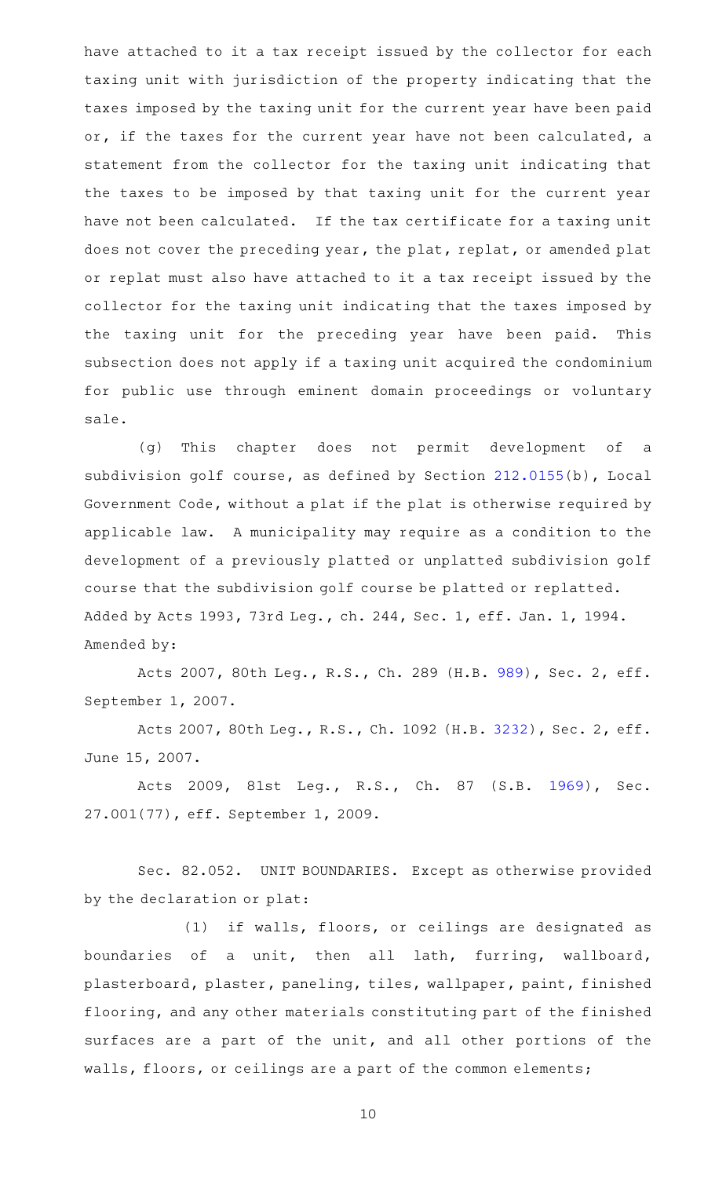have attached to it a tax receipt issued by the collector for each taxing unit with jurisdiction of the property indicating that the taxes imposed by the taxing unit for the current year have been paid or, if the taxes for the current year have not been calculated, a statement from the collector for the taxing unit indicating that the taxes to be imposed by that taxing unit for the current year have not been calculated. If the tax certificate for a taxing unit does not cover the preceding year, the plat, replat, or amended plat or replat must also have attached to it a tax receipt issued by the collector for the taxing unit indicating that the taxes imposed by the taxing unit for the preceding year have been paid. This subsection does not apply if a taxing unit acquired the condominium for public use through eminent domain proceedings or voluntary sale.

(g) This chapter does not permit development of a subdivision golf course, as defined by Section 212.0155(b), Local Government Code, without a plat if the plat is otherwise required by applicable law. A municipality may require as a condition to the development of a previously platted or unplatted subdivision golf course that the subdivision golf course be platted or replatted.

Added by Acts 1993, 73rd Leg., ch. 244, Sec. 1, eff. Jan. 1, 1994.

Amended by:

Acts 2007, 80th Leg., R.S., Ch. 289 (H.B. 989), Sec. 2, eff. September 1, 2007.

Acts 2007, 80th Leg., R.S., Ch. 1092 (H.B. 3232), Sec. 2, eff. June 15, 2007.

Acts 2009, 81st Leg., R.S., Ch. 87 (S.B. 1969), Sec. 27.001(77), eff. September 1, 2009.

Sec. 82.052. UNIT BOUNDARIES. Except as otherwise provided by the declaration or plat:

(1) if walls, floors, or ceilings are designated as boundaries of a unit, then all lath, furring, wallboard, plasterboard, plaster, paneling, tiles, wallpaper, paint, finished flooring, and any other materials constituting part of the finished surfaces are a part of the unit, and all other portions of the walls, floors, or ceilings are a part of the common elements;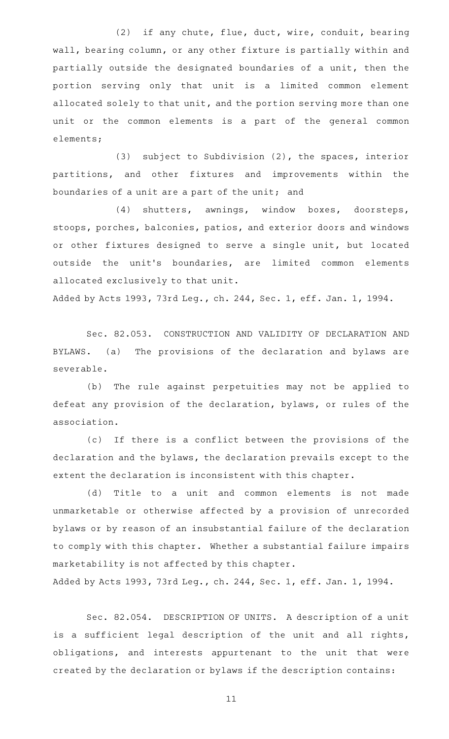(2) if any chute, flue, duct, wire, conduit, bearing wall, bearing column, or any other fixture is partially within and partially outside the designated boundaries of a unit, then the portion serving only that unit is a limited common element allocated solely to that unit, and the portion serving more than one unit or the common elements is a part of the general common elements;

(3) subject to Subdivision (2), the spaces, interior partitions, and other fixtures and improvements within the boundaries of a unit are a part of the unit; and

(4) shutters, awnings, window boxes, doorsteps, stoops, porches, balconies, patios, and exterior doors and windows or other fixtures designed to serve a single unit, but located outside the unit's boundaries, are limited common elements allocated exclusively to that unit.

Added by Acts 1993, 73rd Leg., ch. 244, Sec. 1, eff. Jan. 1, 1994.

Sec. 82.053. CONSTRUCTION AND VALIDITY OF DECLARATION AND BYLAWS. (a) The provisions of the declaration and bylaws are severable.

(b) The rule against perpetuities may not be applied to defeat any provision of the declaration, bylaws, or rules of the association.

(c) If there is a conflict between the provisions of the declaration and the bylaws, the declaration prevails except to the extent the declaration is inconsistent with this chapter.

(d) Title to a unit and common elements is not made unmarketable or otherwise affected by a provision of unrecorded bylaws or by reason of an insubstantial failure of the declaration to comply with this chapter. Whether a substantial failure impairs marketability is not affected by this chapter.

Added by Acts 1993, 73rd Leg., ch. 244, Sec. 1, eff. Jan. 1, 1994.

Sec. 82.054. DESCRIPTION OF UNITS. A description of a unit is a sufficient legal description of the unit and all rights, obligations, and interests appurtenant to the unit that were created by the declaration or bylaws if the description contains: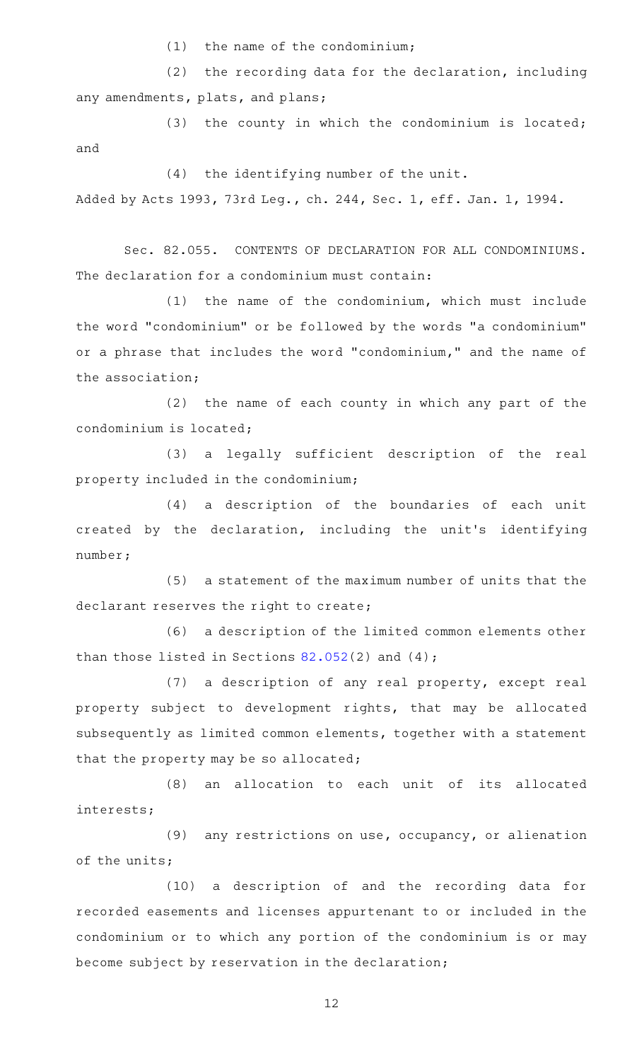(1) the name of the condominium;

(2) the recording data for the declaration, including any amendments, plats, and plans;

(3) the county in which the condominium is located; and

(4) the identifying number of the unit.

Added by Acts 1993, 73rd Leg., ch. 244, Sec. 1, eff. Jan. 1, 1994.

Sec. 82.055. CONTENTS OF DECLARATION FOR ALL CONDOMINIUMS. The declaration for a condominium must contain:

(1) the name of the condominium, which must include the word "condominium" or be followed by the words "a condominium" or a phrase that includes the word "condominium," and the name of the association;

(2) the name of each county in which any part of the condominium is located;

(3) a legally sufficient description of the real property included in the condominium;

(4) a description of the boundaries of each unit created by the declaration, including the unit's identifying number;

(5) a statement of the maximum number of units that the declarant reserves the right to create;

(6) a description of the limited common elements other than those listed in Sections 82.052(2) and (4);

(7) a description of any real property, except real property subject to development rights, that may be allocated subsequently as limited common elements, together with a statement that the property may be so allocated;

(8) an allocation to each unit of its allocated interests;

(9) any restrictions on use, occupancy, or alienation of the units;

(10) a description of and the recording data for recorded easements and licenses appurtenant to or included in the condominium or to which any portion of the condominium is or may become subject by reservation in the declaration;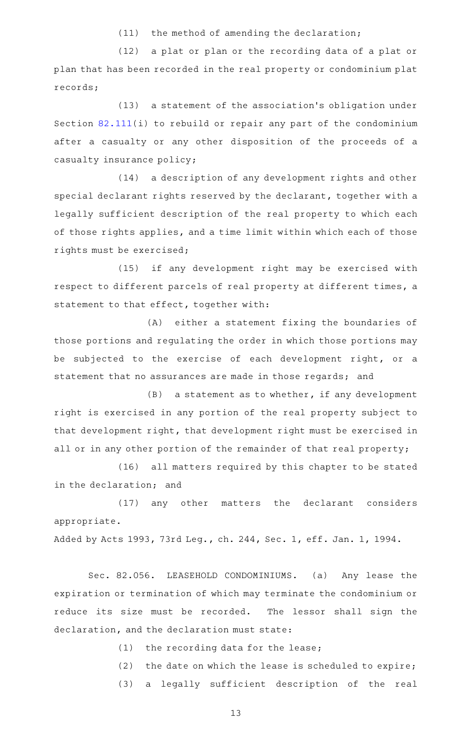(11) the method of amending the declaration;

(12) a plat or plan or the recording data of a plat or plan that has been recorded in the real property or condominium plat records;

(13) a statement of the association's obligation under Section 82.111(i) to rebuild or repair any part of the condominium after a casualty or any other disposition of the proceeds of a casualty insurance policy;

(14) a description of any development rights and other special declarant rights reserved by the declarant, together with a legally sufficient description of the real property to which each of those rights applies, and a time limit within which each of those rights must be exercised;

(15) if any development right may be exercised with respect to different parcels of real property at different times, a statement to that effect, together with:

(A) either a statement fixing the boundaries of those portions and regulating the order in which those portions may be subjected to the exercise of each development right, or a statement that no assurances are made in those regards; and

(B) a statement as to whether, if any development right is exercised in any portion of the real property subject to that development right, that development right must be exercised in all or in any other portion of the remainder of that real property;

(16) all matters required by this chapter to be stated in the declaration; and

(17) any other matters the declarant considers appropriate.

Added by Acts 1993, 73rd Leg., ch. 244, Sec. 1, eff. Jan. 1, 1994.

Sec. 82.056. LEASEHOLD CONDOMINIUMS. (a) Any lease the expiration or termination of which may terminate the condominium or reduce its size must be recorded. The lessor shall sign the declaration, and the declaration must state:

(1) the recording data for the lease;

(2) the date on which the lease is scheduled to expire;

(3) a legally sufficient description of the real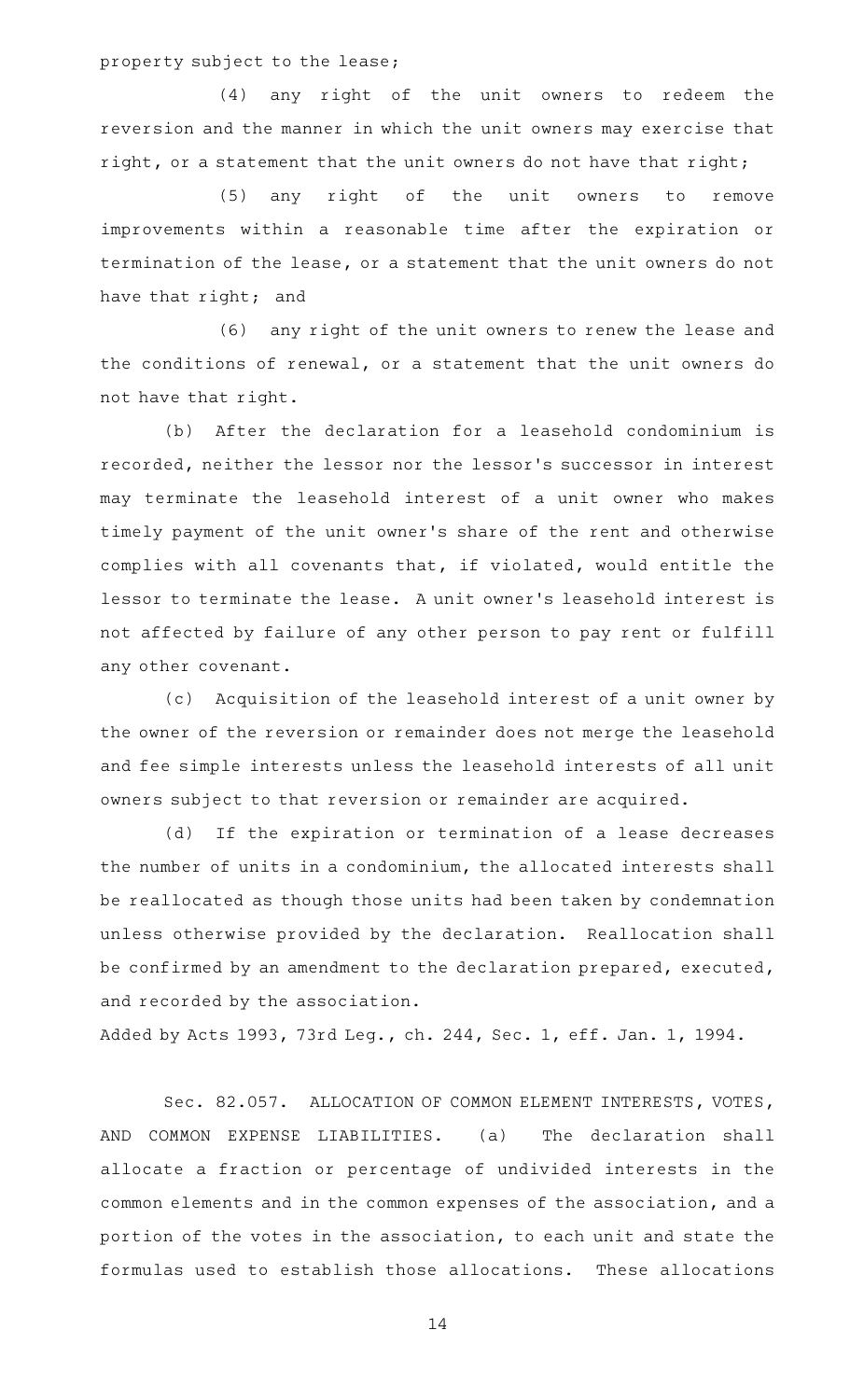property subject to the lease;

(4) any right of the unit owners to redeem the reversion and the manner in which the unit owners may exercise that right, or a statement that the unit owners do not have that right;

(5) any right of the unit owners to remove improvements within a reasonable time after the expiration or termination of the lease, or a statement that the unit owners do not have that right; and

(6) any right of the unit owners to renew the lease and the conditions of renewal, or a statement that the unit owners do not have that right.

(b) After the declaration for a leasehold condominium is recorded, neither the lessor nor the lessor's successor in interest may terminate the leasehold interest of a unit owner who makes timely payment of the unit owner's share of the rent and otherwise complies with all covenants that, if violated, would entitle the lessor to terminate the lease. A unit owner's leasehold interest is not affected by failure of any other person to pay rent or fulfill any other covenant.

(c) Acquisition of the leasehold interest of a unit owner by the owner of the reversion or remainder does not merge the leasehold and fee simple interests unless the leasehold interests of all unit owners subject to that reversion or remainder are acquired.

(d) If the expiration or termination of a lease decreases the number of units in a condominium, the allocated interests shall be reallocated as though those units had been taken by condemnation unless otherwise provided by the declaration. Reallocation shall be confirmed by an amendment to the declaration prepared, executed, and recorded by the association.

Added by Acts 1993, 73rd Leg., ch. 244, Sec. 1, eff. Jan. 1, 1994.

Sec. 82.057. ALLOCATION OF COMMON ELEMENT INTERESTS, VOTES, AND COMMON EXPENSE LIABILITIES. (a) The declaration shall allocate a fraction or percentage of undivided interests in the common elements and in the common expenses of the association, and a portion of the votes in the association, to each unit and state the formulas used to establish those allocations. These allocations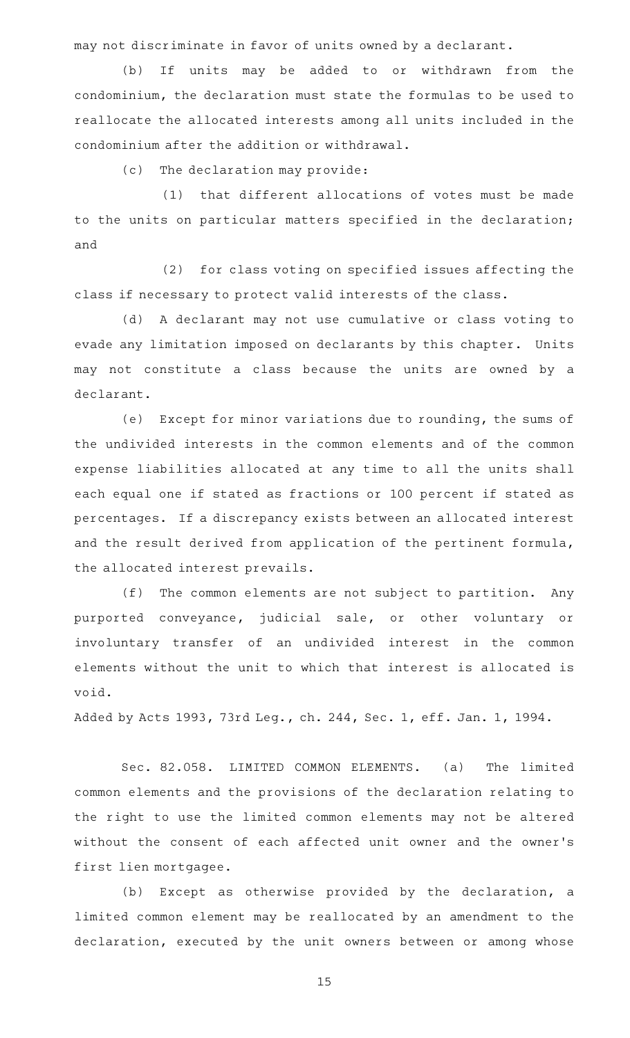may not discriminate in favor of units owned by a declarant.

(b) If units may be added to or withdrawn from the condominium, the declaration must state the formulas to be used to reallocate the allocated interests among all units included in the condominium after the addition or withdrawal.

(c) The declaration may provide:

(1) that different allocations of votes must be made to the units on particular matters specified in the declaration; and

(2) for class voting on specified issues affecting the class if necessary to protect valid interests of the class.

(d) A declarant may not use cumulative or class voting to evade any limitation imposed on declarants by this chapter. Units may not constitute a class because the units are owned by a declarant.

(e) Except for minor variations due to rounding, the sums of the undivided interests in the common elements and of the common expense liabilities allocated at any time to all the units shall each equal one if stated as fractions or 100 percent if stated as percentages. If a discrepancy exists between an allocated interest and the result derived from application of the pertinent formula, the allocated interest prevails.

(f) The common elements are not subject to partition. Any purported conveyance, judicial sale, or other voluntary or involuntary transfer of an undivided interest in the common elements without the unit to which that interest is allocated is void.

Added by Acts 1993, 73rd Leg., ch. 244, Sec. 1, eff. Jan. 1, 1994.

Sec. 82.058. LIMITED COMMON ELEMENTS. (a) The limited common elements and the provisions of the declaration relating to the right to use the limited common elements may not be altered without the consent of each affected unit owner and the owner's first lien mortgagee.

(b) Except as otherwise provided by the declaration, a limited common element may be reallocated by an amendment to the declaration, executed by the unit owners between or among whose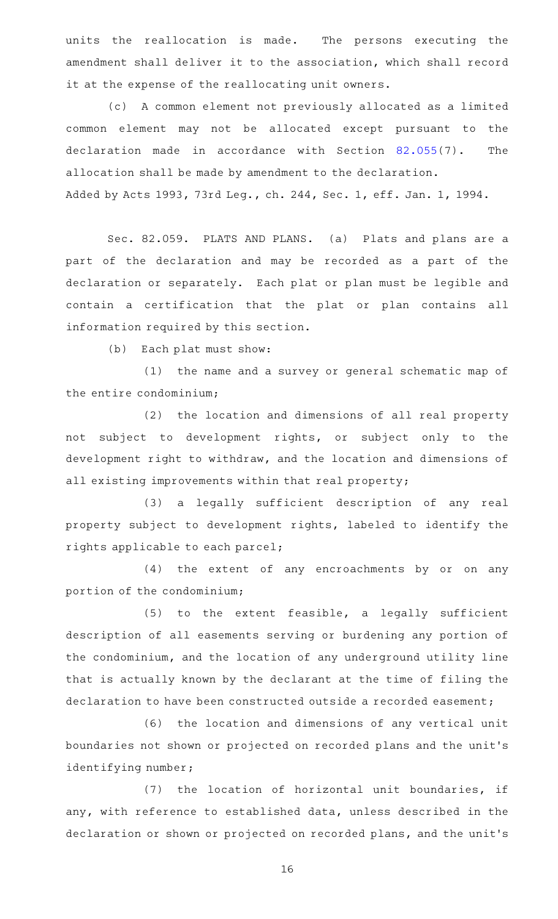units the reallocation is made. The persons executing the amendment shall deliver it to the association, which shall record it at the expense of the reallocating unit owners.

(c) A common element not previously allocated as a limited common element may not be allocated except pursuant to the declaration made in accordance with Section 82.055(7). The allocation shall be made by amendment to the declaration.

Added by Acts 1993, 73rd Leg., ch. 244, Sec. 1, eff. Jan. 1, 1994.

Sec. 82.059. PLATS AND PLANS. (a) Plats and plans are a part of the declaration and may be recorded as a part of the declaration or separately. Each plat or plan must be legible and contain a certification that the plat or plan contains all information required by this section.

(b) Each plat must show:

(1) the name and a survey or general schematic map of the entire condominium;

(2) the location and dimensions of all real property not subject to development rights, or subject only to the development right to withdraw, and the location and dimensions of all existing improvements within that real property;

(3) a legally sufficient description of any real property subject to development rights, labeled to identify the rights applicable to each parcel;

(4) the extent of any encroachments by or on any portion of the condominium;

(5) to the extent feasible, a legally sufficient description of all easements serving or burdening any portion of the condominium, and the location of any underground utility line that is actually known by the declarant at the time of filing the declaration to have been constructed outside a recorded easement;

(6) the location and dimensions of any vertical unit boundaries not shown or projected on recorded plans and the unit's identifying number;

(7) the location of horizontal unit boundaries, if any, with reference to established data, unless described in the declaration or shown or projected on recorded plans, and the unit's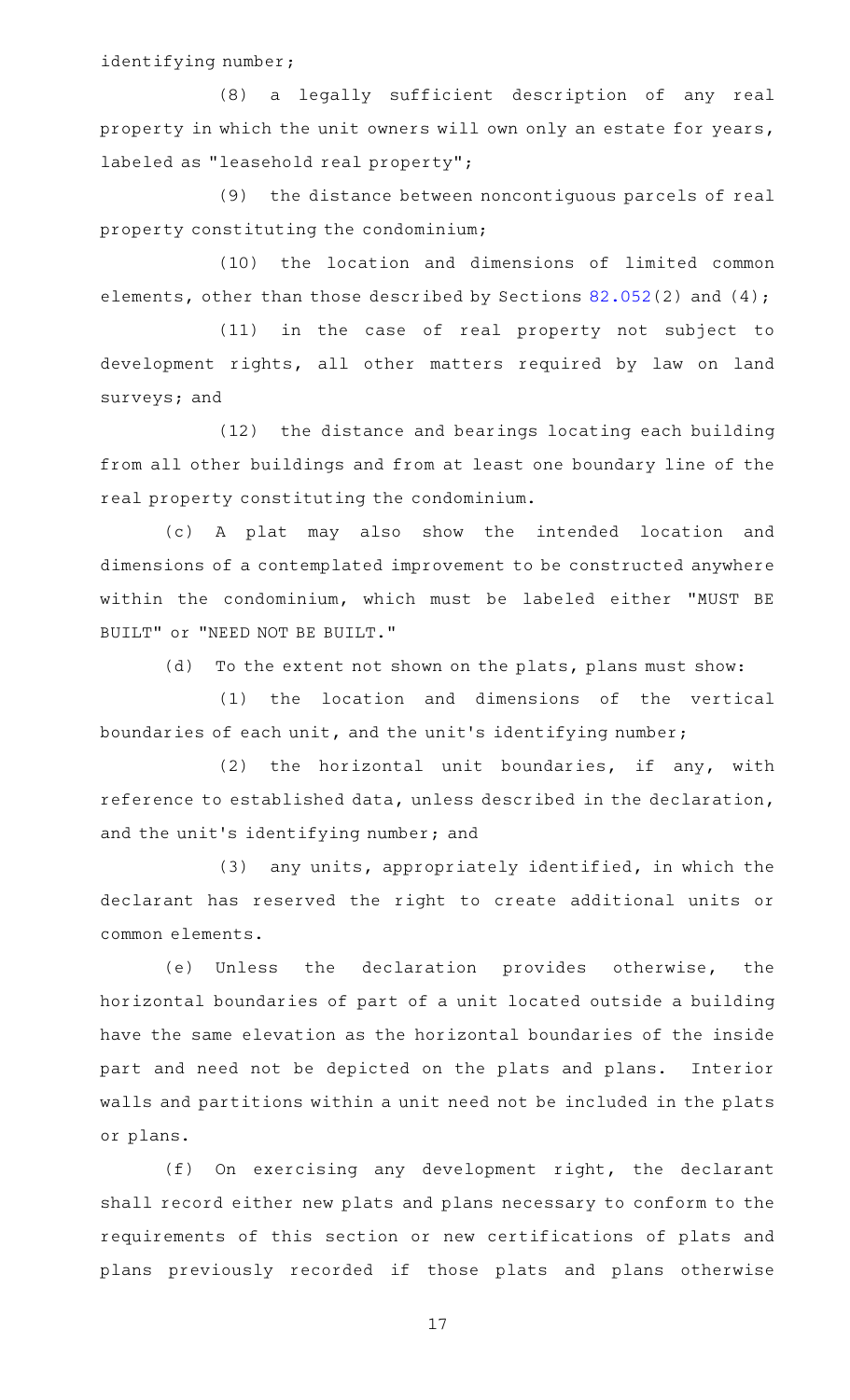identifying number;

(8) a legally sufficient description of any real property in which the unit owners will own only an estate for years, labeled as "leasehold real property";

(9) the distance between noncontiguous parcels of real property constituting the condominium;

(10) the location and dimensions of limited common elements, other than those described by Sections 82.052(2) and (4);

(11) in the case of real property not subject to development rights, all other matters required by law on land surveys; and

(12) the distance and bearings locating each building from all other buildings and from at least one boundary line of the real property constituting the condominium.

(c) A plat may also show the intended location and dimensions of a contemplated improvement to be constructed anywhere within the condominium, which must be labeled either "MUST BE BUILT" or "NEED NOT BE BUILT."

(d) To the extent not shown on the plats, plans must show:

(1) the location and dimensions of the vertical boundaries of each unit, and the unit's identifying number;

(2) the horizontal unit boundaries, if any, with reference to established data, unless described in the declaration, and the unit's identifying number; and

(3) any units, appropriately identified, in which the declarant has reserved the right to create additional units or common elements.

(e) Unless the declaration provides otherwise, the horizontal boundaries of part of a unit located outside a building have the same elevation as the horizontal boundaries of the inside part and need not be depicted on the plats and plans. Interior walls and partitions within a unit need not be included in the plats or plans.

(f) On exercising any development right, the declarant shall record either new plats and plans necessary to conform to the requirements of this section or new certifications of plats and plans previously recorded if those plats and plans otherwise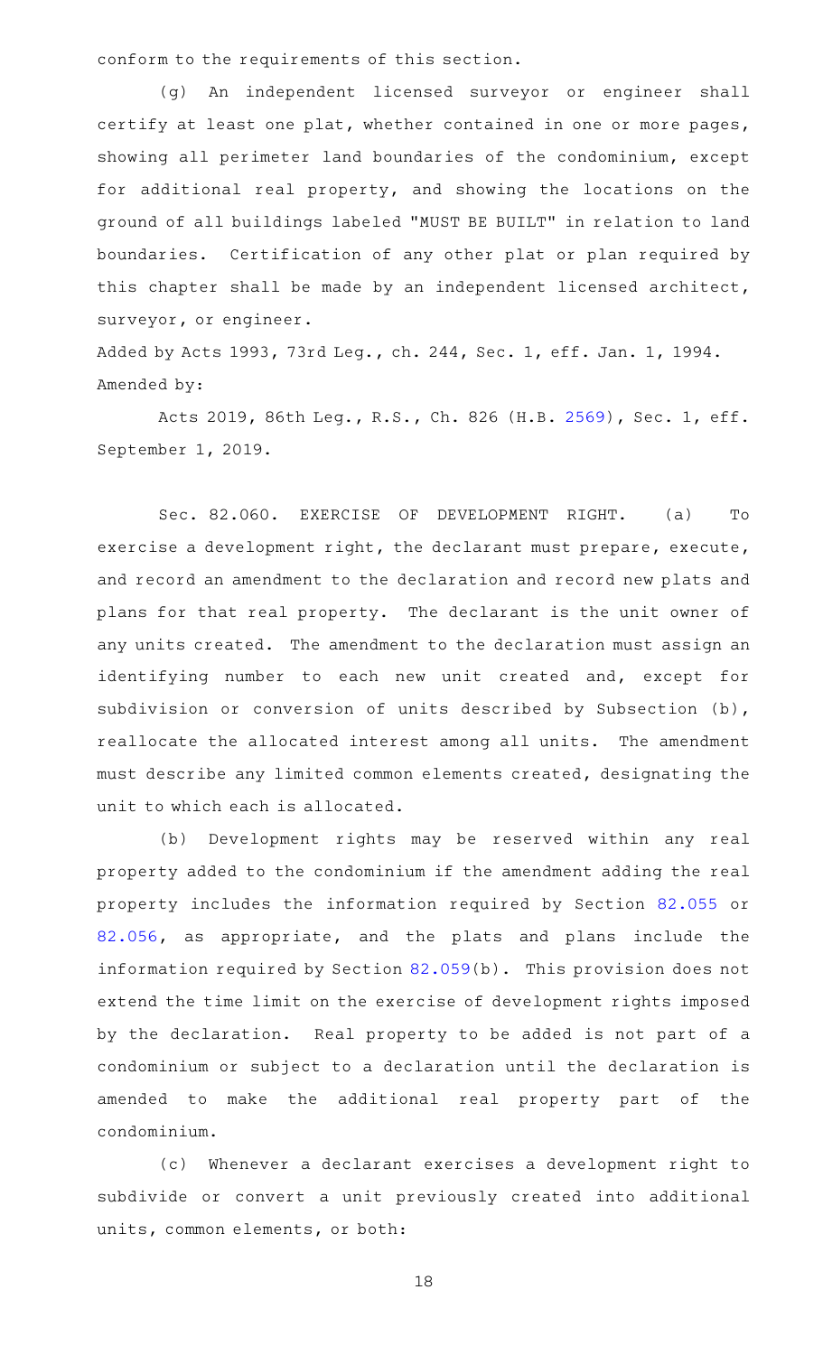conform to the requirements of this section.

(g) An independent licensed surveyor or engineer shall certify at least one plat, whether contained in one or more pages, showing all perimeter land boundaries of the condominium, except for additional real property, and showing the locations on the ground of all buildings labeled "MUST BE BUILT" in relation to land boundaries. Certification of any other plat or plan required by this chapter shall be made by an independent licensed architect, surveyor, or engineer.

Added by Acts 1993, 73rd Leg., ch. 244, Sec. 1, eff. Jan. 1, 1994.
Amended by:

Acts 2019, 86th Leg., R.S., Ch. 826 (H.B. 2569), Sec. 1, eff. September 1, 2019.

Sec. 82.060. EXERCISE OF DEVELOPMENT RIGHT. (a) To exercise a development right, the declarant must prepare, execute, and record an amendment to the declaration and record new plats and plans for that real property. The declarant is the unit owner of any units created. The amendment to the declaration must assign an identifying number to each new unit created and, except for subdivision or conversion of units described by Subsection (b), reallocate the allocated interest among all units. The amendment must describe any limited common elements created, designating the unit to which each is allocated.

(b) Development rights may be reserved within any real property added to the condominium if the amendment adding the real property includes the information required by Section 82.055 or 82.056, as appropriate, and the plats and plans include the information required by Section 82.059(b). This provision does not extend the time limit on the exercise of development rights imposed by the declaration. Real property to be added is not part of a condominium or subject to a declaration until the declaration is amended to make the additional real property part of the condominium.

(c) Whenever a declarant exercises a development right to subdivide or convert a unit previously created into additional units, common elements, or both: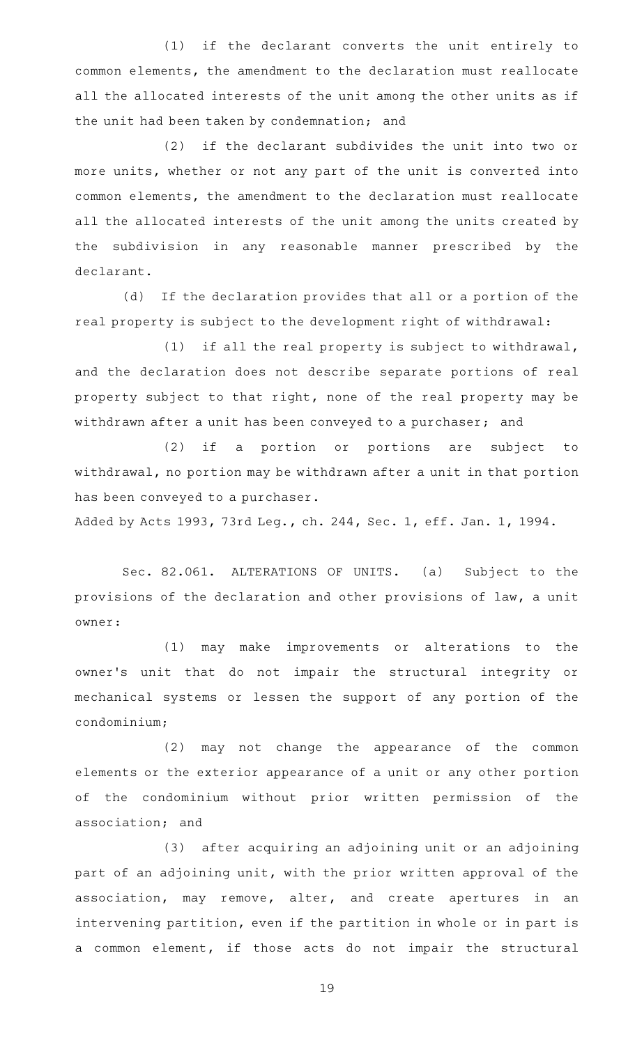(1) if the declarant converts the unit entirely to common elements, the amendment to the declaration must reallocate all the allocated interests of the unit among the other units as if the unit had been taken by condemnation; and

(2) if the declarant subdivides the unit into two or more units, whether or not any part of the unit is converted into common elements, the amendment to the declaration must reallocate all the allocated interests of the unit among the units created by the subdivision in any reasonable manner prescribed by the declarant.

(d) If the declaration provides that all or a portion of the real property is subject to the development right of withdrawal:

(1) if all the real property is subject to withdrawal, and the declaration does not describe separate portions of real property subject to that right, none of the real property may be withdrawn after a unit has been conveyed to a purchaser; and

(2) if a portion or portions are subject to withdrawal, no portion may be withdrawn after a unit in that portion has been conveyed to a purchaser.

Added by Acts 1993, 73rd Leg., ch. 244, Sec. 1, eff. Jan. 1, 1994.

Sec. 82.061. ALTERATIONS OF UNITS. (a) Subject to the provisions of the declaration and other provisions of law, a unit owner:

(1) may make improvements or alterations to the owner's unit that do not impair the structural integrity or mechanical systems or lessen the support of any portion of the condominium;

(2) may not change the appearance of the common elements or the exterior appearance of a unit or any other portion of the condominium without prior written permission of the association; and

(3) after acquiring an adjoining unit or an adjoining part of an adjoining unit, with the prior written approval of the association, may remove, alter, and create apertures in an intervening partition, even if the partition in whole or in part is a common element, if those acts do not impair the structural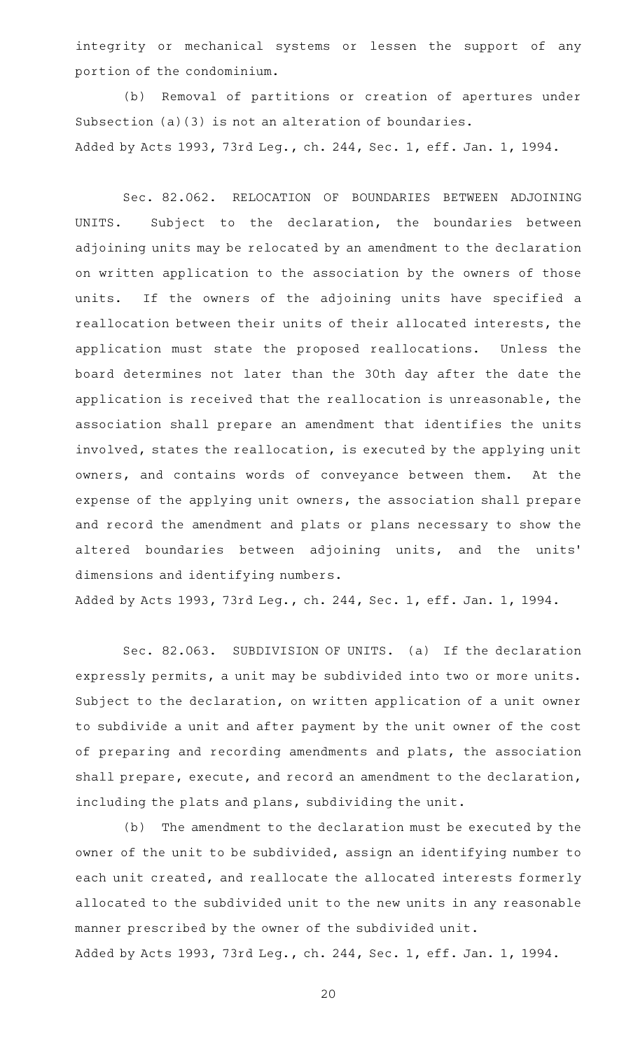integrity or mechanical systems or lessen the support of any portion of the condominium.

(b) Removal of partitions or creation of apertures under Subsection (a)(3) is not an alteration of boundaries.

Added by Acts 1993, 73rd Leg., ch. 244, Sec. 1, eff. Jan. 1, 1994.

Sec. 82.062. RELOCATION OF BOUNDARIES BETWEEN ADJOINING UNITS. Subject to the declaration, the boundaries between adjoining units may be relocated by an amendment to the declaration on written application to the association by the owners of those units. If the owners of the adjoining units have specified a reallocation between their units of their allocated interests, the application must state the proposed reallocations. Unless the board determines not later than the 30th day after the date the application is received that the reallocation is unreasonable, the association shall prepare an amendment that identifies the units involved, states the reallocation, is executed by the applying unit owners, and contains words of conveyance between them. At the expense of the applying unit owners, the association shall prepare and record the amendment and plats or plans necessary to show the altered boundaries between adjoining units, and the units' dimensions and identifying numbers.

Added by Acts 1993, 73rd Leg., ch. 244, Sec. 1, eff. Jan. 1, 1994.

Sec. 82.063. SUBDIVISION OF UNITS. (a) If the declaration expressly permits, a unit may be subdivided into two or more units. Subject to the declaration, on written application of a unit owner to subdivide a unit and after payment by the unit owner of the cost of preparing and recording amendments and plats, the association shall prepare, execute, and record an amendment to the declaration, including the plats and plans, subdividing the unit.

(b) The amendment to the declaration must be executed by the owner of the unit to be subdivided, assign an identifying number to each unit created, and reallocate the allocated interests formerly allocated to the subdivided unit to the new units in any reasonable manner prescribed by the owner of the subdivided unit.

Added by Acts 1993, 73rd Leg., ch. 244, Sec. 1, eff. Jan. 1, 1994.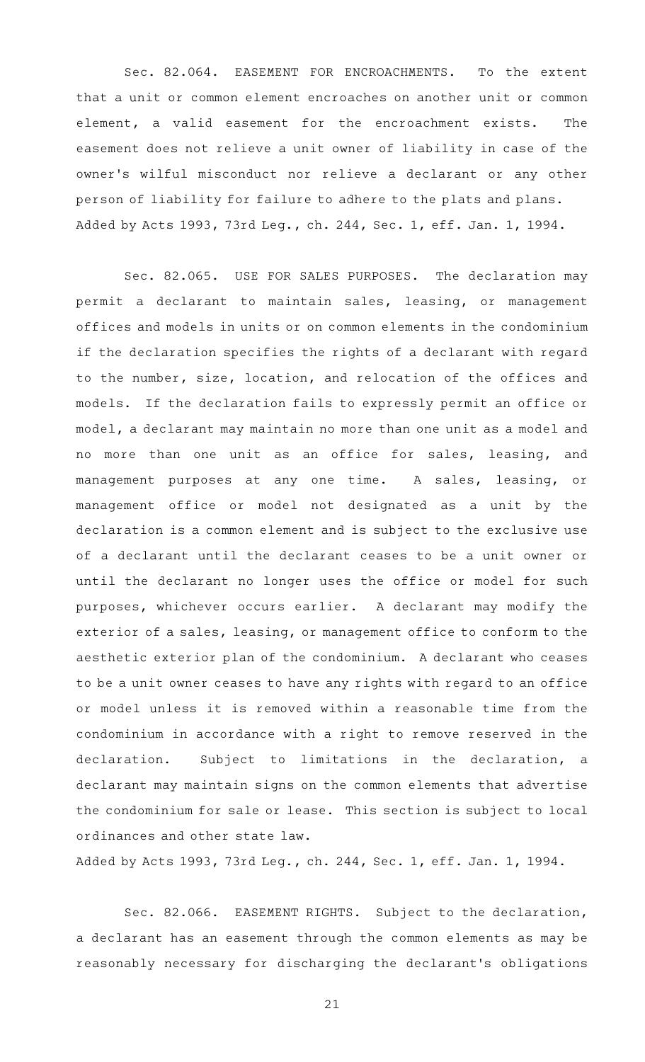Sec. 82.064. EASEMENT FOR ENCROACHMENTS. To the extent that a unit or common element encroaches on another unit or common element, a valid easement for the encroachment exists. The easement does not relieve a unit owner of liability in case of the owner's wilful misconduct nor relieve a declarant or any other person of liability for failure to adhere to the plats and plans.
Added by Acts 1993, 73rd Leg., ch. 244, Sec. 1, eff. Jan. 1, 1994.

Sec. 82.065. USE FOR SALES PURPOSES. The declaration may permit a declarant to maintain sales, leasing, or management offices and models in units or on common elements in the condominium if the declaration specifies the rights of a declarant with regard to the number, size, location, and relocation of the offices and models. If the declaration fails to expressly permit an office or model, a declarant may maintain no more than one unit as a model and no more than one unit as an office for sales, leasing, and management purposes at any one time. A sales, leasing, or management office or model not designated as a unit by the declaration is a common element and is subject to the exclusive use of a declarant until the declarant ceases to be a unit owner or until the declarant no longer uses the office or model for such purposes, whichever occurs earlier. A declarant may modify the exterior of a sales, leasing, or management office to conform to the aesthetic exterior plan of the condominium. A declarant who ceases to be a unit owner ceases to have any rights with regard to an office or model unless it is removed within a reasonable time from the condominium in accordance with a right to remove reserved in the declaration. Subject to limitations in the declaration, a declarant may maintain signs on the common elements that advertise the condominium for sale or lease. This section is subject to local ordinances and other state law.
Added by Acts 1993, 73rd Leg., ch. 244, Sec. 1, eff. Jan. 1, 1994.

Sec. 82.066. EASEMENT RIGHTS. Subject to the declaration, a declarant has an easement through the common elements as may be reasonably necessary for discharging the declarant's obligations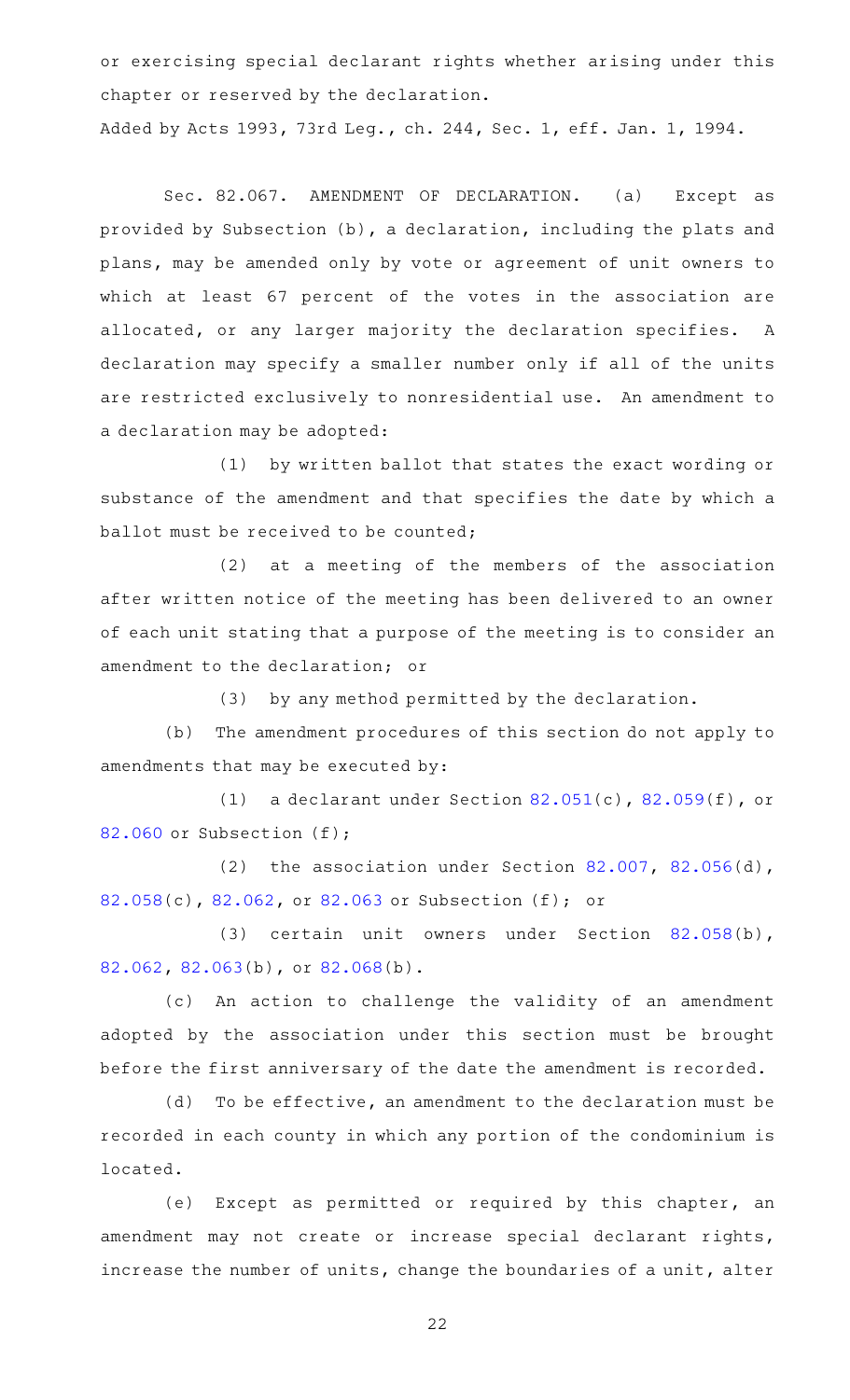or exercising special declarant rights whether arising under this chapter or reserved by the declaration.

Added by Acts 1993, 73rd Leg., ch. 244, Sec. 1, eff. Jan. 1, 1994.

Sec. 82.067. AMENDMENT OF DECLARATION. (a) Except as provided by Subsection (b), a declaration, including the plats and plans, may be amended only by vote or agreement of unit owners to which at least 67 percent of the votes in the association are allocated, or any larger majority the declaration specifies. A declaration may specify a smaller number only if all of the units are restricted exclusively to nonresidential use. An amendment to a declaration may be adopted:

(1) by written ballot that states the exact wording or substance of the amendment and that specifies the date by which a ballot must be received to be counted;

(2) at a meeting of the members of the association after written notice of the meeting has been delivered to an owner of each unit stating that a purpose of the meeting is to consider an amendment to the declaration; or

(3) by any method permitted by the declaration.

(b) The amendment procedures of this section do not apply to amendments that may be executed by:

(1) a declarant under Section 82.051(c), 82.059(f), or 82.060 or Subsection (f);

(2) the association under Section 82.007, 82.056(d), 82.058(c), 82.062, or 82.063 or Subsection (f); or

(3) certain unit owners under Section 82.058(b), 82.062, 82.063(b), or 82.068(b).

(c) An action to challenge the validity of an amendment adopted by the association under this section must be brought before the first anniversary of the date the amendment is recorded.

(d) To be effective, an amendment to the declaration must be recorded in each county in which any portion of the condominium is located.

(e) Except as permitted or required by this chapter, an amendment may not create or increase special declarant rights, increase the number of units, change the boundaries of a unit, alter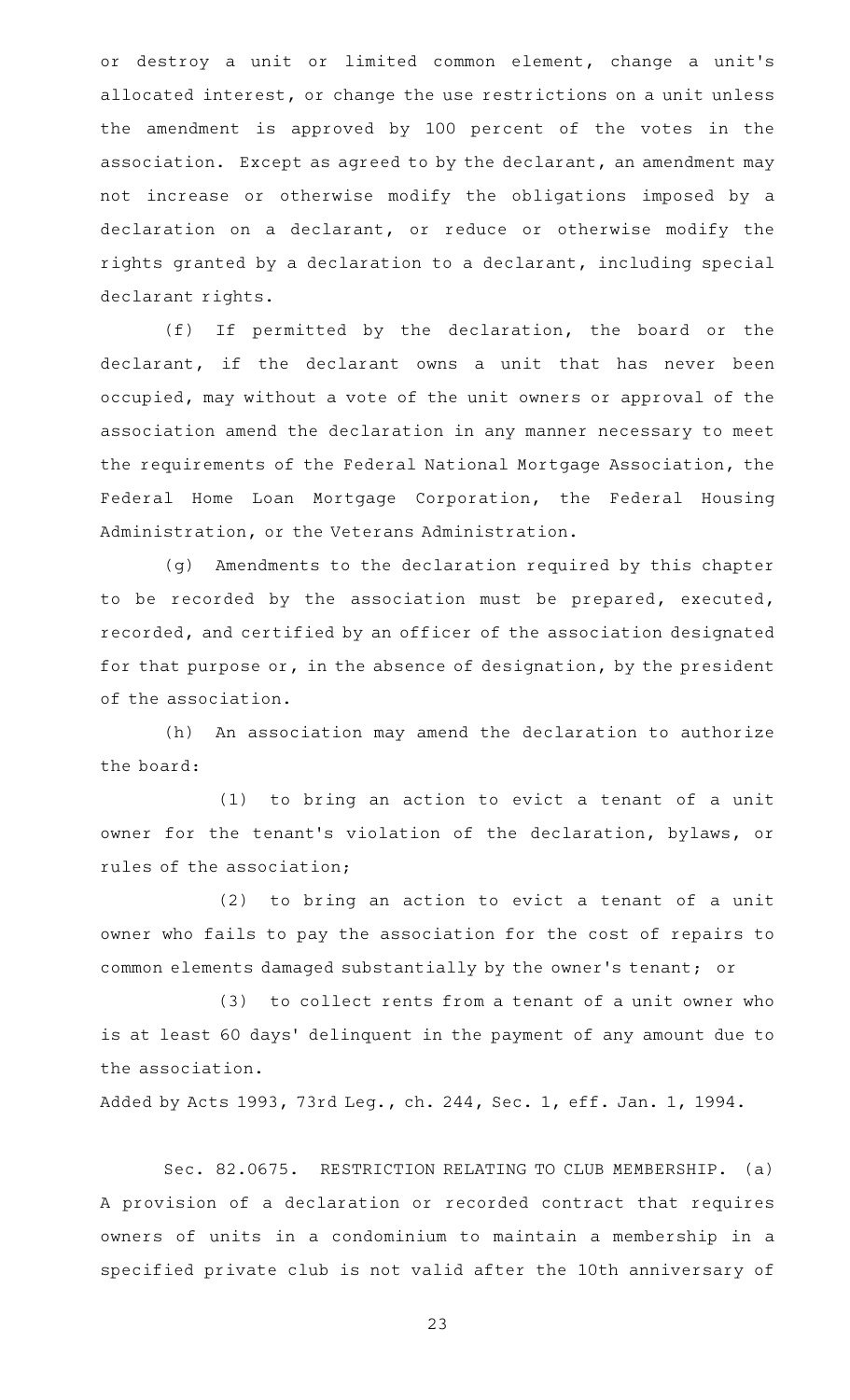or destroy a unit or limited common element, change a unit's allocated interest, or change the use restrictions on a unit unless the amendment is approved by 100 percent of the votes in the association. Except as agreed to by the declarant, an amendment may not increase or otherwise modify the obligations imposed by a declaration on a declarant, or reduce or otherwise modify the rights granted by a declaration to a declarant, including special declarant rights.

(f) If permitted by the declaration, the board or the declarant, if the declarant owns a unit that has never been occupied, may without a vote of the unit owners or approval of the association amend the declaration in any manner necessary to meet the requirements of the Federal National Mortgage Association, the Federal Home Loan Mortgage Corporation, the Federal Housing Administration, or the Veterans Administration.

(g) Amendments to the declaration required by this chapter to be recorded by the association must be prepared, executed, recorded, and certified by an officer of the association designated for that purpose or, in the absence of designation, by the president of the association.

(h) An association may amend the declaration to authorize the board:

(1) to bring an action to evict a tenant of a unit owner for the tenant's violation of the declaration, bylaws, or rules of the association;

(2) to bring an action to evict a tenant of a unit owner who fails to pay the association for the cost of repairs to common elements damaged substantially by the owner's tenant; or

(3) to collect rents from a tenant of a unit owner who is at least 60 days' delinquent in the payment of any amount due to the association.

Added by Acts 1993, 73rd Leg., ch. 244, Sec. 1, eff. Jan. 1, 1994.

Sec. 82.0675. RESTRICTION RELATING TO CLUB MEMBERSHIP. (a) A provision of a declaration or recorded contract that requires owners of units in a condominium to maintain a membership in a specified private club is not valid after the 10th anniversary of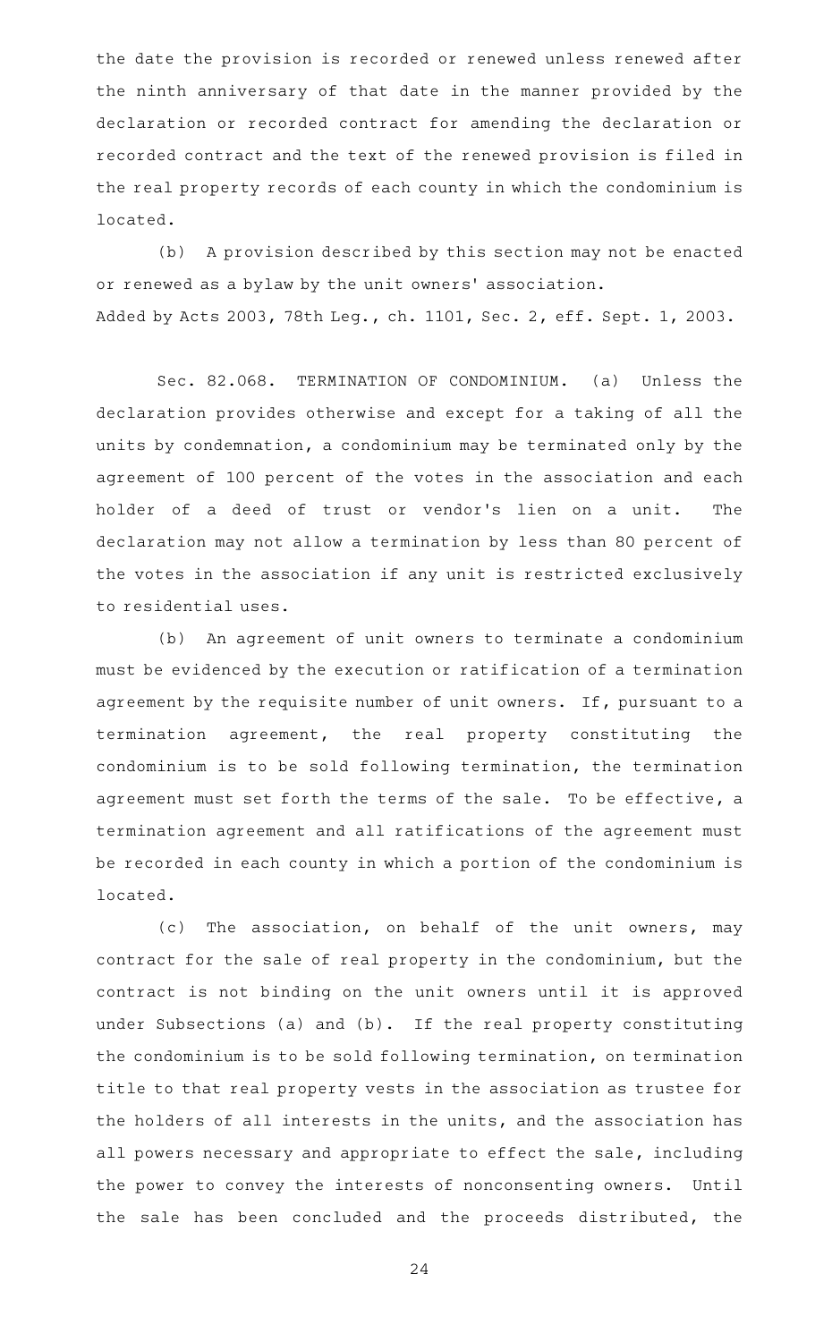the date the provision is recorded or renewed unless renewed after the ninth anniversary of that date in the manner provided by the declaration or recorded contract for amending the declaration or recorded contract and the text of the renewed provision is filed in the real property records of each county in which the condominium is located.

(b) A provision described by this section may not be enacted or renewed as a bylaw by the unit owners' association.

Added by Acts 2003, 78th Leg., ch. 1101, Sec. 2, eff. Sept. 1, 2003.

Sec. 82.068. TERMINATION OF CONDOMINIUM. (a) Unless the declaration provides otherwise and except for a taking of all the units by condemnation, a condominium may be terminated only by the agreement of 100 percent of the votes in the association and each holder of a deed of trust or vendor's lien on a unit. The declaration may not allow a termination by less than 80 percent of the votes in the association if any unit is restricted exclusively to residential uses.

(b) An agreement of unit owners to terminate a condominium must be evidenced by the execution or ratification of a termination agreement by the requisite number of unit owners. If, pursuant to a termination agreement, the real property constituting the condominium is to be sold following termination, the termination agreement must set forth the terms of the sale. To be effective, a termination agreement and all ratifications of the agreement must be recorded in each county in which a portion of the condominium is located.

(c) The association, on behalf of the unit owners, may contract for the sale of real property in the condominium, but the contract is not binding on the unit owners until it is approved under Subsections (a) and (b). If the real property constituting the condominium is to be sold following termination, on termination title to that real property vests in the association as trustee for the holders of all interests in the units, and the association has all powers necessary and appropriate to effect the sale, including the power to convey the interests of nonconsenting owners. Until the sale has been concluded and the proceeds distributed, the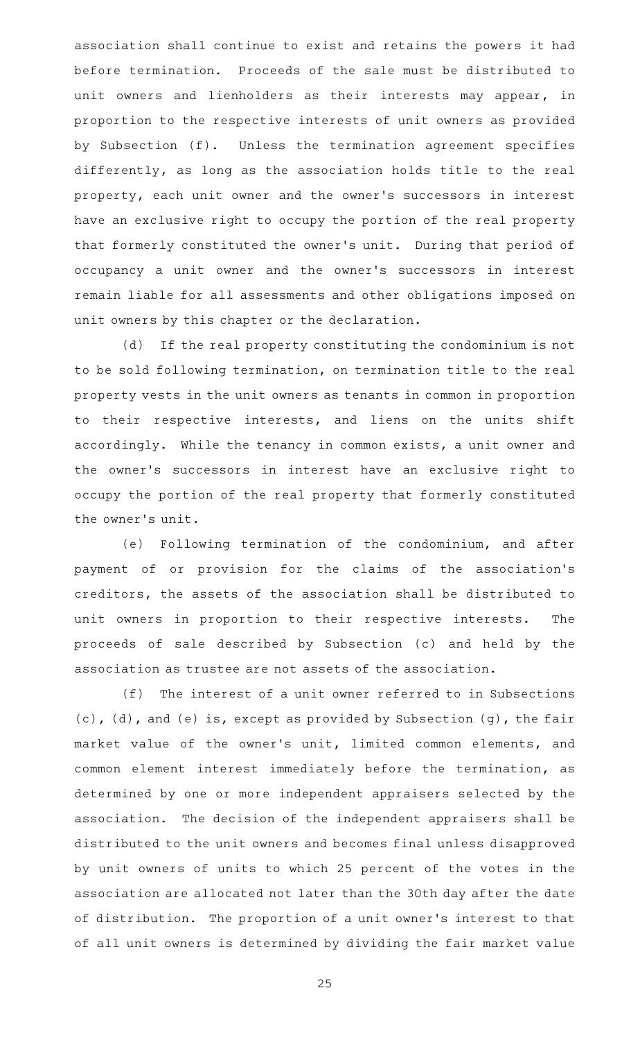association shall continue to exist and retains the powers it had before termination. Proceeds of the sale must be distributed to unit owners and lienholders as their interests may appear, in proportion to the respective interests of unit owners as provided by Subsection (f). Unless the termination agreement specifies differently, as long as the association holds title to the real property, each unit owner and the owner's successors in interest have an exclusive right to occupy the portion of the real property that formerly constituted the owner's unit. During that period of occupancy a unit owner and the owner's successors in interest remain liable for all assessments and other obligations imposed on unit owners by this chapter or the declaration.

(d) If the real property constituting the condominium is not to be sold following termination, on termination title to the real property vests in the unit owners as tenants in common in proportion to their respective interests, and liens on the units shift accordingly. While the tenancy in common exists, a unit owner and the owner's successors in interest have an exclusive right to occupy the portion of the real property that formerly constituted the owner's unit.

(e) Following termination of the condominium, and after payment of or provision for the claims of the association's creditors, the assets of the association shall be distributed to unit owners in proportion to their respective interests. The proceeds of sale described by Subsection (c) and held by the association as trustee are not assets of the association.

(f) The interest of a unit owner referred to in Subsections (c), (d), and (e) is, except as provided by Subsection (g), the fair market value of the owner's unit, limited common elements, and common element interest immediately before the termination, as determined by one or more independent appraisers selected by the association. The decision of the independent appraisers shall be distributed to the unit owners and becomes final unless disapproved by unit owners of units to which 25 percent of the votes in the association are allocated not later than the 30th day after the date of distribution. The proportion of a unit owner's interest to that of all unit owners is determined by dividing the fair market value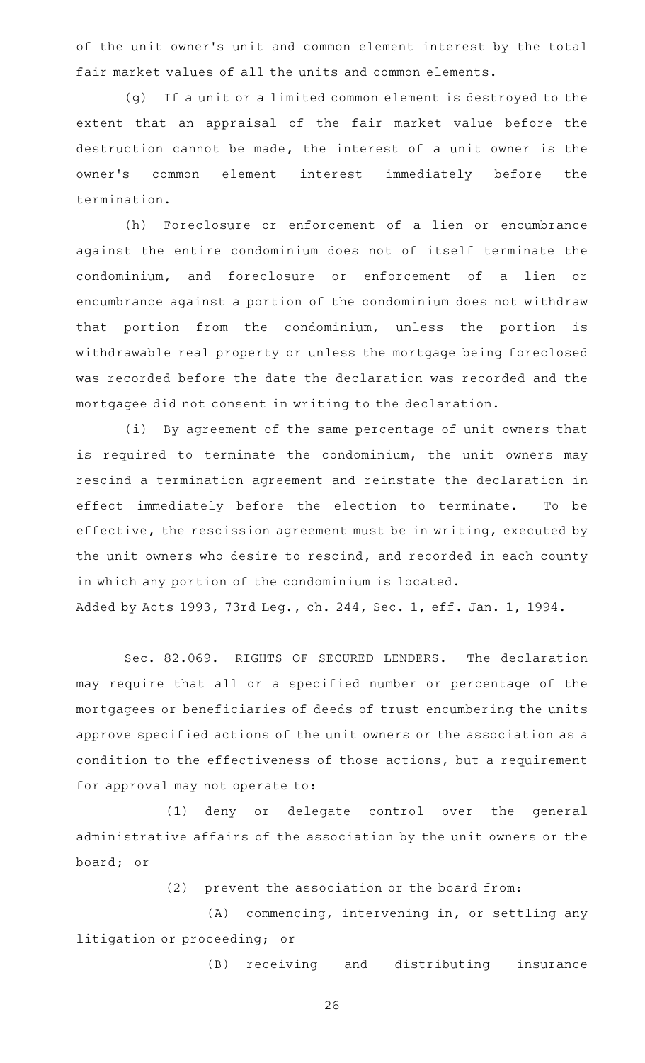of the unit owner's unit and common element interest by the total fair market values of all the units and common elements.

(g) If a unit or a limited common element is destroyed to the extent that an appraisal of the fair market value before the destruction cannot be made, the interest of a unit owner is the owner's common element interest immediately before the termination.

(h) Foreclosure or enforcement of a lien or encumbrance against the entire condominium does not of itself terminate the condominium, and foreclosure or enforcement of a lien or encumbrance against a portion of the condominium does not withdraw that portion from the condominium, unless the portion is withdrawable real property or unless the mortgage being foreclosed was recorded before the date the declaration was recorded and the mortgagee did not consent in writing to the declaration.

(i) By agreement of the same percentage of unit owners that is required to terminate the condominium, the unit owners may rescind a termination agreement and reinstate the declaration in effect immediately before the election to terminate. To be effective, the rescission agreement must be in writing, executed by the unit owners who desire to rescind, and recorded in each county in which any portion of the condominium is located.

Added by Acts 1993, 73rd Leg., ch. 244, Sec. 1, eff. Jan. 1, 1994.

Sec. 82.069. RIGHTS OF SECURED LENDERS. The declaration may require that all or a specified number or percentage of the mortgagees or beneficiaries of deeds of trust encumbering the units approve specified actions of the unit owners or the association as a condition to the effectiveness of those actions, but a requirement for approval may not operate to:

(1) deny or delegate control over the general administrative affairs of the association by the unit owners or the board; or

(2) prevent the association or the board from:

(A) commencing, intervening in, or settling any litigation or proceeding; or

(B) receiving and distributing insurance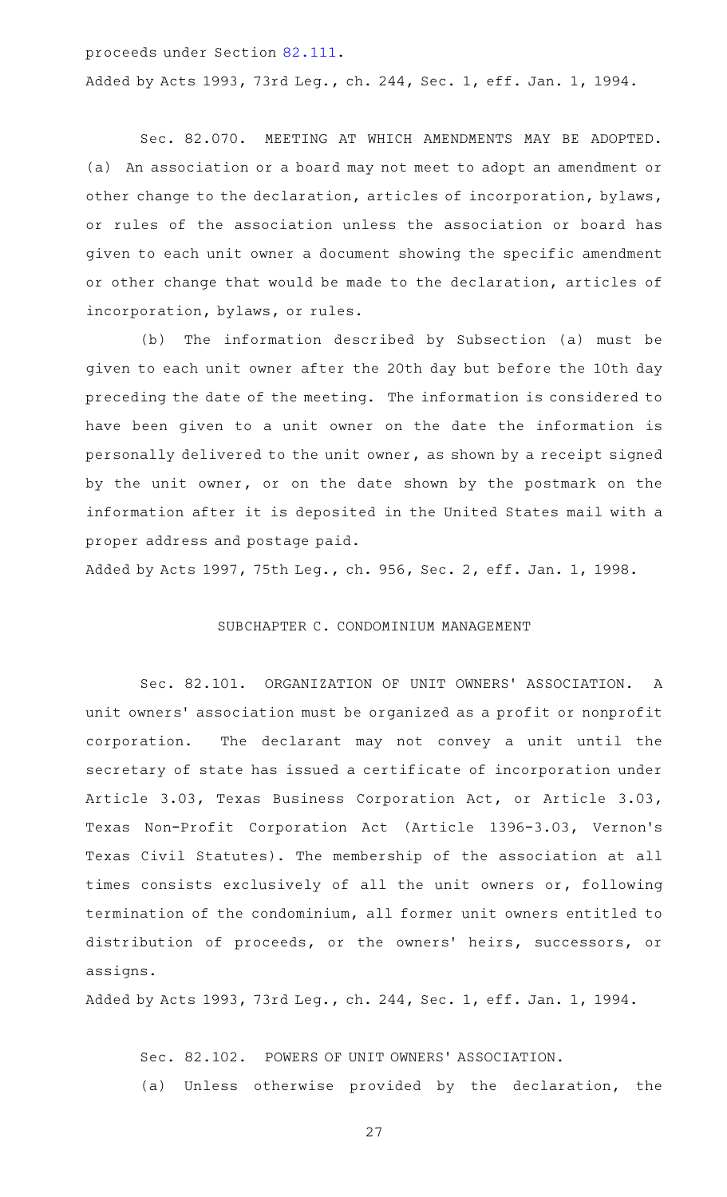proceeds under Section 82.111.

Added by Acts 1993, 73rd Leg., ch. 244, Sec. 1, eff. Jan. 1, 1994.

Sec. 82.070. MEETING AT WHICH AMENDMENTS MAY BE ADOPTED. (a) An association or a board may not meet to adopt an amendment or other change to the declaration, articles of incorporation, bylaws, or rules of the association unless the association or board has given to each unit owner a document showing the specific amendment or other change that would be made to the declaration, articles of incorporation, bylaws, or rules.

(b) The information described by Subsection (a) must be given to each unit owner after the 20th day but before the 10th day preceding the date of the meeting. The information is considered to have been given to a unit owner on the date the information is personally delivered to the unit owner, as shown by a receipt signed by the unit owner, or on the date shown by the postmark on the information after it is deposited in the United States mail with a proper address and postage paid.

Added by Acts 1997, 75th Leg., ch. 956, Sec. 2, eff. Jan. 1, 1998.

## SUBCHAPTER C. CONDOMINIUM MANAGEMENT

Sec. 82.101. ORGANIZATION OF UNIT OWNERS' ASSOCIATION. A unit owners' association must be organized as a profit or nonprofit corporation. The declarant may not convey a unit until the secretary of state has issued a certificate of incorporation under Article 3.03, Texas Business Corporation Act, or Article 3.03, Texas Non-Profit Corporation Act (Article 1396-3.03, Vernon's Texas Civil Statutes). The membership of the association at all times consists exclusively of all the unit owners or, following termination of the condominium, all former unit owners entitled to distribution of proceeds, or the owners' heirs, successors, or assigns.

Added by Acts 1993, 73rd Leg., ch. 244, Sec. 1, eff. Jan. 1, 1994.

Sec. 82.102. POWERS OF UNIT OWNERS' ASSOCIATION.

(a) Unless otherwise provided by the declaration, the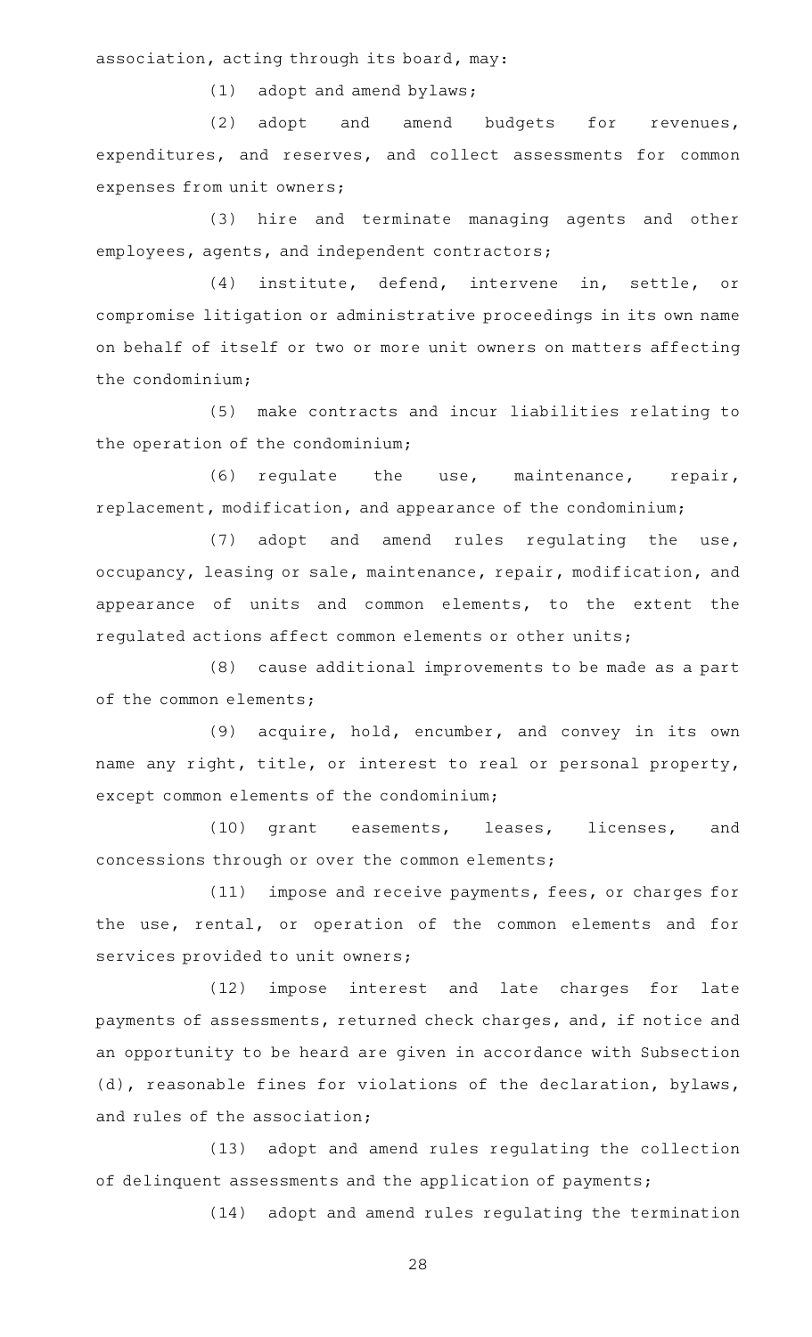association, acting through its board, may:

(1) adopt and amend bylaws;

(2) adopt and amend budgets for revenues, expenditures, and reserves, and collect assessments for common expenses from unit owners;

(3) hire and terminate managing agents and other employees, agents, and independent contractors;

(4) institute, defend, intervene in, settle, or compromise litigation or administrative proceedings in its own name on behalf of itself or two or more unit owners on matters affecting the condominium;

(5) make contracts and incur liabilities relating to the operation of the condominium;

(6) regulate the use, maintenance, repair, replacement, modification, and appearance of the condominium;

(7) adopt and amend rules regulating the use, occupancy, leasing or sale, maintenance, repair, modification, and appearance of units and common elements, to the extent the regulated actions affect common elements or other units;

(8) cause additional improvements to be made as a part of the common elements;

(9) acquire, hold, encumber, and convey in its own name any right, title, or interest to real or personal property, except common elements of the condominium;

(10) grant easements, leases, licenses, and concessions through or over the common elements;

(11) impose and receive payments, fees, or charges for the use, rental, or operation of the common elements and for services provided to unit owners;

(12) impose interest and late charges for late payments of assessments, returned check charges, and, if notice and an opportunity to be heard are given in accordance with Subsection (d), reasonable fines for violations of the declaration, bylaws, and rules of the association;

(13) adopt and amend rules regulating the collection of delinquent assessments and the application of payments;

(14) adopt and amend rules regulating the termination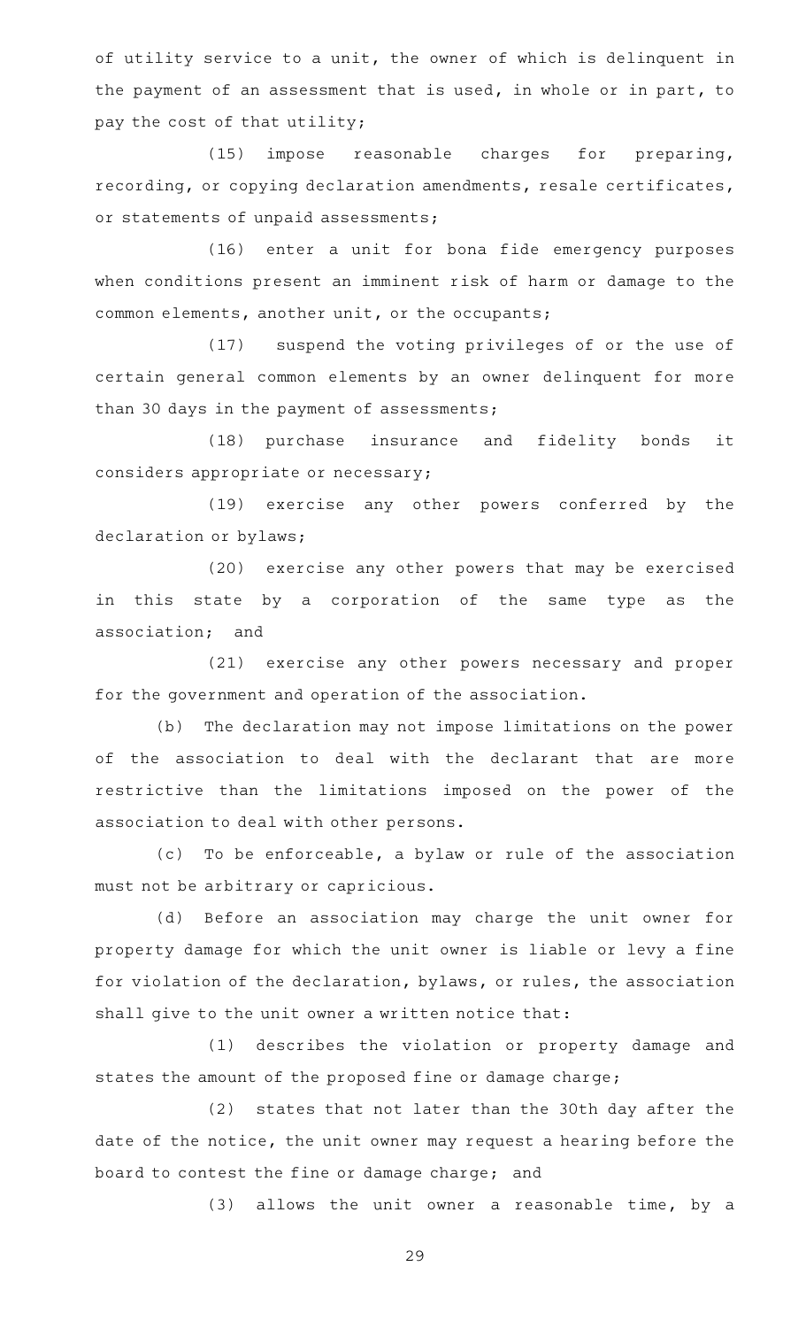of utility service to a unit, the owner of which is delinquent in the payment of an assessment that is used, in whole or in part, to pay the cost of that utility;

(15) impose reasonable charges for preparing, recording, or copying declaration amendments, resale certificates, or statements of unpaid assessments;

(16) enter a unit for bona fide emergency purposes when conditions present an imminent risk of harm or damage to the common elements, another unit, or the occupants;

(17) suspend the voting privileges of or the use of certain general common elements by an owner delinquent for more than 30 days in the payment of assessments;

(18) purchase insurance and fidelity bonds it considers appropriate or necessary;

(19) exercise any other powers conferred by the declaration or bylaws;

(20) exercise any other powers that may be exercised in this state by a corporation of the same type as the association; and

(21) exercise any other powers necessary and proper for the government and operation of the association.

(b) The declaration may not impose limitations on the power of the association to deal with the declarant that are more restrictive than the limitations imposed on the power of the association to deal with other persons.

(c) To be enforceable, a bylaw or rule of the association must not be arbitrary or capricious.

(d) Before an association may charge the unit owner for property damage for which the unit owner is liable or levy a fine for violation of the declaration, bylaws, or rules, the association shall give to the unit owner a written notice that:

(1) describes the violation or property damage and states the amount of the proposed fine or damage charge;

(2) states that not later than the 30th day after the date of the notice, the unit owner may request a hearing before the board to contest the fine or damage charge; and

(3) allows the unit owner a reasonable time, by a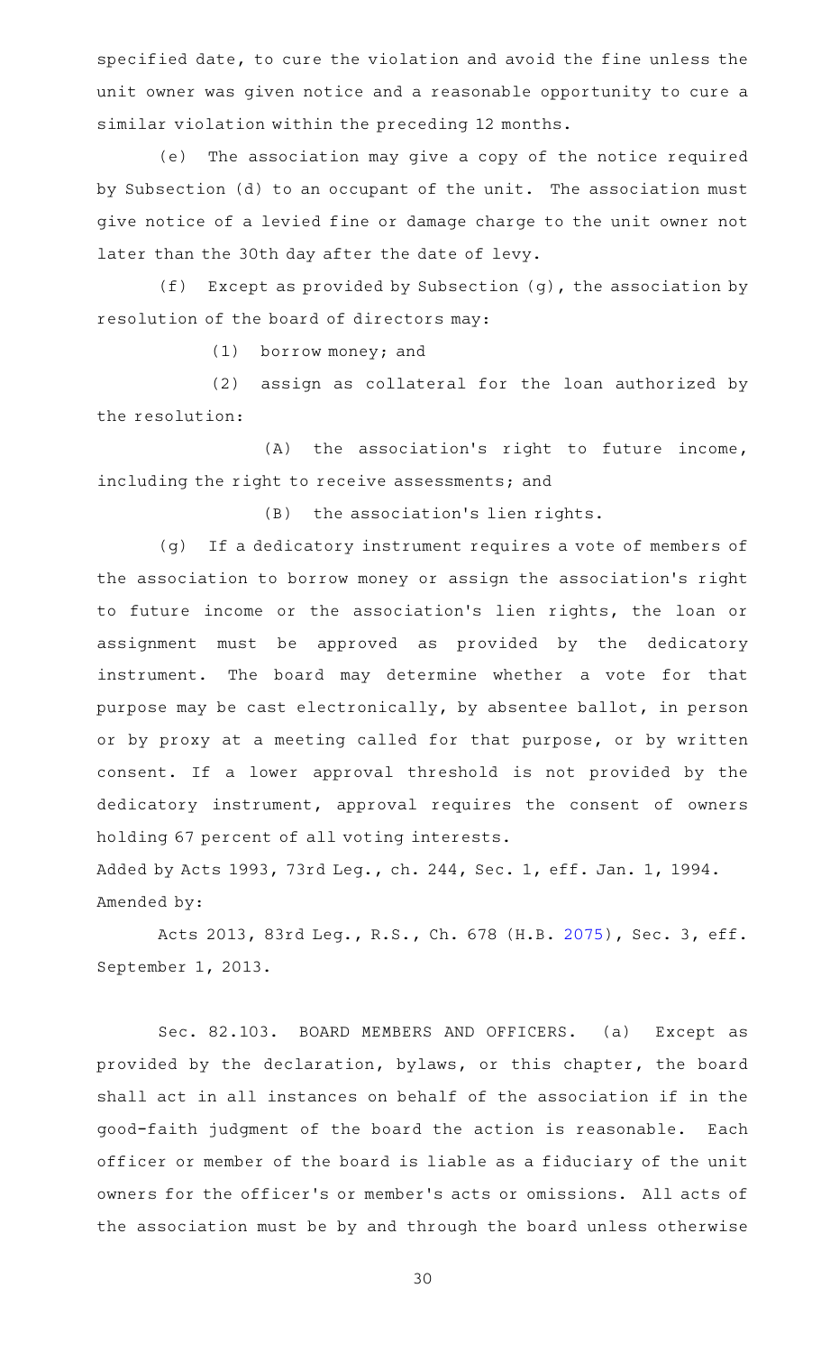specified date, to cure the violation and avoid the fine unless the unit owner was given notice and a reasonable opportunity to cure a similar violation within the preceding 12 months.

(e) The association may give a copy of the notice required by Subsection (d) to an occupant of the unit. The association must give notice of a levied fine or damage charge to the unit owner not later than the 30th day after the date of levy.

(f) Except as provided by Subsection (g), the association by resolution of the board of directors may:

(1) borrow money; and

(2) assign as collateral for the loan authorized by the resolution:

(A) the association's right to future income, including the right to receive assessments; and

(B) the association's lien rights.

(g) If a dedicatory instrument requires a vote of members of the association to borrow money or assign the association's right to future income or the association's lien rights, the loan or assignment must be approved as provided by the dedicatory instrument. The board may determine whether a vote for that purpose may be cast electronically, by absentee ballot, in person or by proxy at a meeting called for that purpose, or by written consent. If a lower approval threshold is not provided by the dedicatory instrument, approval requires the consent of owners holding 67 percent of all voting interests.

Added by Acts 1993, 73rd Leg., ch. 244, Sec. 1, eff. Jan. 1, 1994.
Amended by:

Acts 2013, 83rd Leg., R.S., Ch. 678 (H.B. 2075), Sec. 3, eff. September 1, 2013.

Sec. 82.103. BOARD MEMBERS AND OFFICERS. (a) Except as provided by the declaration, bylaws, or this chapter, the board shall act in all instances on behalf of the association if in the good-faith judgment of the board the action is reasonable. Each officer or member of the board is liable as a fiduciary of the unit owners for the officer's or member's acts or omissions. All acts of the association must be by and through the board unless otherwise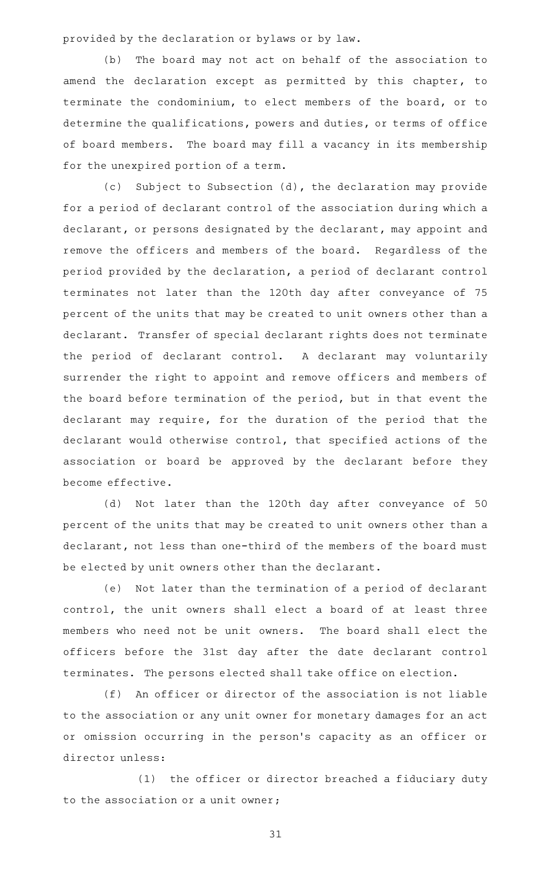provided by the declaration or bylaws or by law.

(b) The board may not act on behalf of the association to amend the declaration except as permitted by this chapter, to terminate the condominium, to elect members of the board, or to determine the qualifications, powers and duties, or terms of office of board members. The board may fill a vacancy in its membership for the unexpired portion of a term.

(c) Subject to Subsection (d), the declaration may provide for a period of declarant control of the association during which a declarant, or persons designated by the declarant, may appoint and remove the officers and members of the board. Regardless of the period provided by the declaration, a period of declarant control terminates not later than the 120th day after conveyance of 75 percent of the units that may be created to unit owners other than a declarant. Transfer of special declarant rights does not terminate the period of declarant control. A declarant may voluntarily surrender the right to appoint and remove officers and members of the board before termination of the period, but in that event the declarant may require, for the duration of the period that the declarant would otherwise control, that specified actions of the association or board be approved by the declarant before they become effective.

(d) Not later than the 120th day after conveyance of 50 percent of the units that may be created to unit owners other than a declarant, not less than one-third of the members of the board must be elected by unit owners other than the declarant.

(e) Not later than the termination of a period of declarant control, the unit owners shall elect a board of at least three members who need not be unit owners. The board shall elect the officers before the 31st day after the date declarant control terminates. The persons elected shall take office on election.

(f) An officer or director of the association is not liable to the association or any unit owner for monetary damages for an act or omission occurring in the person's capacity as an officer or director unless:

(1) the officer or director breached a fiduciary duty to the association or a unit owner;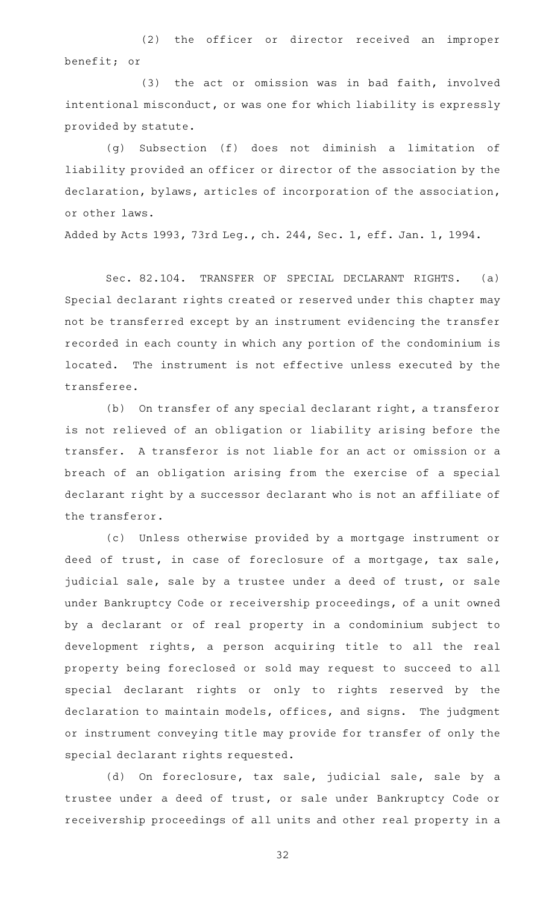(2) the officer or director received an improper benefit; or

(3) the act or omission was in bad faith, involved intentional misconduct, or was one for which liability is expressly provided by statute.

(g) Subsection (f) does not diminish a limitation of liability provided an officer or director of the association by the declaration, bylaws, articles of incorporation of the association, or other laws.

Added by Acts 1993, 73rd Leg., ch. 244, Sec. 1, eff. Jan. 1, 1994.

Sec. 82.104. TRANSFER OF SPECIAL DECLARANT RIGHTS. (a) Special declarant rights created or reserved under this chapter may not be transferred except by an instrument evidencing the transfer recorded in each county in which any portion of the condominium is located. The instrument is not effective unless executed by the transferee.

(b) On transfer of any special declarant right, a transferor is not relieved of an obligation or liability arising before the transfer. A transferor is not liable for an act or omission or a breach of an obligation arising from the exercise of a special declarant right by a successor declarant who is not an affiliate of the transferor.

(c) Unless otherwise provided by a mortgage instrument or deed of trust, in case of foreclosure of a mortgage, tax sale, judicial sale, sale by a trustee under a deed of trust, or sale under Bankruptcy Code or receivership proceedings, of a unit owned by a declarant or of real property in a condominium subject to development rights, a person acquiring title to all the real property being foreclosed or sold may request to succeed to all special declarant rights or only to rights reserved by the declaration to maintain models, offices, and signs. The judgment or instrument conveying title may provide for transfer of only the special declarant rights requested.

(d) On foreclosure, tax sale, judicial sale, sale by a trustee under a deed of trust, or sale under Bankruptcy Code or receivership proceedings of all units and other real property in a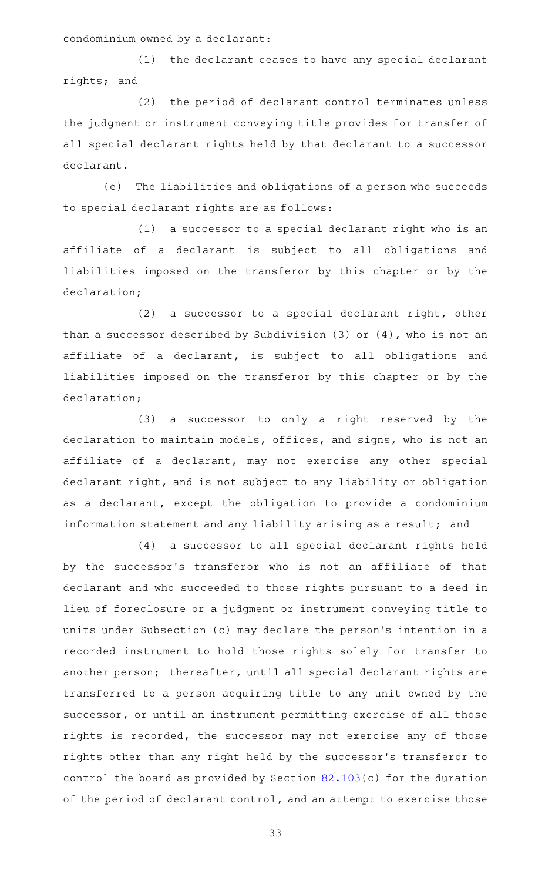condominium owned by a declarant:

(1) the declarant ceases to have any special declarant rights; and

(2) the period of declarant control terminates unless the judgment or instrument conveying title provides for transfer of all special declarant rights held by that declarant to a successor declarant.

(e) The liabilities and obligations of a person who succeeds to special declarant rights are as follows:

(1) a successor to a special declarant right who is an affiliate of a declarant is subject to all obligations and liabilities imposed on the transferor by this chapter or by the declaration;

(2) a successor to a special declarant right, other than a successor described by Subdivision (3) or (4), who is not an affiliate of a declarant, is subject to all obligations and liabilities imposed on the transferor by this chapter or by the declaration;

(3) a successor to only a right reserved by the declaration to maintain models, offices, and signs, who is not an affiliate of a declarant, may not exercise any other special declarant right, and is not subject to any liability or obligation as a declarant, except the obligation to provide a condominium information statement and any liability arising as a result; and

(4) a successor to all special declarant rights held by the successor's transferor who is not an affiliate of that declarant and who succeeded to those rights pursuant to a deed in lieu of foreclosure or a judgment or instrument conveying title to units under Subsection (c) may declare the person's intention in a recorded instrument to hold those rights solely for transfer to another person; thereafter, until all special declarant rights are transferred to a person acquiring title to any unit owned by the successor, or until an instrument permitting exercise of all those rights is recorded, the successor may not exercise any of those rights other than any right held by the successor's transferor to control the board as provided by Section 82.103(c) for the duration of the period of declarant control, and an attempt to exercise those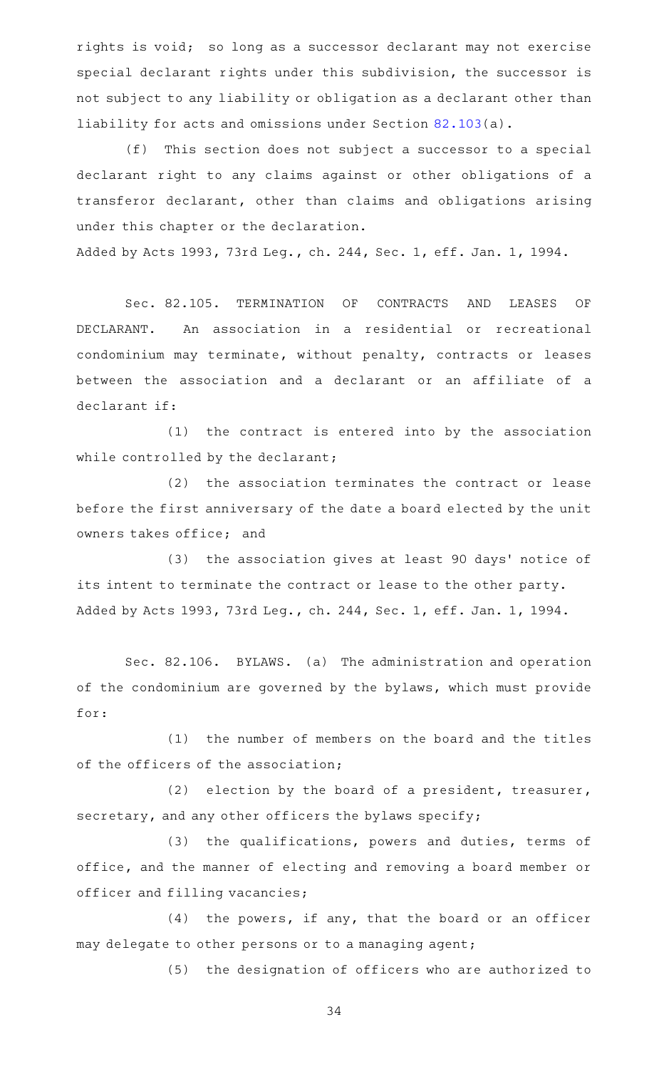rights is void; so long as a successor declarant may not exercise special declarant rights under this subdivision, the successor is not subject to any liability or obligation as a declarant other than liability for acts and omissions under Section 82.103(a).

(f) This section does not subject a successor to a special declarant right to any claims against or other obligations of a transferor declarant, other than claims and obligations arising under this chapter or the declaration.

Added by Acts 1993, 73rd Leg., ch. 244, Sec. 1, eff. Jan. 1, 1994.

Sec. 82.105. TERMINATION OF CONTRACTS AND LEASES OF DECLARANT. An association in a residential or recreational condominium may terminate, without penalty, contracts or leases between the association and a declarant or an affiliate of a declarant if:

(1) the contract is entered into by the association while controlled by the declarant;

(2) the association terminates the contract or lease before the first anniversary of the date a board elected by the unit owners takes office; and

(3) the association gives at least 90 days' notice of its intent to terminate the contract or lease to the other party.

Added by Acts 1993, 73rd Leg., ch. 244, Sec. 1, eff. Jan. 1, 1994.

Sec. 82.106. BYLAWS. (a) The administration and operation of the condominium are governed by the bylaws, which must provide for:

(1) the number of members on the board and the titles of the officers of the association;

(2) election by the board of a president, treasurer, secretary, and any other officers the bylaws specify;

(3) the qualifications, powers and duties, terms of office, and the manner of electing and removing a board member or officer and filling vacancies;

(4) the powers, if any, that the board or an officer may delegate to other persons or to a managing agent;

(5) the designation of officers who are authorized to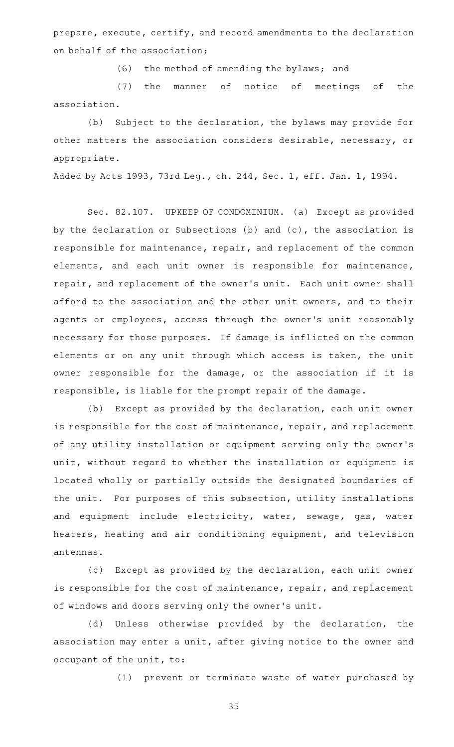prepare, execute, certify, and record amendments to the declaration on behalf of the association;

(6) the method of amending the bylaws; and

(7) the manner of notice of meetings of the association.

(b) Subject to the declaration, the bylaws may provide for other matters the association considers desirable, necessary, or appropriate.

Added by Acts 1993, 73rd Leg., ch. 244, Sec. 1, eff. Jan. 1, 1994.

Sec. 82.107. UPKEEP OF CONDOMINIUM. (a) Except as provided by the declaration or Subsections (b) and (c), the association is responsible for maintenance, repair, and replacement of the common elements, and each unit owner is responsible for maintenance, repair, and replacement of the owner's unit. Each unit owner shall afford to the association and the other unit owners, and to their agents or employees, access through the owner's unit reasonably necessary for those purposes. If damage is inflicted on the common elements or on any unit through which access is taken, the unit owner responsible for the damage, or the association if it is responsible, is liable for the prompt repair of the damage.

(b) Except as provided by the declaration, each unit owner is responsible for the cost of maintenance, repair, and replacement of any utility installation or equipment serving only the owner's unit, without regard to whether the installation or equipment is located wholly or partially outside the designated boundaries of the unit. For purposes of this subsection, utility installations and equipment include electricity, water, sewage, gas, water heaters, heating and air conditioning equipment, and television antennas.

(c) Except as provided by the declaration, each unit owner is responsible for the cost of maintenance, repair, and replacement of windows and doors serving only the owner's unit.

(d) Unless otherwise provided by the declaration, the association may enter a unit, after giving notice to the owner and occupant of the unit, to:

(1) prevent or terminate waste of water purchased by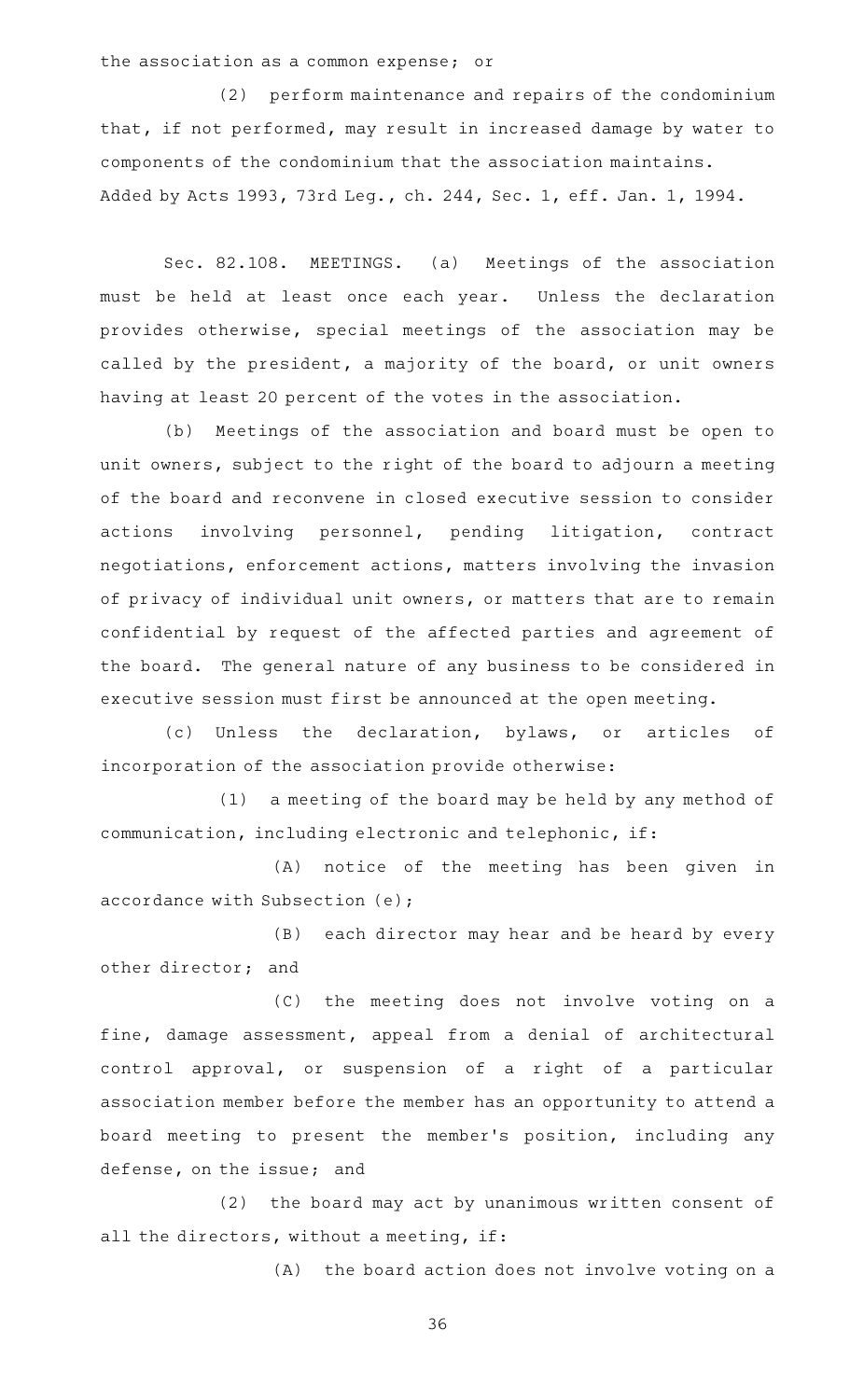the association as a common expense; or

(2) perform maintenance and repairs of the condominium that, if not performed, may result in increased damage by water to components of the condominium that the association maintains.
Added by Acts 1993, 73rd Leg., ch. 244, Sec. 1, eff. Jan. 1, 1994.

Sec. 82.108. MEETINGS. (a) Meetings of the association must be held at least once each year. Unless the declaration provides otherwise, special meetings of the association may be called by the president, a majority of the board, or unit owners having at least 20 percent of the votes in the association.

(b) Meetings of the association and board must be open to unit owners, subject to the right of the board to adjourn a meeting of the board and reconvene in closed executive session to consider actions involving personnel, pending litigation, contract negotiations, enforcement actions, matters involving the invasion of privacy of individual unit owners, or matters that are to remain confidential by request of the affected parties and agreement of the board. The general nature of any business to be considered in executive session must first be announced at the open meeting.

(c) Unless the declaration, bylaws, or articles of incorporation of the association provide otherwise:

(1) a meeting of the board may be held by any method of communication, including electronic and telephonic, if:

(A) notice of the meeting has been given in accordance with Subsection (e);

(B) each director may hear and be heard by every other director; and

(C) the meeting does not involve voting on a fine, damage assessment, appeal from a denial of architectural control approval, or suspension of a right of a particular association member before the member has an opportunity to attend a board meeting to present the member's position, including any defense, on the issue; and

(2) the board may act by unanimous written consent of all the directors, without a meeting, if:

(A) the board action does not involve voting on a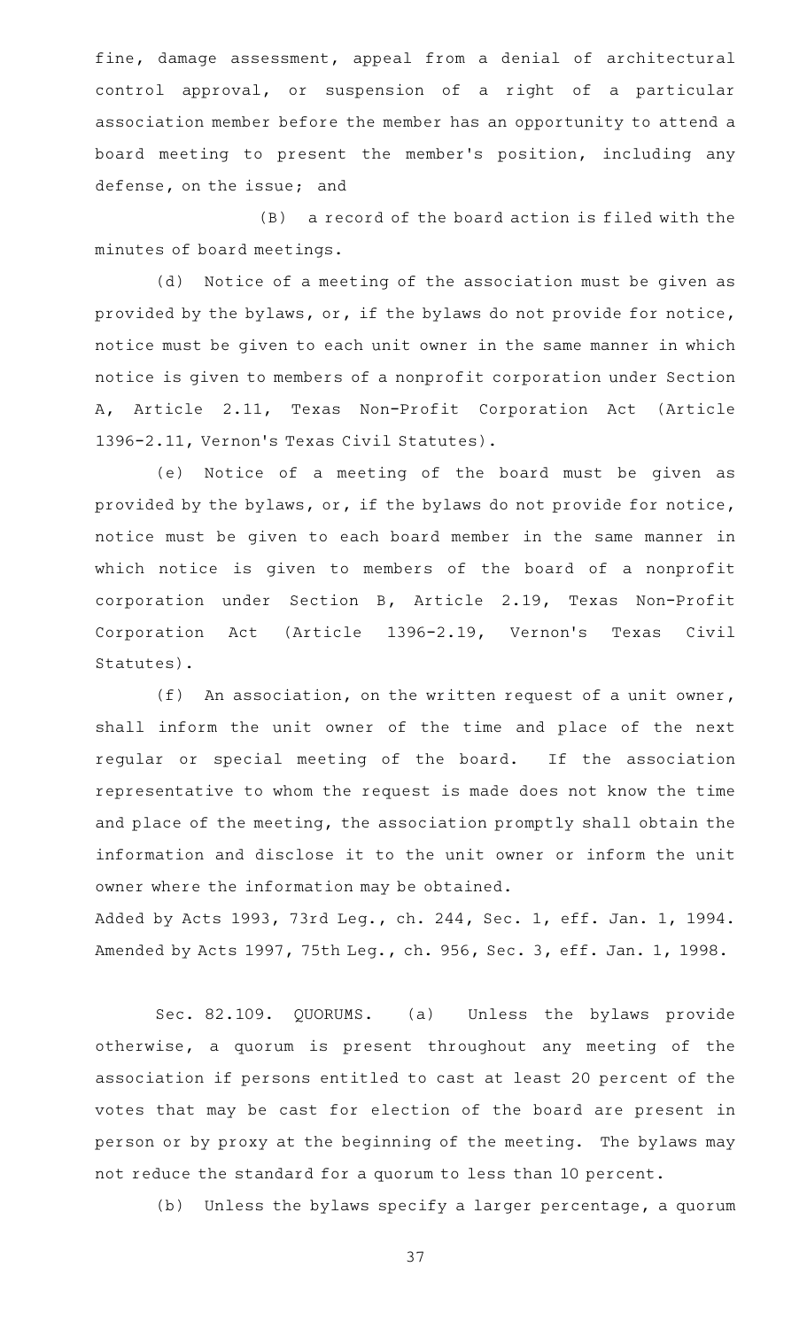fine, damage assessment, appeal from a denial of architectural control approval, or suspension of a right of a particular association member before the member has an opportunity to attend a board meeting to present the member's position, including any defense, on the issue; and

(B) a record of the board action is filed with the minutes of board meetings.

(d) Notice of a meeting of the association must be given as provided by the bylaws, or, if the bylaws do not provide for notice, notice must be given to each unit owner in the same manner in which notice is given to members of a nonprofit corporation under Section A, Article 2.11, Texas Non-Profit Corporation Act (Article 1396-2.11, Vernon's Texas Civil Statutes).

(e) Notice of a meeting of the board must be given as provided by the bylaws, or, if the bylaws do not provide for notice, notice must be given to each board member in the same manner in which notice is given to members of the board of a nonprofit corporation under Section B, Article 2.19, Texas Non-Profit Corporation Act (Article 1396-2.19, Vernon's Texas Civil Statutes).

(f) An association, on the written request of a unit owner, shall inform the unit owner of the time and place of the next regular or special meeting of the board. If the association representative to whom the request is made does not know the time and place of the meeting, the association promptly shall obtain the information and disclose it to the unit owner or inform the unit owner where the information may be obtained.

Added by Acts 1993, 73rd Leg., ch. 244, Sec. 1, eff. Jan. 1, 1994. Amended by Acts 1997, 75th Leg., ch. 956, Sec. 3, eff. Jan. 1, 1998.

Sec. 82.109. QUORUMS. (a) Unless the bylaws provide otherwise, a quorum is present throughout any meeting of the association if persons entitled to cast at least 20 percent of the votes that may be cast for election of the board are present in person or by proxy at the beginning of the meeting. The bylaws may not reduce the standard for a quorum to less than 10 percent.

(b) Unless the bylaws specify a larger percentage, a quorum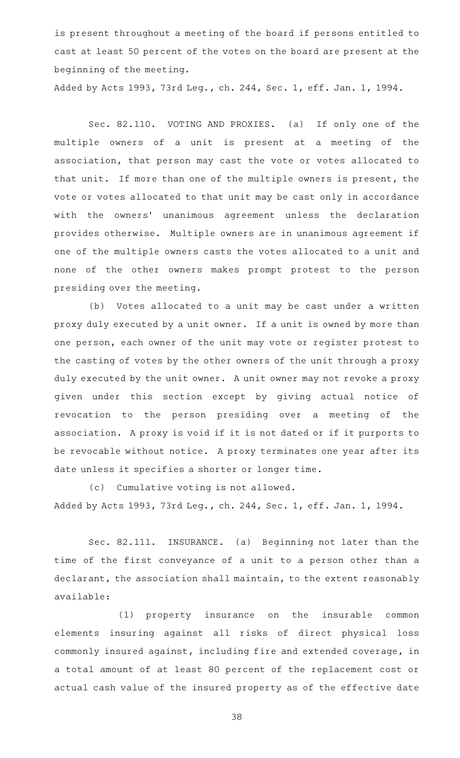is present throughout a meeting of the board if persons entitled to cast at least 50 percent of the votes on the board are present at the beginning of the meeting.

Added by Acts 1993, 73rd Leg., ch. 244, Sec. 1, eff. Jan. 1, 1994.

Sec. 82.110. VOTING AND PROXIES. (a) If only one of the multiple owners of a unit is present at a meeting of the association, that person may cast the vote or votes allocated to that unit. If more than one of the multiple owners is present, the vote or votes allocated to that unit may be cast only in accordance with the owners' unanimous agreement unless the declaration provides otherwise. Multiple owners are in unanimous agreement if one of the multiple owners casts the votes allocated to a unit and none of the other owners makes prompt protest to the person presiding over the meeting.

(b) Votes allocated to a unit may be cast under a written proxy duly executed by a unit owner. If a unit is owned by more than one person, each owner of the unit may vote or register protest to the casting of votes by the other owners of the unit through a proxy duly executed by the unit owner. A unit owner may not revoke a proxy given under this section except by giving actual notice of revocation to the person presiding over a meeting of the association. A proxy is void if it is not dated or if it purports to be revocable without notice. A proxy terminates one year after its date unless it specifies a shorter or longer time.

(c) Cumulative voting is not allowed.

Added by Acts 1993, 73rd Leg., ch. 244, Sec. 1, eff. Jan. 1, 1994.

Sec. 82.111. INSURANCE. (a) Beginning not later than the time of the first conveyance of a unit to a person other than a declarant, the association shall maintain, to the extent reasonably available:

(1) property insurance on the insurable common elements insuring against all risks of direct physical loss commonly insured against, including fire and extended coverage, in a total amount of at least 80 percent of the replacement cost or actual cash value of the insured property as of the effective date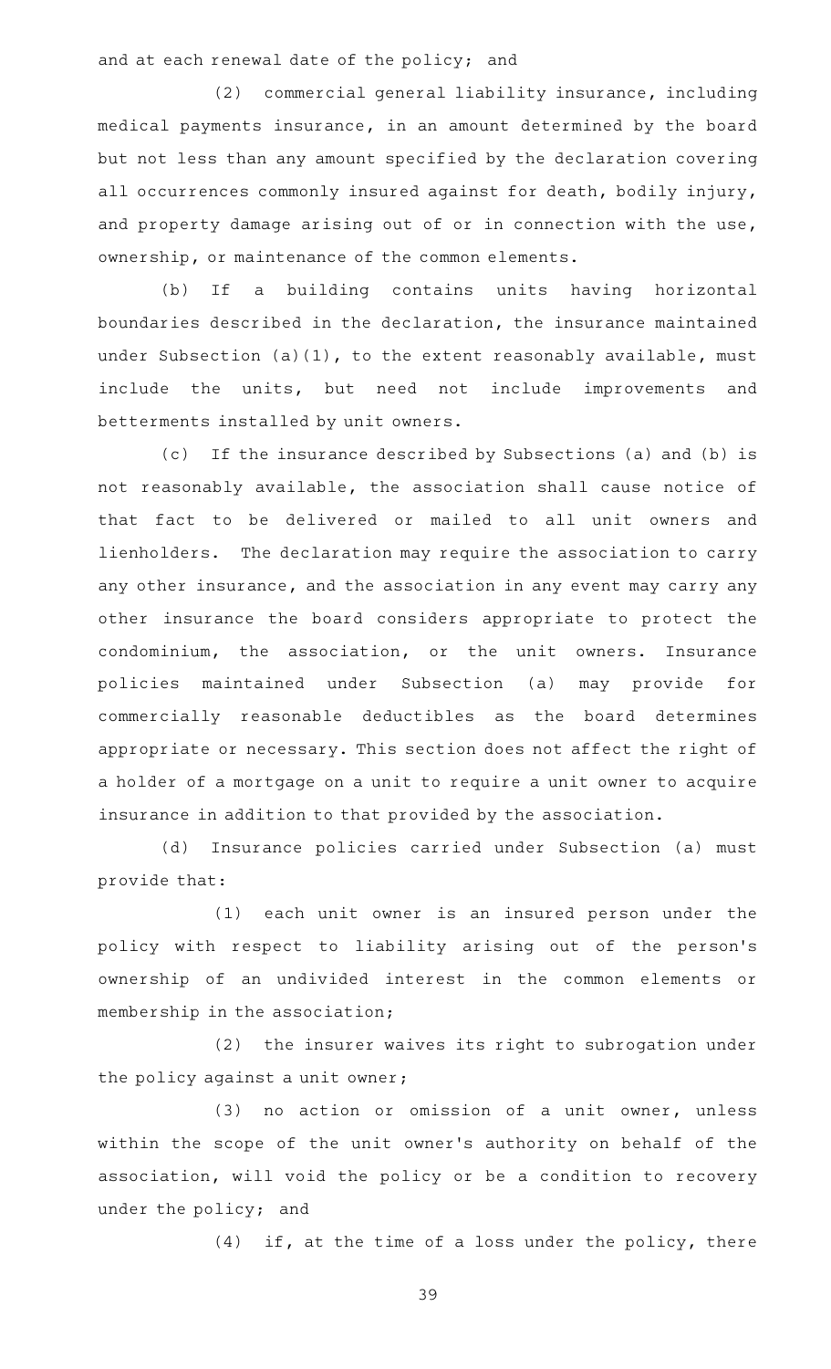and at each renewal date of the policy; and

(2) commercial general liability insurance, including medical payments insurance, in an amount determined by the board but not less than any amount specified by the declaration covering all occurrences commonly insured against for death, bodily injury, and property damage arising out of or in connection with the use, ownership, or maintenance of the common elements.

(b) If a building contains units having horizontal boundaries described in the declaration, the insurance maintained under Subsection (a)(1), to the extent reasonably available, must include the units, but need not include improvements and betterments installed by unit owners.

(c) If the insurance described by Subsections (a) and (b) is not reasonably available, the association shall cause notice of that fact to be delivered or mailed to all unit owners and lienholders. The declaration may require the association to carry any other insurance, and the association in any event may carry any other insurance the board considers appropriate to protect the condominium, the association, or the unit owners. Insurance policies maintained under Subsection (a) may provide for commercially reasonable deductibles as the board determines appropriate or necessary. This section does not affect the right of a holder of a mortgage on a unit to require a unit owner to acquire insurance in addition to that provided by the association.

(d) Insurance policies carried under Subsection (a) must provide that:

(1) each unit owner is an insured person under the policy with respect to liability arising out of the person's ownership of an undivided interest in the common elements or membership in the association;

(2) the insurer waives its right to subrogation under the policy against a unit owner;

(3) no action or omission of a unit owner, unless within the scope of the unit owner's authority on behalf of the association, will void the policy or be a condition to recovery under the policy; and

(4) if, at the time of a loss under the policy, there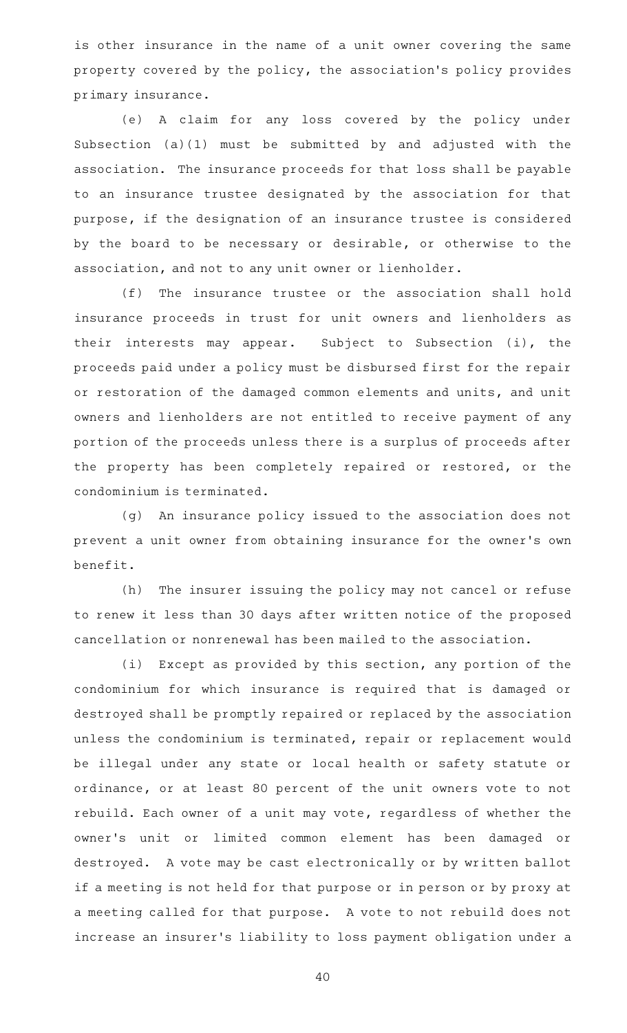is other insurance in the name of a unit owner covering the same property covered by the policy, the association's policy provides primary insurance.

(e) A claim for any loss covered by the policy under Subsection (a)(1) must be submitted by and adjusted with the association. The insurance proceeds for that loss shall be payable to an insurance trustee designated by the association for that purpose, if the designation of an insurance trustee is considered by the board to be necessary or desirable, or otherwise to the association, and not to any unit owner or lienholder.

(f) The insurance trustee or the association shall hold insurance proceeds in trust for unit owners and lienholders as their interests may appear. Subject to Subsection (i), the proceeds paid under a policy must be disbursed first for the repair or restoration of the damaged common elements and units, and unit owners and lienholders are not entitled to receive payment of any portion of the proceeds unless there is a surplus of proceeds after the property has been completely repaired or restored, or the condominium is terminated.

(g) An insurance policy issued to the association does not prevent a unit owner from obtaining insurance for the owner's own benefit.

(h) The insurer issuing the policy may not cancel or refuse to renew it less than 30 days after written notice of the proposed cancellation or nonrenewal has been mailed to the association.

(i) Except as provided by this section, any portion of the condominium for which insurance is required that is damaged or destroyed shall be promptly repaired or replaced by the association unless the condominium is terminated, repair or replacement would be illegal under any state or local health or safety statute or ordinance, or at least 80 percent of the unit owners vote to not rebuild. Each owner of a unit may vote, regardless of whether the owner's unit or limited common element has been damaged or destroyed. A vote may be cast electronically or by written ballot if a meeting is not held for that purpose or in person or by proxy at a meeting called for that purpose. A vote to not rebuild does not increase an insurer's liability to loss payment obligation under a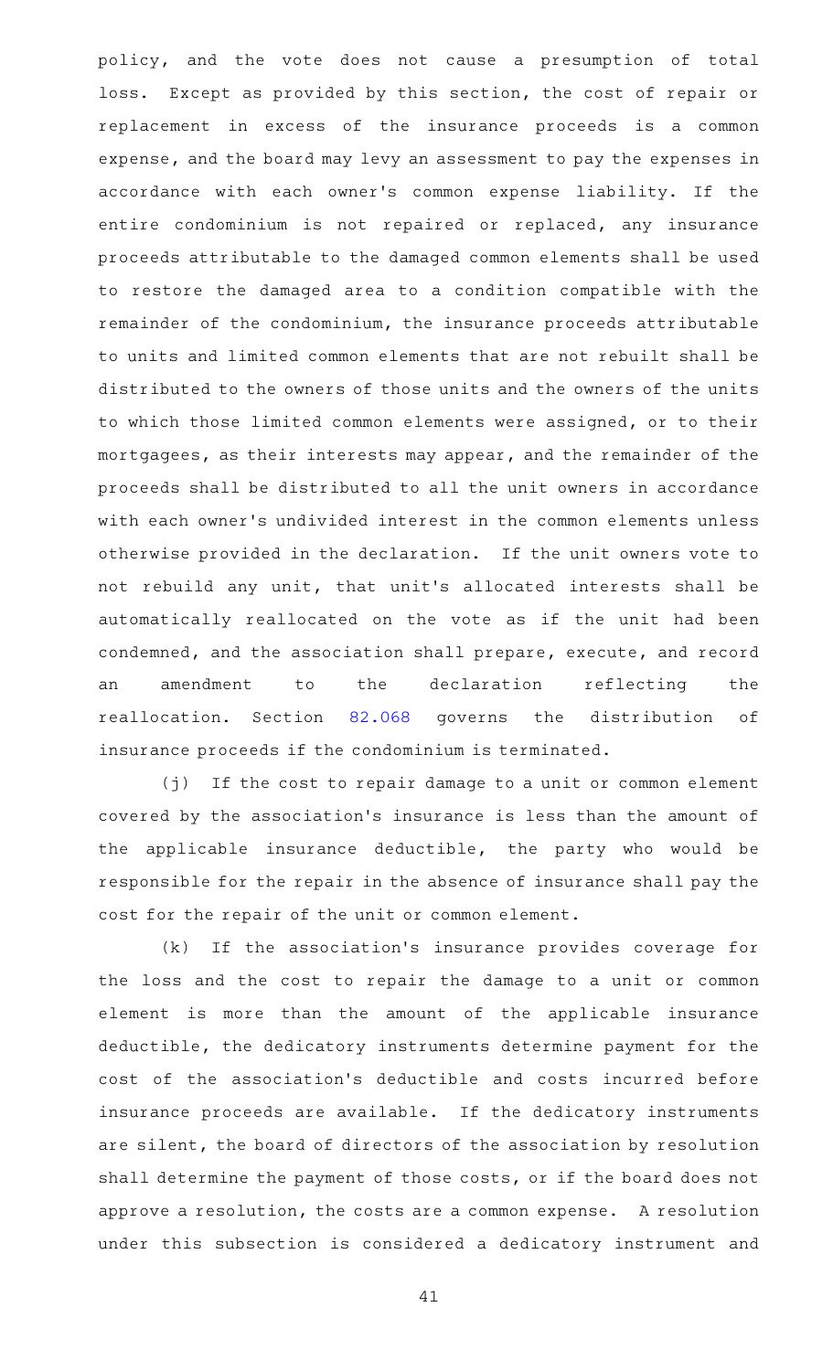policy, and the vote does not cause a presumption of total loss. Except as provided by this section, the cost of repair or replacement in excess of the insurance proceeds is a common expense, and the board may levy an assessment to pay the expenses in accordance with each owner's common expense liability. If the entire condominium is not repaired or replaced, any insurance proceeds attributable to the damaged common elements shall be used to restore the damaged area to a condition compatible with the remainder of the condominium, the insurance proceeds attributable to units and limited common elements that are not rebuilt shall be distributed to the owners of those units and the owners of the units to which those limited common elements were assigned, or to their mortgagees, as their interests may appear, and the remainder of the proceeds shall be distributed to all the unit owners in accordance with each owner's undivided interest in the common elements unless otherwise provided in the declaration. If the unit owners vote to not rebuild any unit, that unit's allocated interests shall be automatically reallocated on the vote as if the unit had been condemned, and the association shall prepare, execute, and record an amendment to the declaration reflecting the reallocation. Section 82.068 governs the distribution of insurance proceeds if the condominium is terminated.

(j) If the cost to repair damage to a unit or common element covered by the association's insurance is less than the amount of the applicable insurance deductible, the party who would be responsible for the repair in the absence of insurance shall pay the cost for the repair of the unit or common element.

(k) If the association's insurance provides coverage for the loss and the cost to repair the damage to a unit or common element is more than the amount of the applicable insurance deductible, the dedicatory instruments determine payment for the cost of the association's deductible and costs incurred before insurance proceeds are available. If the dedicatory instruments are silent, the board of directors of the association by resolution shall determine the payment of those costs, or if the board does not approve a resolution, the costs are a common expense. A resolution under this subsection is considered a dedicatory instrument and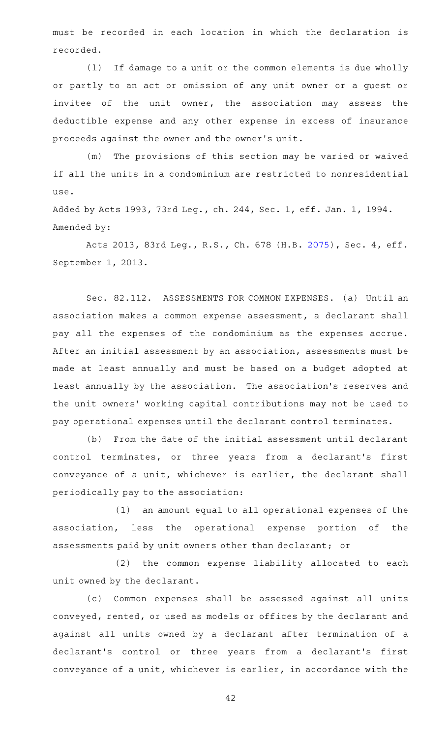must be recorded in each location in which the declaration is recorded.

(l) If damage to a unit or the common elements is due wholly or partly to an act or omission of any unit owner or a guest or invitee of the unit owner, the association may assess the deductible expense and any other expense in excess of insurance proceeds against the owner and the owner's unit.

(m) The provisions of this section may be varied or waived if all the units in a condominium are restricted to nonresidential use.

Added by Acts 1993, 73rd Leg., ch. 244, Sec. 1, eff. Jan. 1, 1994.
Amended by:

Acts 2013, 83rd Leg., R.S., Ch. 678 (H.B. 2075), Sec. 4, eff. September 1, 2013.

Sec. 82.112. ASSESSMENTS FOR COMMON EXPENSES. (a) Until an association makes a common expense assessment, a declarant shall pay all the expenses of the condominium as the expenses accrue. After an initial assessment by an association, assessments must be made at least annually and must be based on a budget adopted at least annually by the association. The association's reserves and the unit owners' working capital contributions may not be used to pay operational expenses until the declarant control terminates.

(b) From the date of the initial assessment until declarant control terminates, or three years from a declarant's first conveyance of a unit, whichever is earlier, the declarant shall periodically pay to the association:

(1) an amount equal to all operational expenses of the association, less the operational expense portion of the assessments paid by unit owners other than declarant; or

(2) the common expense liability allocated to each unit owned by the declarant.

(c) Common expenses shall be assessed against all units conveyed, rented, or used as models or offices by the declarant and against all units owned by a declarant after termination of a declarant's control or three years from a declarant's first conveyance of a unit, whichever is earlier, in accordance with the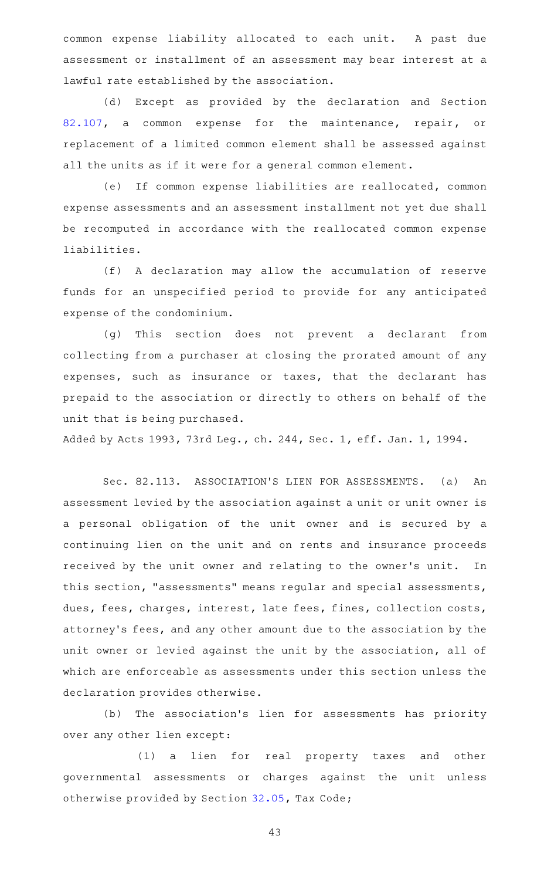common expense liability allocated to each unit. A past due assessment or installment of an assessment may bear interest at a lawful rate established by the association.

(d) Except as provided by the declaration and Section 82.107, a common expense for the maintenance, repair, or replacement of a limited common element shall be assessed against all the units as if it were for a general common element.

(e) If common expense liabilities are reallocated, common expense assessments and an assessment installment not yet due shall be recomputed in accordance with the reallocated common expense liabilities.

(f) A declaration may allow the accumulation of reserve funds for an unspecified period to provide for any anticipated expense of the condominium.

(g) This section does not prevent a declarant from collecting from a purchaser at closing the prorated amount of any expenses, such as insurance or taxes, that the declarant has prepaid to the association or directly to others on behalf of the unit that is being purchased.

Added by Acts 1993, 73rd Leg., ch. 244, Sec. 1, eff. Jan. 1, 1994.

Sec. 82.113. ASSOCIATION'S LIEN FOR ASSESSMENTS. (a) An assessment levied by the association against a unit or unit owner is a personal obligation of the unit owner and is secured by a continuing lien on the unit and on rents and insurance proceeds received by the unit owner and relating to the owner's unit. In this section, "assessments" means regular and special assessments, dues, fees, charges, interest, late fees, fines, collection costs, attorney's fees, and any other amount due to the association by the unit owner or levied against the unit by the association, all of which are enforceable as assessments under this section unless the declaration provides otherwise.

(b) The association's lien for assessments has priority over any other lien except:

(1) a lien for real property taxes and other governmental assessments or charges against the unit unless otherwise provided by Section 32.05, Tax Code;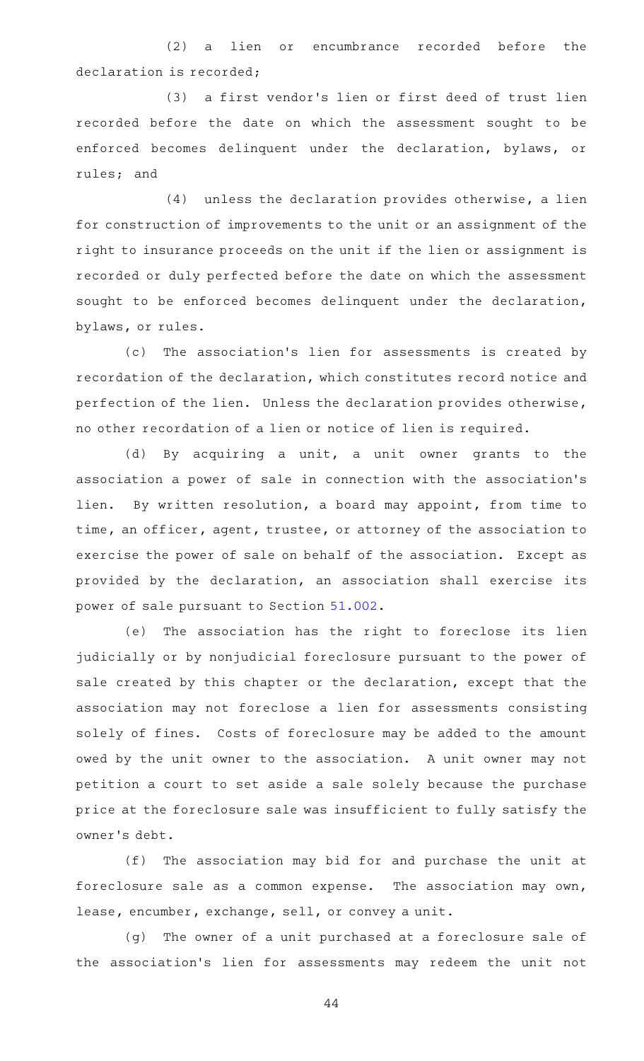(2) a lien or encumbrance recorded before the declaration is recorded;

(3) a first vendor's lien or first deed of trust lien recorded before the date on which the assessment sought to be enforced becomes delinquent under the declaration, bylaws, or rules; and

(4) unless the declaration provides otherwise, a lien for construction of improvements to the unit or an assignment of the right to insurance proceeds on the unit if the lien or assignment is recorded or duly perfected before the date on which the assessment sought to be enforced becomes delinquent under the declaration, bylaws, or rules.

(c) The association's lien for assessments is created by recordation of the declaration, which constitutes record notice and perfection of the lien. Unless the declaration provides otherwise, no other recordation of a lien or notice of lien is required.

(d) By acquiring a unit, a unit owner grants to the association a power of sale in connection with the association's lien. By written resolution, a board may appoint, from time to time, an officer, agent, trustee, or attorney of the association to exercise the power of sale on behalf of the association. Except as provided by the declaration, an association shall exercise its power of sale pursuant to Section 51.002.

(e) The association has the right to foreclose its lien judicially or by nonjudicial foreclosure pursuant to the power of sale created by this chapter or the declaration, except that the association may not foreclose a lien for assessments consisting solely of fines. Costs of foreclosure may be added to the amount owed by the unit owner to the association. A unit owner may not petition a court to set aside a sale solely because the purchase price at the foreclosure sale was insufficient to fully satisfy the owner's debt.

(f) The association may bid for and purchase the unit at foreclosure sale as a common expense. The association may own, lease, encumber, exchange, sell, or convey a unit.

(g) The owner of a unit purchased at a foreclosure sale of the association's lien for assessments may redeem the unit not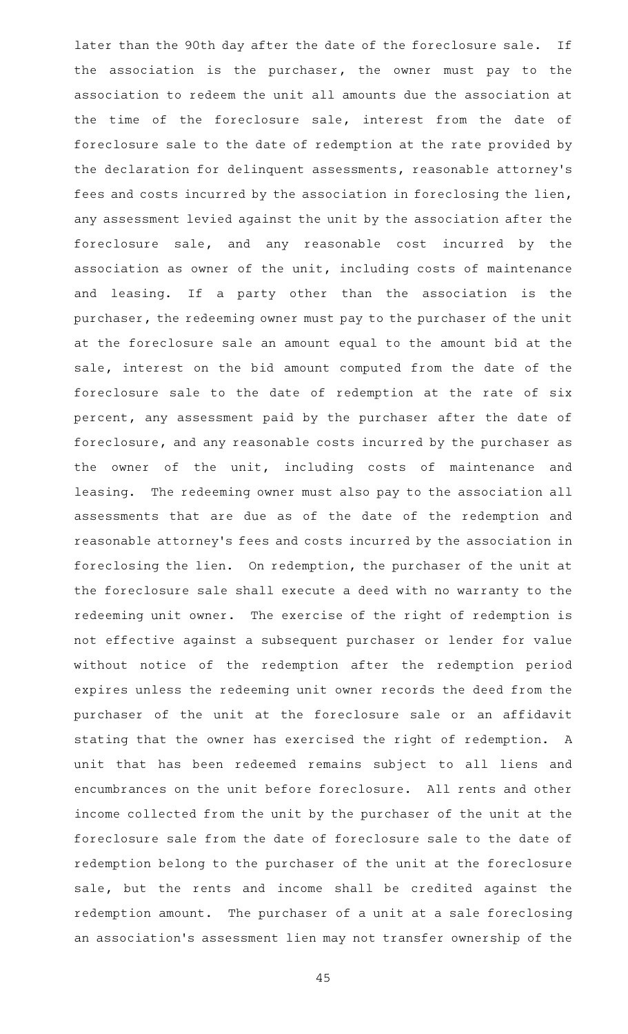later than the 90th day after the date of the foreclosure sale. If the association is the purchaser, the owner must pay to the association to redeem the unit all amounts due the association at the time of the foreclosure sale, interest from the date of foreclosure sale to the date of redemption at the rate provided by the declaration for delinquent assessments, reasonable attorney's fees and costs incurred by the association in foreclosing the lien, any assessment levied against the unit by the association after the foreclosure sale, and any reasonable cost incurred by the association as owner of the unit, including costs of maintenance and leasing. If a party other than the association is the purchaser, the redeeming owner must pay to the purchaser of the unit at the foreclosure sale an amount equal to the amount bid at the sale, interest on the bid amount computed from the date of the foreclosure sale to the date of redemption at the rate of six percent, any assessment paid by the purchaser after the date of foreclosure, and any reasonable costs incurred by the purchaser as the owner of the unit, including costs of maintenance and leasing. The redeeming owner must also pay to the association all assessments that are due as of the date of the redemption and reasonable attorney's fees and costs incurred by the association in foreclosing the lien. On redemption, the purchaser of the unit at the foreclosure sale shall execute a deed with no warranty to the redeeming unit owner. The exercise of the right of redemption is not effective against a subsequent purchaser or lender for value without notice of the redemption after the redemption period expires unless the redeeming unit owner records the deed from the purchaser of the unit at the foreclosure sale or an affidavit stating that the owner has exercised the right of redemption. A unit that has been redeemed remains subject to all liens and encumbrances on the unit before foreclosure. All rents and other income collected from the unit by the purchaser of the unit at the foreclosure sale from the date of foreclosure sale to the date of redemption belong to the purchaser of the unit at the foreclosure sale, but the rents and income shall be credited against the redemption amount. The purchaser of a unit at a sale foreclosing an association's assessment lien may not transfer ownership of the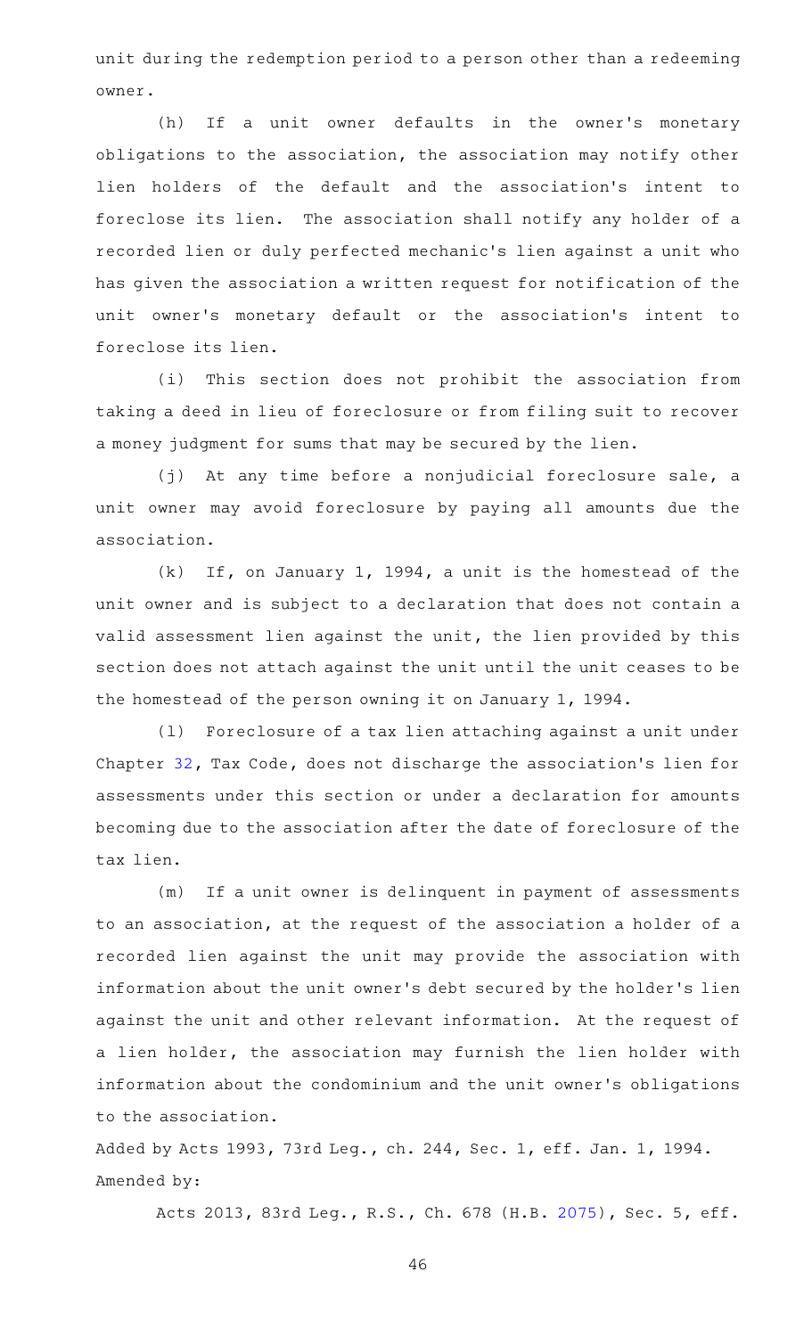unit during the redemption period to a person other than a redeeming owner.

(h) If a unit owner defaults in the owner's monetary obligations to the association, the association may notify other lien holders of the default and the association's intent to foreclose its lien. The association shall notify any holder of a recorded lien or duly perfected mechanic's lien against a unit who has given the association a written request for notification of the unit owner's monetary default or the association's intent to foreclose its lien.

(i) This section does not prohibit the association from taking a deed in lieu of foreclosure or from filing suit to recover a money judgment for sums that may be secured by the lien.

(j) At any time before a nonjudicial foreclosure sale, a unit owner may avoid foreclosure by paying all amounts due the association.

(k) If, on January 1, 1994, a unit is the homestead of the unit owner and is subject to a declaration that does not contain a valid assessment lien against the unit, the lien provided by this section does not attach against the unit until the unit ceases to be the homestead of the person owning it on January 1, 1994.

(l) Foreclosure of a tax lien attaching against a unit under Chapter 32, Tax Code, does not discharge the association's lien for assessments under this section or under a declaration for amounts becoming due to the association after the date of foreclosure of the tax lien.

(m) If a unit owner is delinquent in payment of assessments to an association, at the request of the association a holder of a recorded lien against the unit may provide the association with information about the unit owner's debt secured by the holder's lien against the unit and other relevant information. At the request of a lien holder, the association may furnish the lien holder with information about the condominium and the unit owner's obligations to the association.

Added by Acts 1993, 73rd Leg., ch. 244, Sec. 1, eff. Jan. 1, 1994.
Amended by:

Acts 2013, 83rd Leg., R.S., Ch. 678 (H.B. 2075), Sec. 5, eff.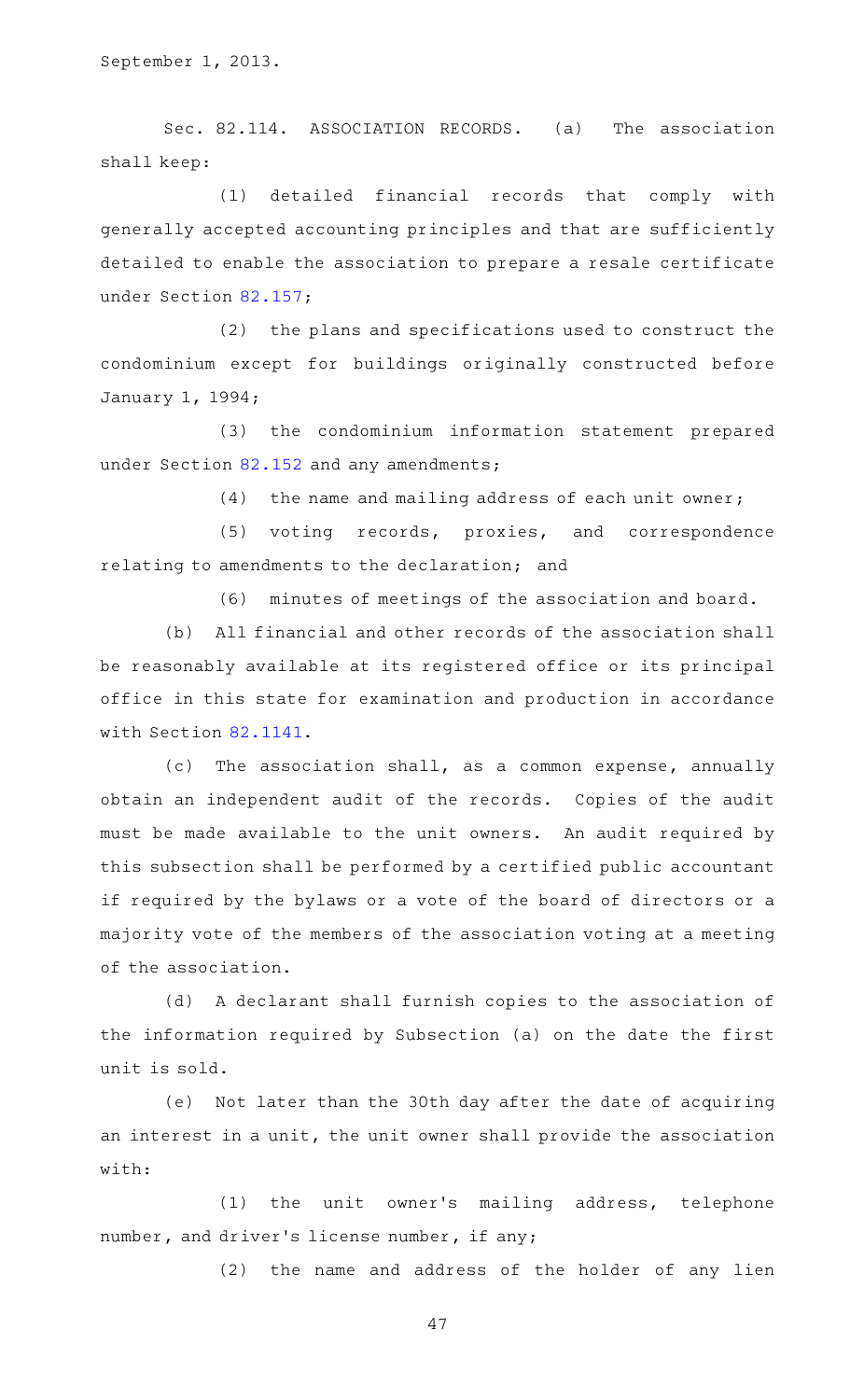September 1, 2013.

Sec. 82.114. ASSOCIATION RECORDS. (a) The association shall keep:

(1) detailed financial records that comply with generally accepted accounting principles and that are sufficiently detailed to enable the association to prepare a resale certificate under Section 82.157;

(2) the plans and specifications used to construct the condominium except for buildings originally constructed before January 1, 1994;

(3) the condominium information statement prepared under Section 82.152 and any amendments;

(4) the name and mailing address of each unit owner;

(5) voting records, proxies, and correspondence relating to amendments to the declaration; and

(6) minutes of meetings of the association and board.

(b) All financial and other records of the association shall be reasonably available at its registered office or its principal office in this state for examination and production in accordance with Section 82.1141.

(c) The association shall, as a common expense, annually obtain an independent audit of the records. Copies of the audit must be made available to the unit owners. An audit required by this subsection shall be performed by a certified public accountant if required by the bylaws or a vote of the board of directors or a majority vote of the members of the association voting at a meeting of the association.

(d) A declarant shall furnish copies to the association of the information required by Subsection (a) on the date the first unit is sold.

(e) Not later than the 30th day after the date of acquiring an interest in a unit, the unit owner shall provide the association with:

(1) the unit owner's mailing address, telephone number, and driver's license number, if any;

(2) the name and address of the holder of any lien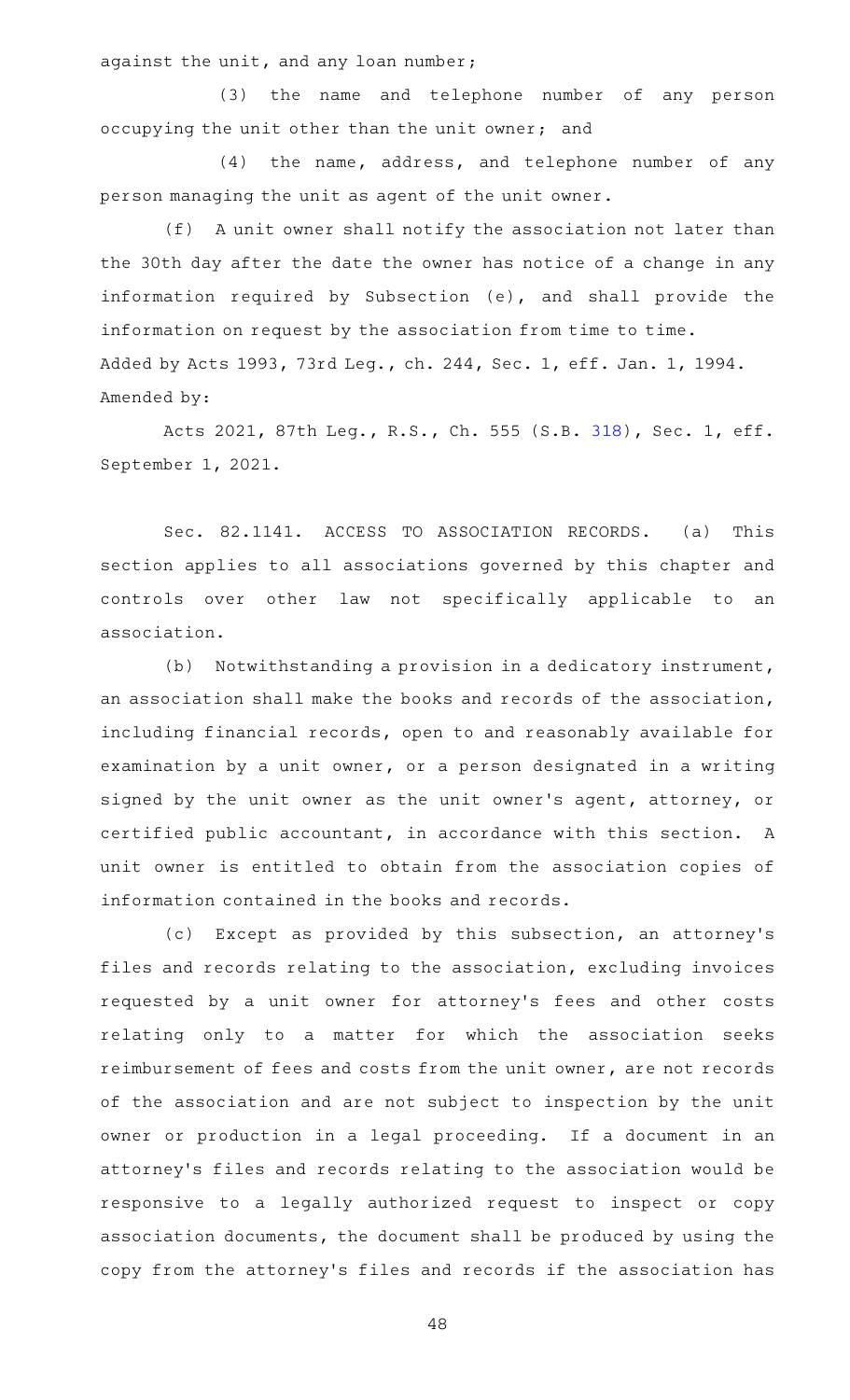against the unit, and any loan number;

(3) the name and telephone number of any person occupying the unit other than the unit owner; and

(4) the name, address, and telephone number of any person managing the unit as agent of the unit owner.

(f) A unit owner shall notify the association not later than the 30th day after the date the owner has notice of a change in any information required by Subsection (e), and shall provide the information on request by the association from time to time.

Added by Acts 1993, 73rd Leg., ch. 244, Sec. 1, eff. Jan. 1, 1994.
Amended by:

Acts 2021, 87th Leg., R.S., Ch. 555 (S.B. 318), Sec. 1, eff. September 1, 2021.

Sec. 82.1141. ACCESS TO ASSOCIATION RECORDS. (a) This section applies to all associations governed by this chapter and controls over other law not specifically applicable to an association.

(b) Notwithstanding a provision in a dedicatory instrument, an association shall make the books and records of the association, including financial records, open to and reasonably available for examination by a unit owner, or a person designated in a writing signed by the unit owner as the unit owner's agent, attorney, or certified public accountant, in accordance with this section. A unit owner is entitled to obtain from the association copies of information contained in the books and records.

(c) Except as provided by this subsection, an attorney's files and records relating to the association, excluding invoices requested by a unit owner for attorney's fees and other costs relating only to a matter for which the association seeks reimbursement of fees and costs from the unit owner, are not records of the association and are not subject to inspection by the unit owner or production in a legal proceeding. If a document in an attorney's files and records relating to the association would be responsive to a legally authorized request to inspect or copy association documents, the document shall be produced by using the copy from the attorney's files and records if the association has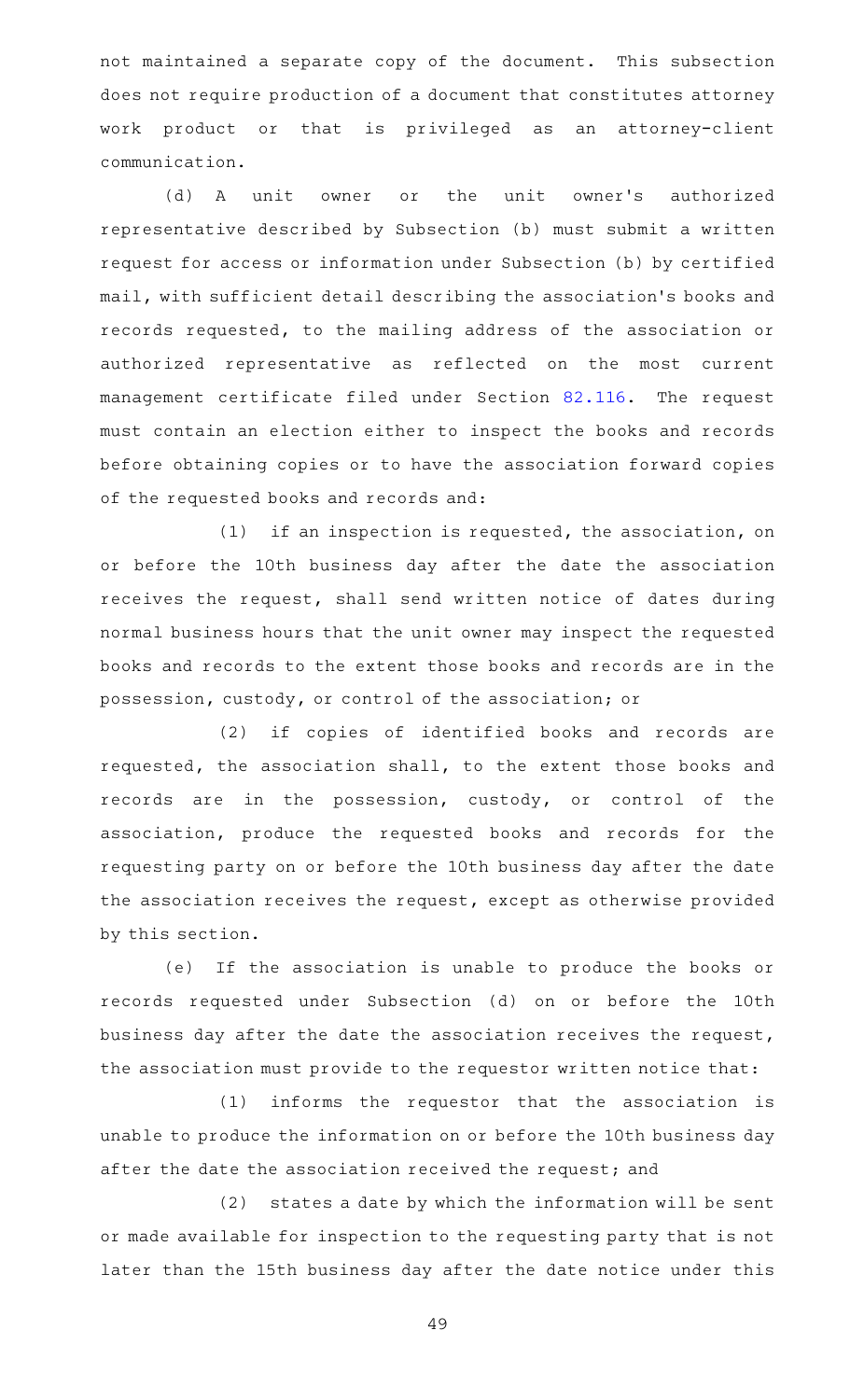not maintained a separate copy of the document. This subsection does not require production of a document that constitutes attorney work product or that is privileged as an attorney-client communication.

(d) A unit owner or the unit owner's authorized representative described by Subsection (b) must submit a written request for access or information under Subsection (b) by certified mail, with sufficient detail describing the association's books and records requested, to the mailing address of the association or authorized representative as reflected on the most current management certificate filed under Section 82.116. The request must contain an election either to inspect the books and records before obtaining copies or to have the association forward copies of the requested books and records and:

(1) if an inspection is requested, the association, on or before the 10th business day after the date the association receives the request, shall send written notice of dates during normal business hours that the unit owner may inspect the requested books and records to the extent those books and records are in the possession, custody, or control of the association; or

(2) if copies of identified books and records are requested, the association shall, to the extent those books and records are in the possession, custody, or control of the association, produce the requested books and records for the requesting party on or before the 10th business day after the date the association receives the request, except as otherwise provided by this section.

(e) If the association is unable to produce the books or records requested under Subsection (d) on or before the 10th business day after the date the association receives the request, the association must provide to the requestor written notice that:

(1) informs the requestor that the association is unable to produce the information on or before the 10th business day after the date the association received the request; and

(2) states a date by which the information will be sent or made available for inspection to the requesting party that is not later than the 15th business day after the date notice under this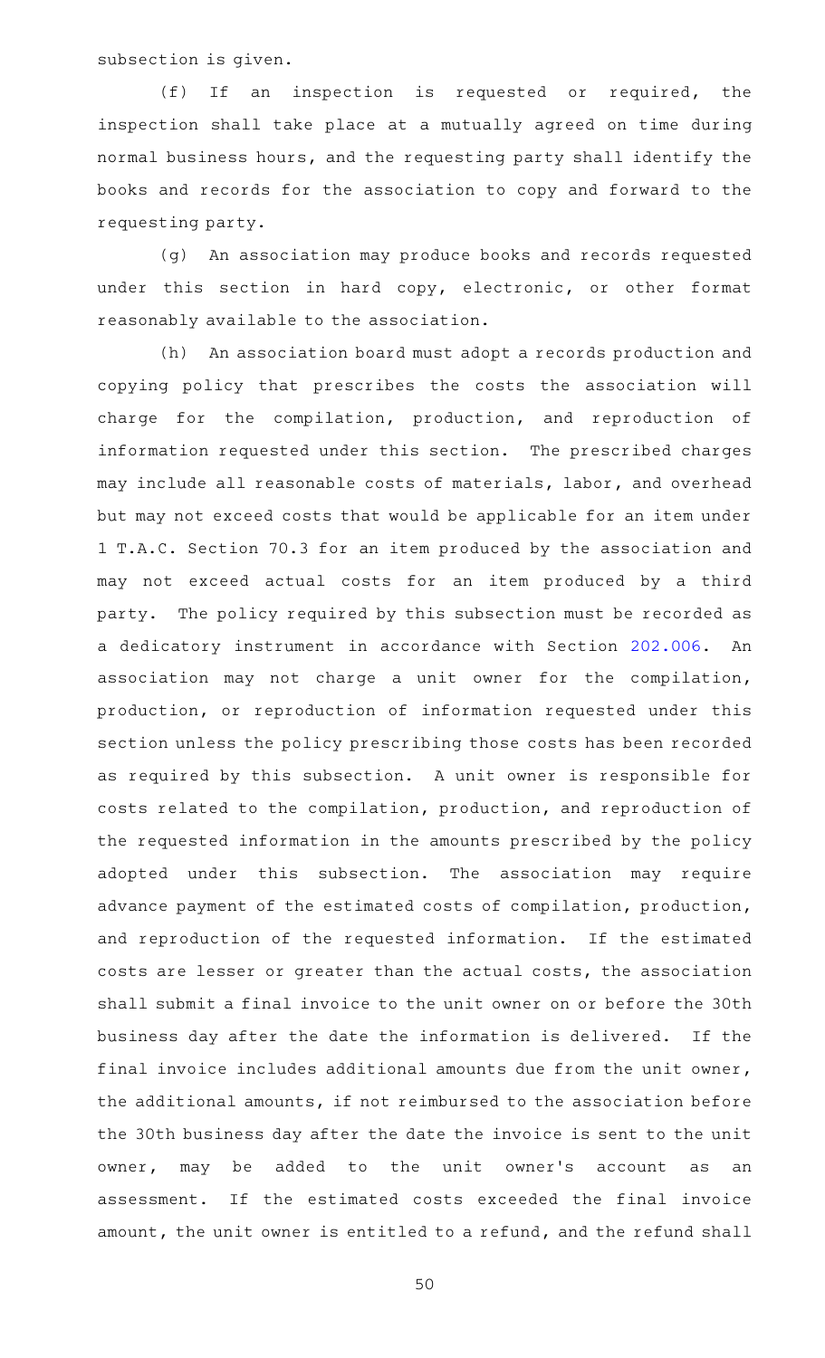subsection is given.

(f) If an inspection is requested or required, the inspection shall take place at a mutually agreed on time during normal business hours, and the requesting party shall identify the books and records for the association to copy and forward to the requesting party.

(g) An association may produce books and records requested under this section in hard copy, electronic, or other format reasonably available to the association.

(h) An association board must adopt a records production and copying policy that prescribes the costs the association will charge for the compilation, production, and reproduction of information requested under this section. The prescribed charges may include all reasonable costs of materials, labor, and overhead but may not exceed costs that would be applicable for an item under 1 T.A.C. Section 70.3 for an item produced by the association and may not exceed actual costs for an item produced by a third party. The policy required by this subsection must be recorded as a dedicatory instrument in accordance with Section 202.006. An association may not charge a unit owner for the compilation, production, or reproduction of information requested under this section unless the policy prescribing those costs has been recorded as required by this subsection. A unit owner is responsible for costs related to the compilation, production, and reproduction of the requested information in the amounts prescribed by the policy adopted under this subsection. The association may require advance payment of the estimated costs of compilation, production, and reproduction of the requested information. If the estimated costs are lesser or greater than the actual costs, the association shall submit a final invoice to the unit owner on or before the 30th business day after the date the information is delivered. If the final invoice includes additional amounts due from the unit owner, the additional amounts, if not reimbursed to the association before the 30th business day after the date the invoice is sent to the unit owner, may be added to the unit owner's account as an assessment. If the estimated costs exceeded the final invoice amount, the unit owner is entitled to a refund, and the refund shall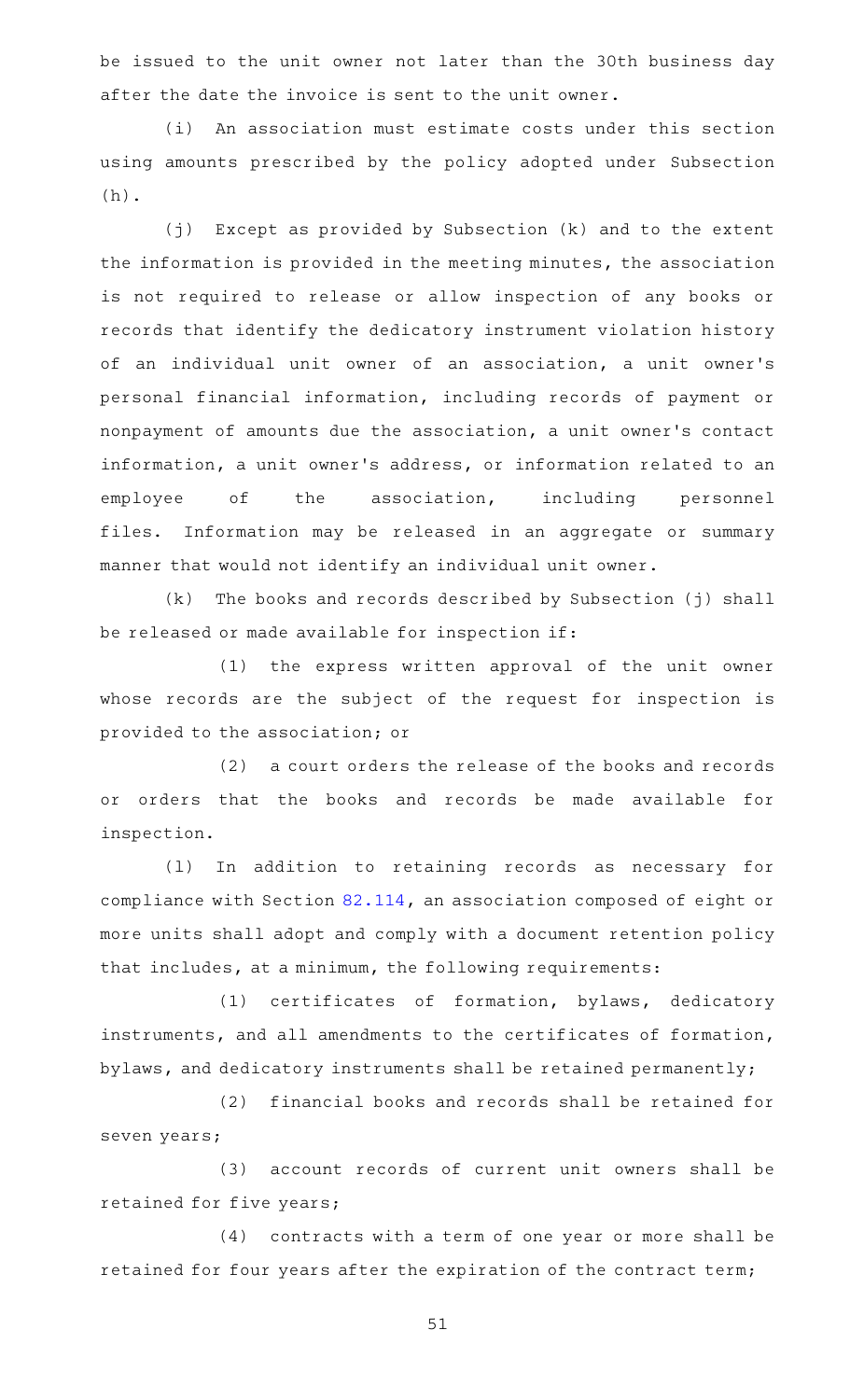be issued to the unit owner not later than the 30th business day after the date the invoice is sent to the unit owner.

(i) An association must estimate costs under this section using amounts prescribed by the policy adopted under Subsection (h).

(j) Except as provided by Subsection (k) and to the extent the information is provided in the meeting minutes, the association is not required to release or allow inspection of any books or records that identify the dedicatory instrument violation history of an individual unit owner of an association, a unit owner's personal financial information, including records of payment or nonpayment of amounts due the association, a unit owner's contact information, a unit owner's address, or information related to an employee of the association, including personnel files. Information may be released in an aggregate or summary manner that would not identify an individual unit owner.

(k) The books and records described by Subsection (j) shall be released or made available for inspection if:

(1) the express written approval of the unit owner whose records are the subject of the request for inspection is provided to the association; or

(2) a court orders the release of the books and records or orders that the books and records be made available for inspection.

(l) In addition to retaining records as necessary for compliance with Section 82.114, an association composed of eight or more units shall adopt and comply with a document retention policy that includes, at a minimum, the following requirements:

(1) certificates of formation, bylaws, dedicatory instruments, and all amendments to the certificates of formation, bylaws, and dedicatory instruments shall be retained permanently;

(2) financial books and records shall be retained for seven years;

(3) account records of current unit owners shall be retained for five years;

(4) contracts with a term of one year or more shall be retained for four years after the expiration of the contract term;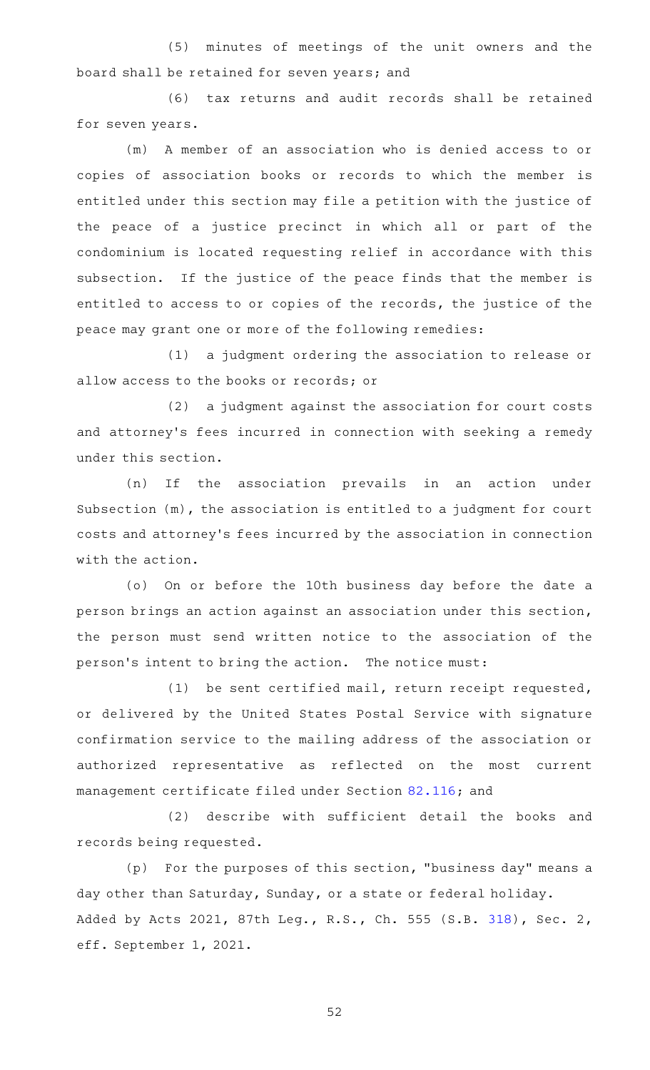(5) minutes of meetings of the unit owners and the board shall be retained for seven years; and

(6) tax returns and audit records shall be retained for seven years.

(m) A member of an association who is denied access to or copies of association books or records to which the member is entitled under this section may file a petition with the justice of the peace of a justice precinct in which all or part of the condominium is located requesting relief in accordance with this subsection. If the justice of the peace finds that the member is entitled to access to or copies of the records, the justice of the peace may grant one or more of the following remedies:

(1) a judgment ordering the association to release or allow access to the books or records; or

(2) a judgment against the association for court costs and attorney's fees incurred in connection with seeking a remedy under this section.

(n) If the association prevails in an action under Subsection (m), the association is entitled to a judgment for court costs and attorney's fees incurred by the association in connection with the action.

(o) On or before the 10th business day before the date a person brings an action against an association under this section, the person must send written notice to the association of the person's intent to bring the action. The notice must:

(1) be sent certified mail, return receipt requested, or delivered by the United States Postal Service with signature confirmation service to the mailing address of the association or authorized representative as reflected on the most current management certificate filed under Section 82.116; and

(2) describe with sufficient detail the books and records being requested.

(p) For the purposes of this section, "business day" means a day other than Saturday, Sunday, or a state or federal holiday.

Added by Acts 2021, 87th Leg., R.S., Ch. 555 (S.B. 318), Sec. 2, eff. September 1, 2021.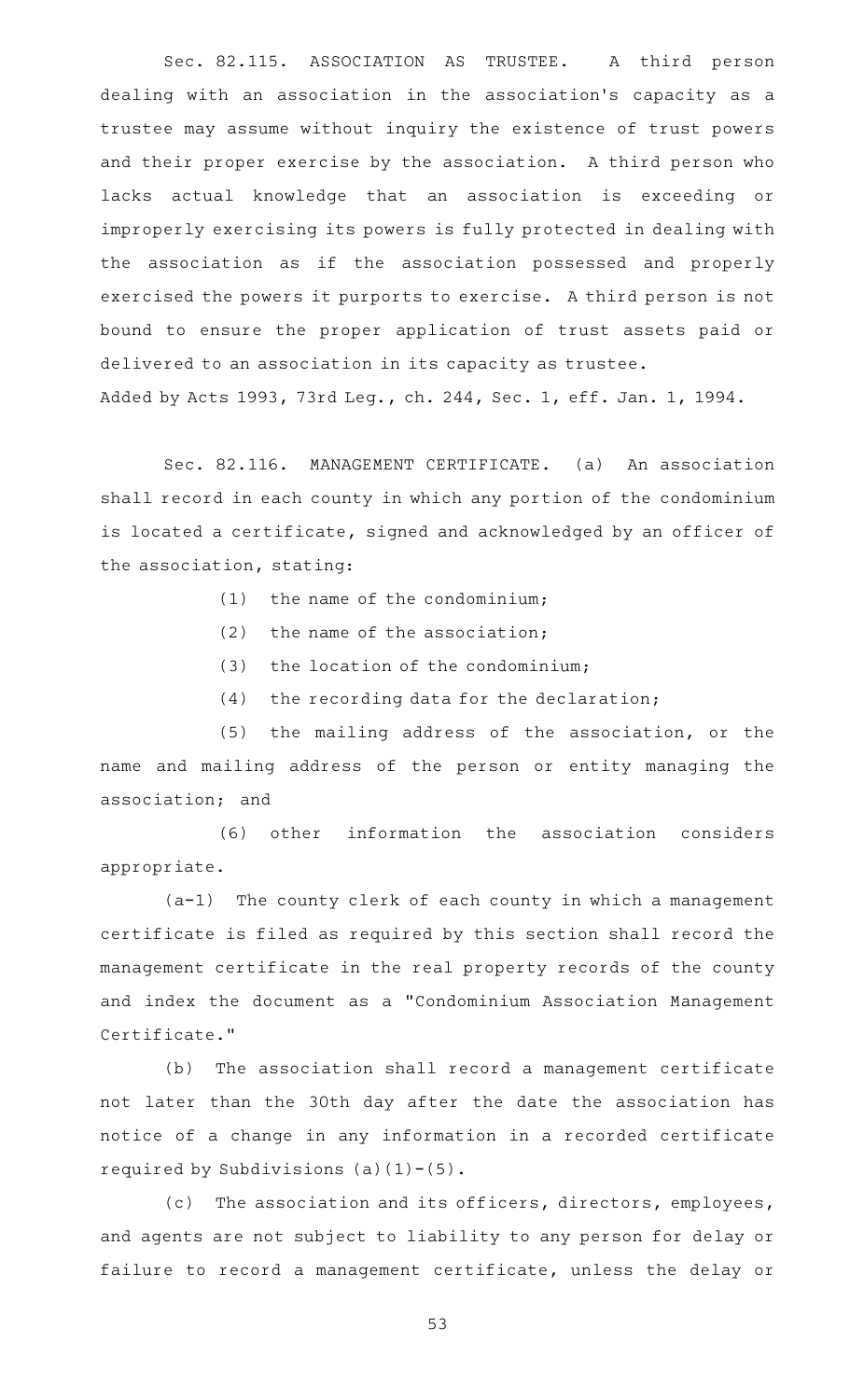Sec. 82.115. ASSOCIATION AS TRUSTEE. A third person dealing with an association in the association's capacity as a trustee may assume without inquiry the existence of trust powers and their proper exercise by the association. A third person who lacks actual knowledge that an association is exceeding or improperly exercising its powers is fully protected in dealing with the association as if the association possessed and properly exercised the powers it purports to exercise. A third person is not bound to ensure the proper application of trust assets paid or delivered to an association in its capacity as trustee.

Added by Acts 1993, 73rd Leg., ch. 244, Sec. 1, eff. Jan. 1, 1994.

Sec. 82.116. MANAGEMENT CERTIFICATE. (a) An association shall record in each county in which any portion of the condominium is located a certificate, signed and acknowledged by an officer of the association, stating:

(1) the name of the condominium;

(2) the name of the association;

(3) the location of the condominium;

(4) the recording data for the declaration;

(5) the mailing address of the association, or the name and mailing address of the person or entity managing the association; and

(6) other information the association considers appropriate.

(a-1) The county clerk of each county in which a management certificate is filed as required by this section shall record the management certificate in the real property records of the county and index the document as a "Condominium Association Management Certificate."

(b) The association shall record a management certificate not later than the 30th day after the date the association has notice of a change in any information in a recorded certificate required by Subdivisions (a)(1)-(5).

(c) The association and its officers, directors, employees, and agents are not subject to liability to any person for delay or failure to record a management certificate, unless the delay or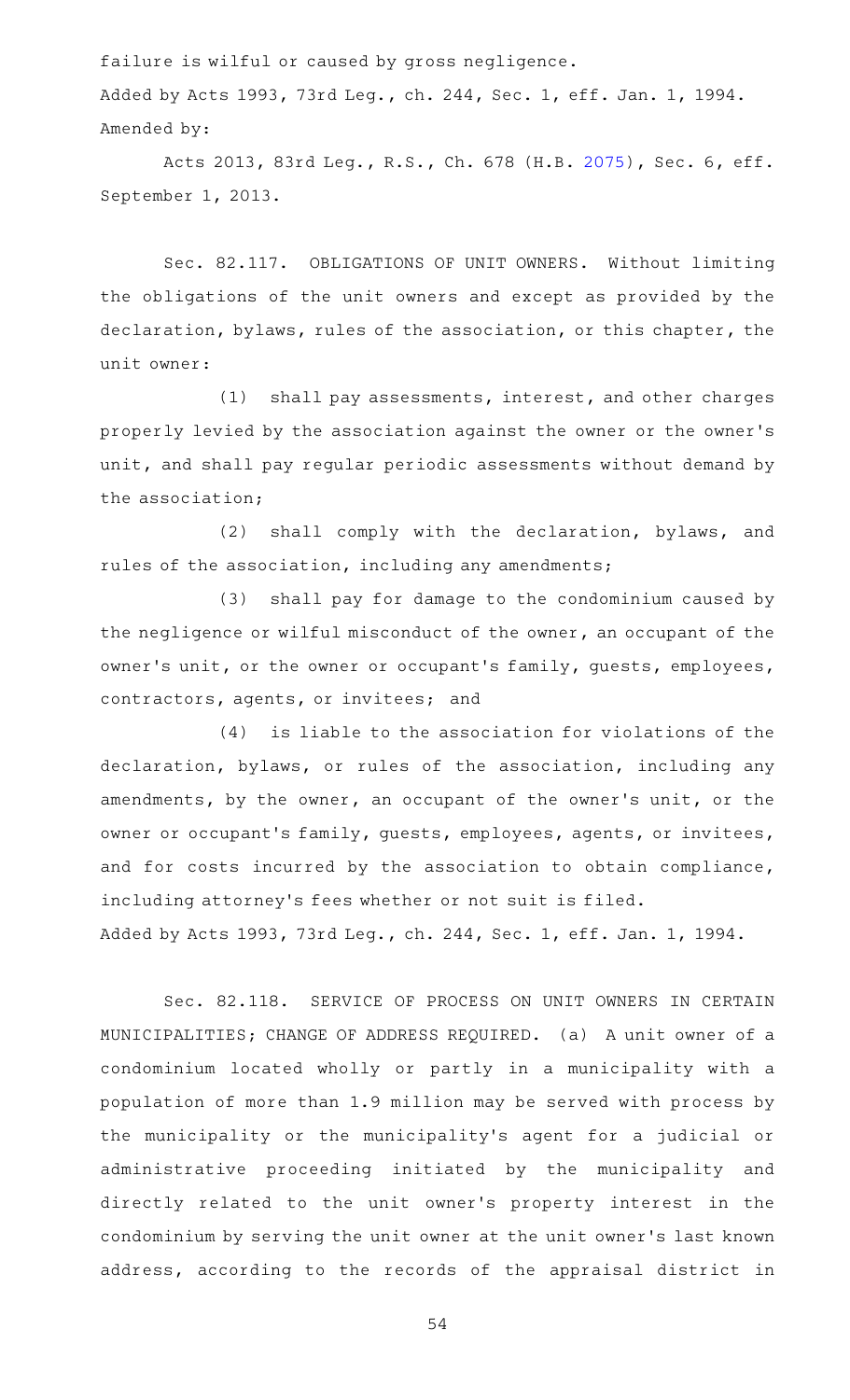failure is wilful or caused by gross negligence.

Added by Acts 1993, 73rd Leg., ch. 244, Sec. 1, eff. Jan. 1, 1994.
Amended by:

Acts 2013, 83rd Leg., R.S., Ch. 678 (H.B. 2075), Sec. 6, eff. September 1, 2013.

Sec. 82.117. OBLIGATIONS OF UNIT OWNERS. Without limiting the obligations of the unit owners and except as provided by the declaration, bylaws, rules of the association, or this chapter, the unit owner:

(1) shall pay assessments, interest, and other charges properly levied by the association against the owner or the owner's unit, and shall pay regular periodic assessments without demand by the association;

(2) shall comply with the declaration, bylaws, and rules of the association, including any amendments;

(3) shall pay for damage to the condominium caused by the negligence or wilful misconduct of the owner, an occupant of the owner's unit, or the owner or occupant's family, guests, employees, contractors, agents, or invitees; and

(4) is liable to the association for violations of the declaration, bylaws, or rules of the association, including any amendments, by the owner, an occupant of the owner's unit, or the owner or occupant's family, guests, employees, agents, or invitees, and for costs incurred by the association to obtain compliance, including attorney's fees whether or not suit is filed.

Added by Acts 1993, 73rd Leg., ch. 244, Sec. 1, eff. Jan. 1, 1994.

Sec. 82.118. SERVICE OF PROCESS ON UNIT OWNERS IN CERTAIN MUNICIPALITIES; CHANGE OF ADDRESS REQUIRED. (a) A unit owner of a condominium located wholly or partly in a municipality with a population of more than 1.9 million may be served with process by the municipality or the municipality's agent for a judicial or administrative proceeding initiated by the municipality and directly related to the unit owner's property interest in the condominium by serving the unit owner at the unit owner's last known address, according to the records of the appraisal district in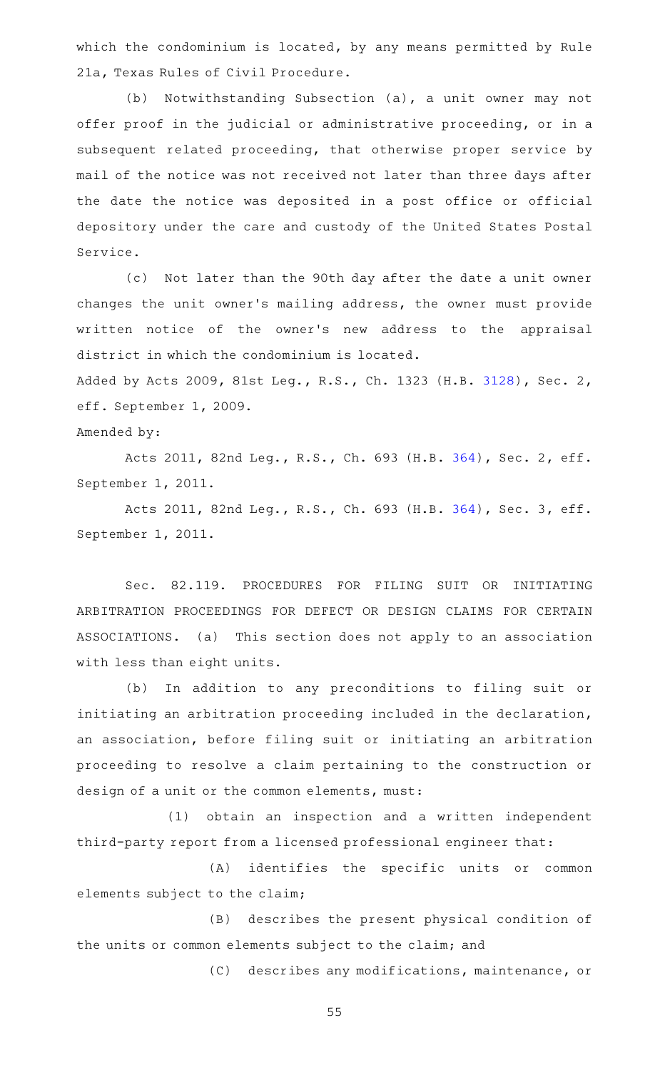which the condominium is located, by any means permitted by Rule 21a, Texas Rules of Civil Procedure.

(b) Notwithstanding Subsection (a), a unit owner may not offer proof in the judicial or administrative proceeding, or in a subsequent related proceeding, that otherwise proper service by mail of the notice was not received not later than three days after the date the notice was deposited in a post office or official depository under the care and custody of the United States Postal Service.

(c) Not later than the 90th day after the date a unit owner changes the unit owner's mailing address, the owner must provide written notice of the owner's new address to the appraisal district in which the condominium is located.

Added by Acts 2009, 81st Leg., R.S., Ch. 1323 (H.B. 3128), Sec. 2, eff. September 1, 2009.

Amended by:

Acts 2011, 82nd Leg., R.S., Ch. 693 (H.B. 364), Sec. 2, eff. September 1, 2011.

Acts 2011, 82nd Leg., R.S., Ch. 693 (H.B. 364), Sec. 3, eff. September 1, 2011.

Sec. 82.119. PROCEDURES FOR FILING SUIT OR INITIATING ARBITRATION PROCEEDINGS FOR DEFECT OR DESIGN CLAIMS FOR CERTAIN ASSOCIATIONS. (a) This section does not apply to an association with less than eight units.

(b) In addition to any preconditions to filing suit or initiating an arbitration proceeding included in the declaration, an association, before filing suit or initiating an arbitration proceeding to resolve a claim pertaining to the construction or design of a unit or the common elements, must:

(1) obtain an inspection and a written independent third-party report from a licensed professional engineer that:

(A) identifies the specific units or common elements subject to the claim;

(B) describes the present physical condition of the units or common elements subject to the claim; and

(C) describes any modifications, maintenance, or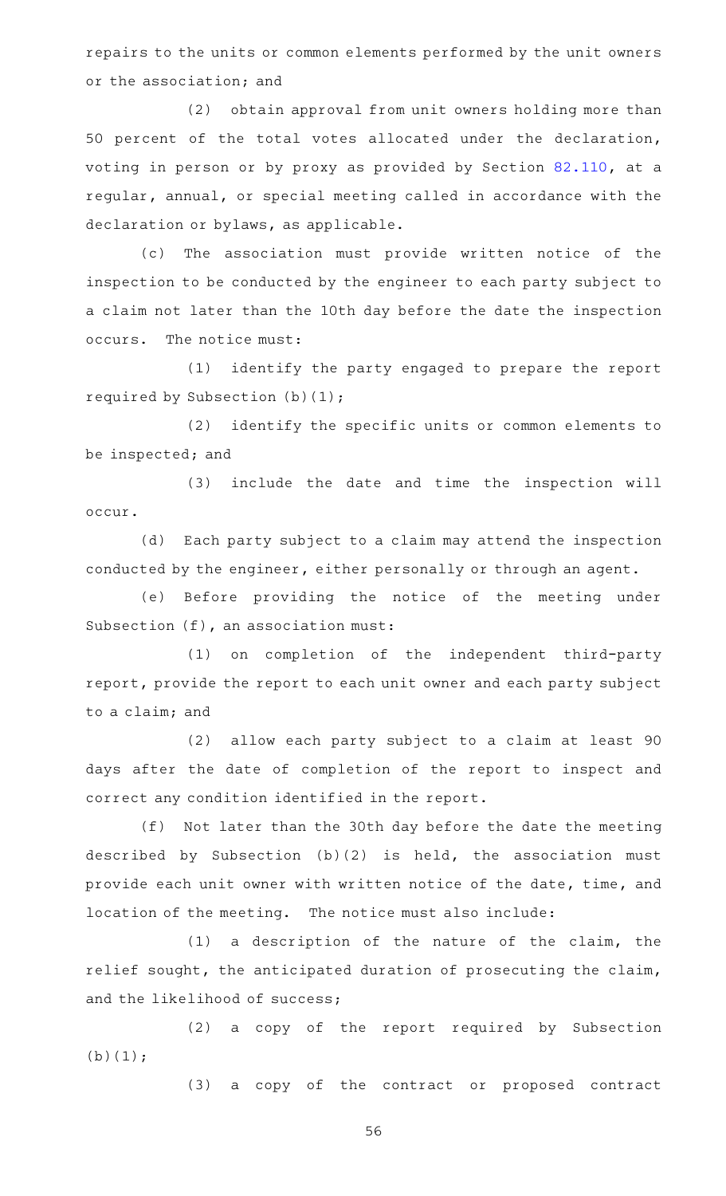repairs to the units or common elements performed by the unit owners or the association; and

(2) obtain approval from unit owners holding more than 50 percent of the total votes allocated under the declaration, voting in person or by proxy as provided by Section 82.110, at a regular, annual, or special meeting called in accordance with the declaration or bylaws, as applicable.

(c) The association must provide written notice of the inspection to be conducted by the engineer to each party subject to a claim not later than the 10th day before the date the inspection occurs. The notice must:

(1) identify the party engaged to prepare the report required by Subsection (b)(1);

(2) identify the specific units or common elements to be inspected; and

(3) include the date and time the inspection will occur.

(d) Each party subject to a claim may attend the inspection conducted by the engineer, either personally or through an agent.

(e) Before providing the notice of the meeting under Subsection (f), an association must:

(1) on completion of the independent third-party report, provide the report to each unit owner and each party subject to a claim; and

(2) allow each party subject to a claim at least 90 days after the date of completion of the report to inspect and correct any condition identified in the report.

(f) Not later than the 30th day before the date the meeting described by Subsection (b)(2) is held, the association must provide each unit owner with written notice of the date, time, and location of the meeting. The notice must also include:

(1) a description of the nature of the claim, the relief sought, the anticipated duration of prosecuting the claim, and the likelihood of success;

(2) a copy of the report required by Subsection (b)(1);

(3) a copy of the contract or proposed contract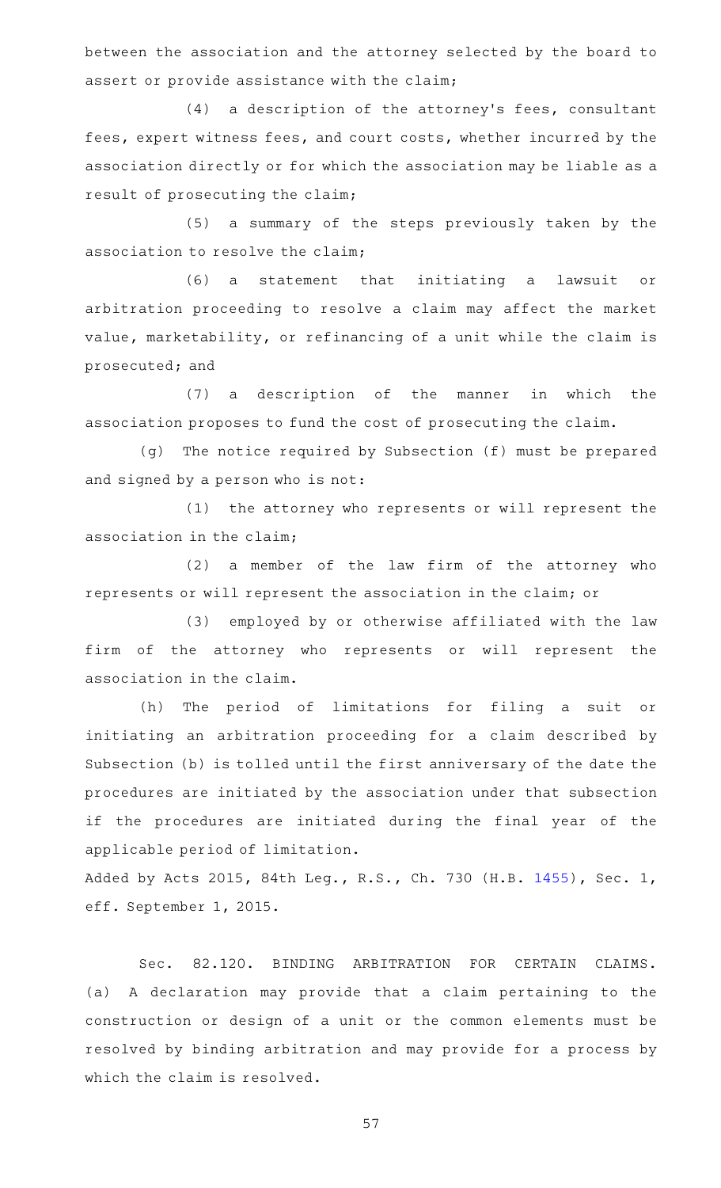between the association and the attorney selected by the board to assert or provide assistance with the claim;

(4) a description of the attorney's fees, consultant fees, expert witness fees, and court costs, whether incurred by the association directly or for which the association may be liable as a result of prosecuting the claim;

(5) a summary of the steps previously taken by the association to resolve the claim;

(6) a statement that initiating a lawsuit or arbitration proceeding to resolve a claim may affect the market value, marketability, or refinancing of a unit while the claim is prosecuted; and

(7) a description of the manner in which the association proposes to fund the cost of prosecuting the claim.

(g) The notice required by Subsection (f) must be prepared and signed by a person who is not:

(1) the attorney who represents or will represent the association in the claim;

(2) a member of the law firm of the attorney who represents or will represent the association in the claim; or

(3) employed by or otherwise affiliated with the law firm of the attorney who represents or will represent the association in the claim.

(h) The period of limitations for filing a suit or initiating an arbitration proceeding for a claim described by Subsection (b) is tolled until the first anniversary of the date the procedures are initiated by the association under that subsection if the procedures are initiated during the final year of the applicable period of limitation.

Added by Acts 2015, 84th Leg., R.S., Ch. 730 (H.B. 1455), Sec. 1, eff. September 1, 2015.

Sec. 82.120. BINDING ARBITRATION FOR CERTAIN CLAIMS. (a) A declaration may provide that a claim pertaining to the construction or design of a unit or the common elements must be resolved by binding arbitration and may provide for a process by which the claim is resolved.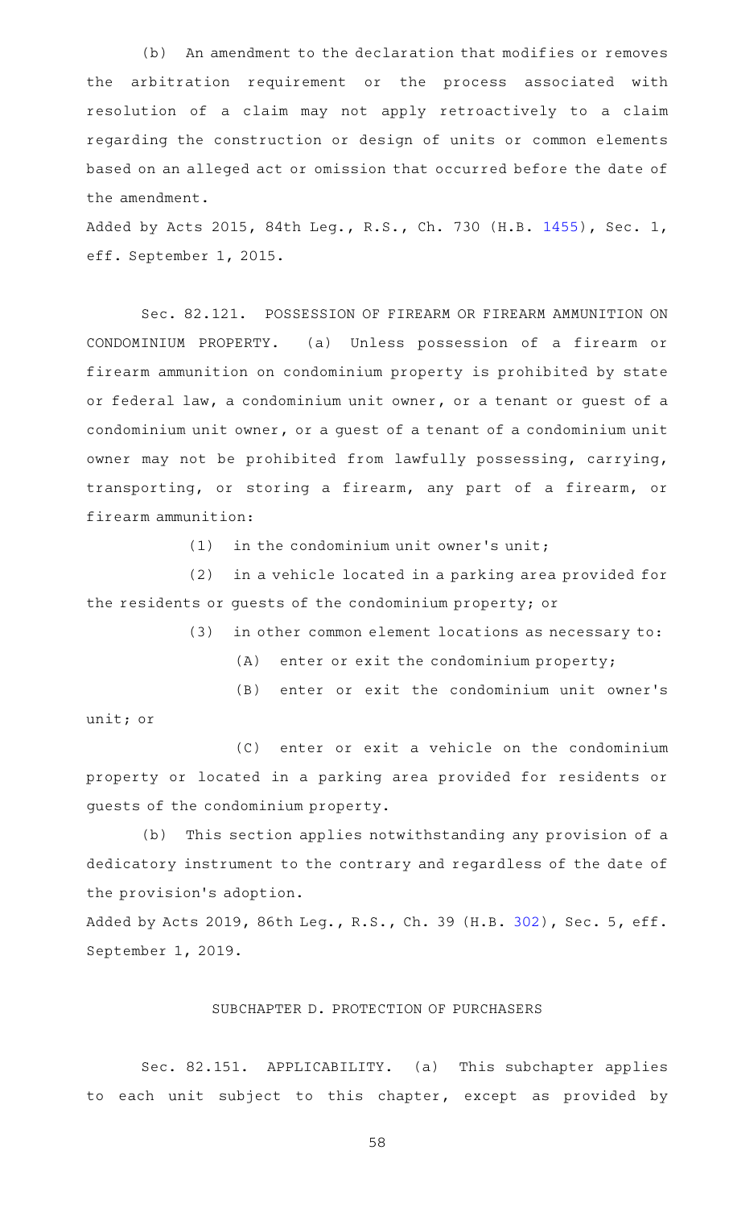(b) An amendment to the declaration that modifies or removes the arbitration requirement or the process associated with resolution of a claim may not apply retroactively to a claim regarding the construction or design of units or common elements based on an alleged act or omission that occurred before the date of the amendment.

Added by Acts 2015, 84th Leg., R.S., Ch. 730 (H.B. 1455), Sec. 1, eff. September 1, 2015.

Sec. 82.121. POSSESSION OF FIREARM OR FIREARM AMMUNITION ON CONDOMINIUM PROPERTY. (a) Unless possession of a firearm or firearm ammunition on condominium property is prohibited by state or federal law, a condominium unit owner, or a tenant or guest of a condominium unit owner, or a guest of a tenant of a condominium unit owner may not be prohibited from lawfully possessing, carrying, transporting, or storing a firearm, any part of a firearm, or firearm ammunition:

(1) in the condominium unit owner's unit;

(2) in a vehicle located in a parking area provided for the residents or guests of the condominium property; or

(3) in other common element locations as necessary to:

(A) enter or exit the condominium property;

(B) enter or exit the condominium unit owner's unit; or

(C) enter or exit a vehicle on the condominium property or located in a parking area provided for residents or guests of the condominium property.

(b) This section applies notwithstanding any provision of a dedicatory instrument to the contrary and regardless of the date of the provision's adoption.

Added by Acts 2019, 86th Leg., R.S., Ch. 39 (H.B. 302), Sec. 5, eff. September 1, 2019.

## SUBCHAPTER D. PROTECTION OF PURCHASERS

Sec. 82.151. APPLICABILITY. (a) This subchapter applies to each unit subject to this chapter, except as provided by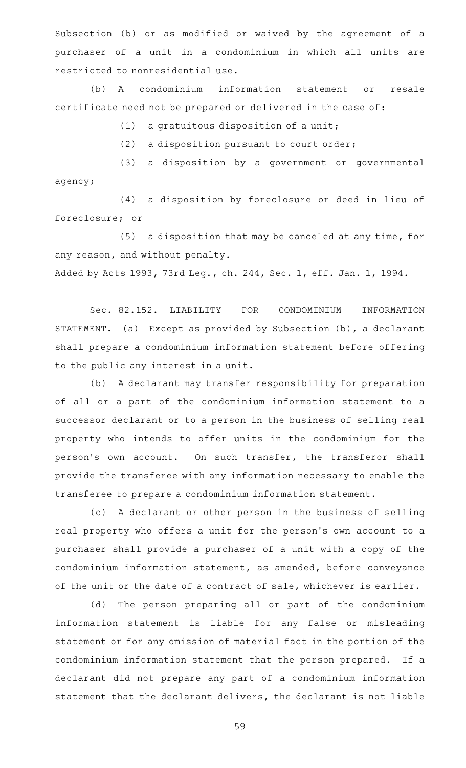Subsection (b) or as modified or waived by the agreement of a purchaser of a unit in a condominium in which all units are restricted to nonresidential use.

(b) A condominium information statement or resale certificate need not be prepared or delivered in the case of:

(1) a gratuitous disposition of a unit;

(2) a disposition pursuant to court order;

(3) a disposition by a government or governmental agency;

(4) a disposition by foreclosure or deed in lieu of foreclosure; or

(5) a disposition that may be canceled at any time, for any reason, and without penalty.

Added by Acts 1993, 73rd Leg., ch. 244, Sec. 1, eff. Jan. 1, 1994.

Sec. 82.152. LIABILITY FOR CONDOMINIUM INFORMATION STATEMENT. (a) Except as provided by Subsection (b), a declarant shall prepare a condominium information statement before offering to the public any interest in a unit.

(b) A declarant may transfer responsibility for preparation of all or a part of the condominium information statement to a successor declarant or to a person in the business of selling real property who intends to offer units in the condominium for the person's own account. On such transfer, the transferor shall provide the transferee with any information necessary to enable the transferee to prepare a condominium information statement.

(c) A declarant or other person in the business of selling real property who offers a unit for the person's own account to a purchaser shall provide a purchaser of a unit with a copy of the condominium information statement, as amended, before conveyance of the unit or the date of a contract of sale, whichever is earlier.

(d) The person preparing all or part of the condominium information statement is liable for any false or misleading statement or for any omission of material fact in the portion of the condominium information statement that the person prepared. If a declarant did not prepare any part of a condominium information statement that the declarant delivers, the declarant is not liable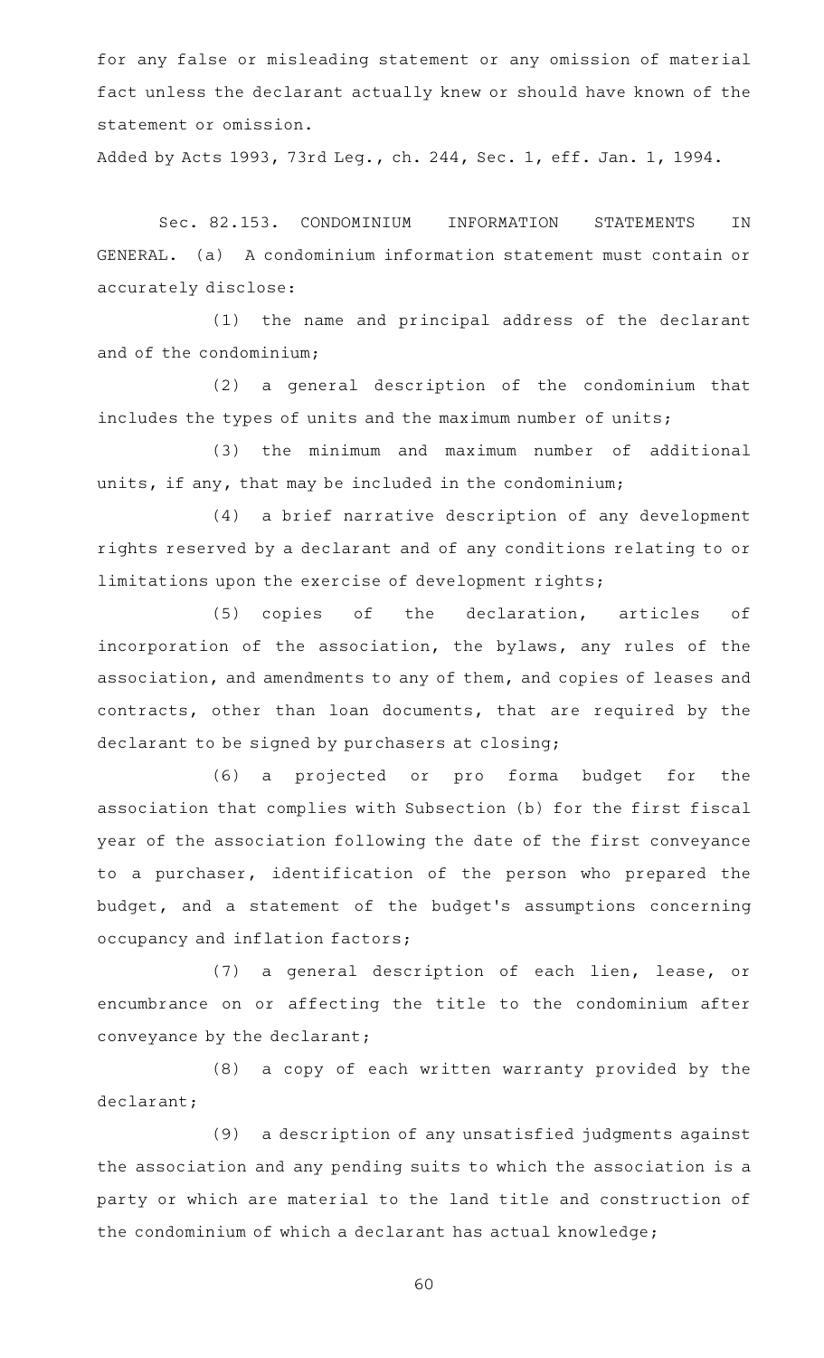for any false or misleading statement or any omission of material fact unless the declarant actually knew or should have known of the statement or omission.

Added by Acts 1993, 73rd Leg., ch. 244, Sec. 1, eff. Jan. 1, 1994.

Sec. 82.153. CONDOMINIUM INFORMATION STATEMENTS IN GENERAL. (a) A condominium information statement must contain or accurately disclose:

(1) the name and principal address of the declarant and of the condominium;

(2) a general description of the condominium that includes the types of units and the maximum number of units;

(3) the minimum and maximum number of additional units, if any, that may be included in the condominium;

(4) a brief narrative description of any development rights reserved by a declarant and of any conditions relating to or limitations upon the exercise of development rights;

(5) copies of the declaration, articles of incorporation of the association, the bylaws, any rules of the association, and amendments to any of them, and copies of leases and contracts, other than loan documents, that are required by the declarant to be signed by purchasers at closing;

(6) a projected or pro forma budget for the association that complies with Subsection (b) for the first fiscal year of the association following the date of the first conveyance to a purchaser, identification of the person who prepared the budget, and a statement of the budget's assumptions concerning occupancy and inflation factors;

(7) a general description of each lien, lease, or encumbrance on or affecting the title to the condominium after conveyance by the declarant;

(8) a copy of each written warranty provided by the declarant;

(9) a description of any unsatisfied judgments against the association and any pending suits to which the association is a party or which are material to the land title and construction of the condominium of which a declarant has actual knowledge;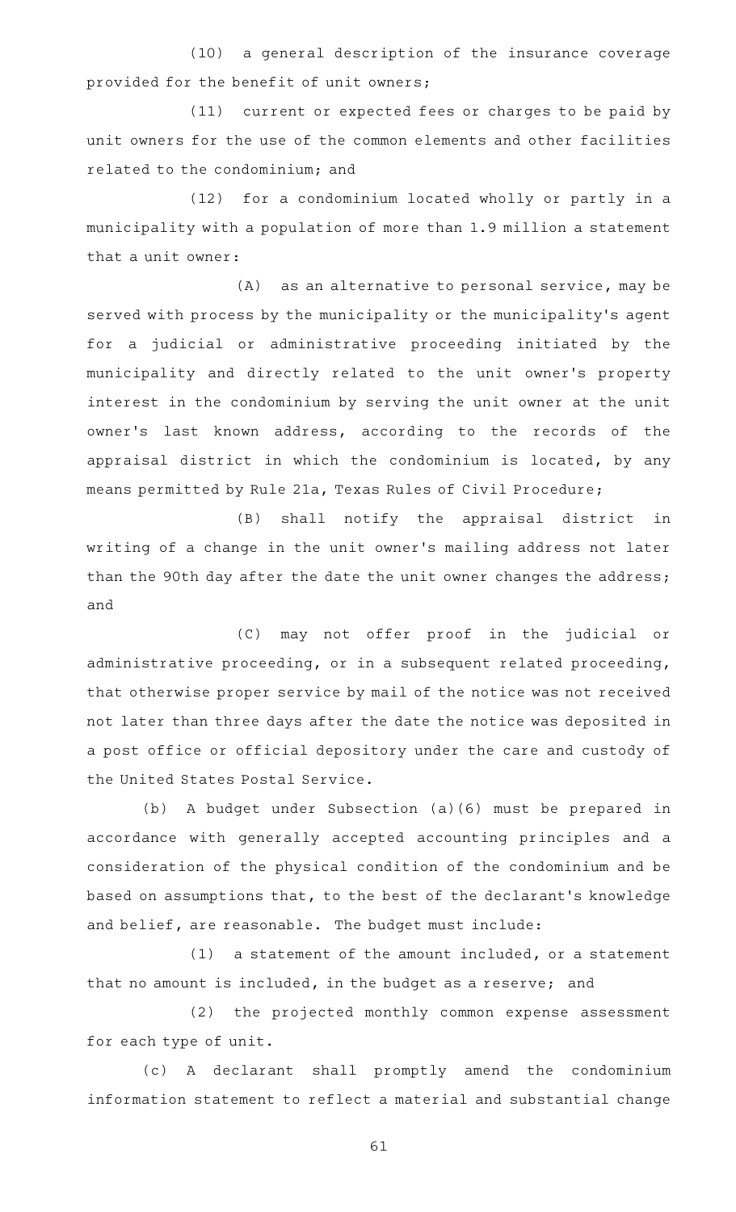(10) a general description of the insurance coverage provided for the benefit of unit owners;

(11) current or expected fees or charges to be paid by unit owners for the use of the common elements and other facilities related to the condominium; and

(12) for a condominium located wholly or partly in a municipality with a population of more than 1.9 million a statement that a unit owner:

(A) as an alternative to personal service, may be served with process by the municipality or the municipality's agent for a judicial or administrative proceeding initiated by the municipality and directly related to the unit owner's property interest in the condominium by serving the unit owner at the unit owner's last known address, according to the records of the appraisal district in which the condominium is located, by any means permitted by Rule 21a, Texas Rules of Civil Procedure;

(B) shall notify the appraisal district in writing of a change in the unit owner's mailing address not later than the 90th day after the date the unit owner changes the address; and

(C) may not offer proof in the judicial or administrative proceeding, or in a subsequent related proceeding, that otherwise proper service by mail of the notice was not received not later than three days after the date the notice was deposited in a post office or official depository under the care and custody of the United States Postal Service.

(b) A budget under Subsection (a)(6) must be prepared in accordance with generally accepted accounting principles and a consideration of the physical condition of the condominium and be based on assumptions that, to the best of the declarant's knowledge and belief, are reasonable. The budget must include:

(1) a statement of the amount included, or a statement that no amount is included, in the budget as a reserve; and

(2) the projected monthly common expense assessment for each type of unit.

(c) A declarant shall promptly amend the condominium information statement to reflect a material and substantial change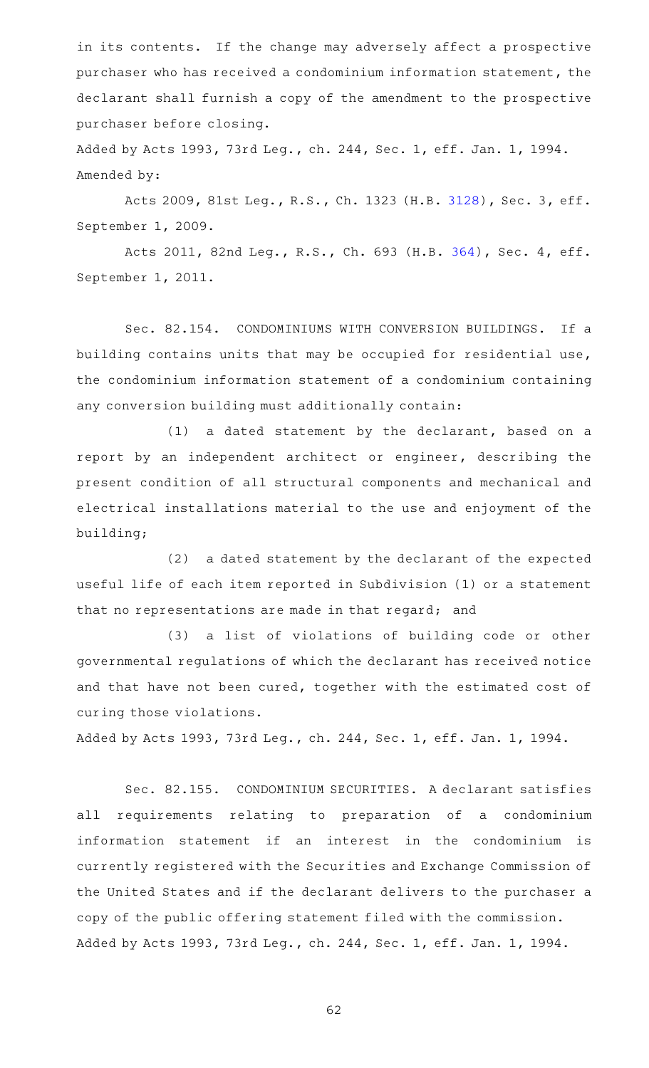in its contents. If the change may adversely affect a prospective purchaser who has received a condominium information statement, the declarant shall furnish a copy of the amendment to the prospective purchaser before closing.

Added by Acts 1993, 73rd Leg., ch. 244, Sec. 1, eff. Jan. 1, 1994.
Amended by:

Acts 2009, 81st Leg., R.S., Ch. 1323 (H.B. 3128), Sec. 3, eff. September 1, 2009.

Acts 2011, 82nd Leg., R.S., Ch. 693 (H.B. 364), Sec. 4, eff. September 1, 2011.

Sec. 82.154. CONDOMINIUMS WITH CONVERSION BUILDINGS. If a building contains units that may be occupied for residential use, the condominium information statement of a condominium containing any conversion building must additionally contain:

(1) a dated statement by the declarant, based on a report by an independent architect or engineer, describing the present condition of all structural components and mechanical and electrical installations material to the use and enjoyment of the building;

(2) a dated statement by the declarant of the expected useful life of each item reported in Subdivision (1) or a statement that no representations are made in that regard; and

(3) a list of violations of building code or other governmental regulations of which the declarant has received notice and that have not been cured, together with the estimated cost of curing those violations.

Added by Acts 1993, 73rd Leg., ch. 244, Sec. 1, eff. Jan. 1, 1994.

Sec. 82.155. CONDOMINIUM SECURITIES. A declarant satisfies all requirements relating to preparation of a condominium information statement if an interest in the condominium is currently registered with the Securities and Exchange Commission of the United States and if the declarant delivers to the purchaser a copy of the public offering statement filed with the commission.

Added by Acts 1993, 73rd Leg., ch. 244, Sec. 1, eff. Jan. 1, 1994.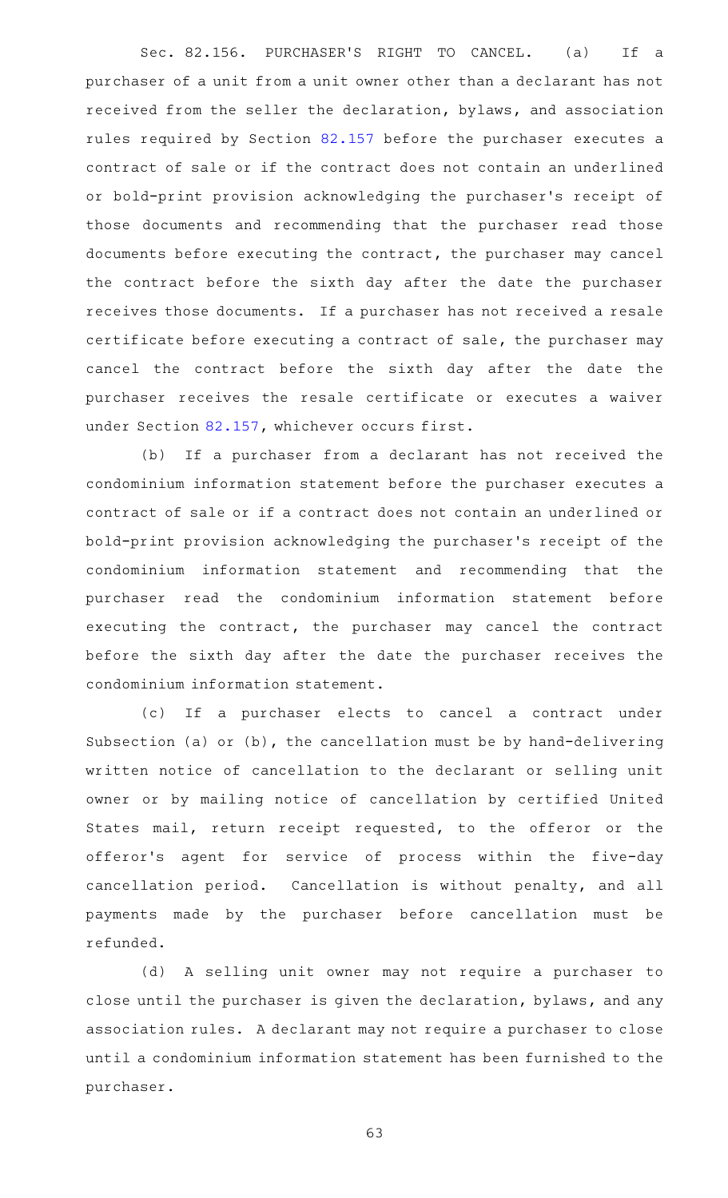Sec. 82.156. PURCHASER'S RIGHT TO CANCEL. (a) If a purchaser of a unit from a unit owner other than a declarant has not received from the seller the declaration, bylaws, and association rules required by Section 82.157 before the purchaser executes a contract of sale or if the contract does not contain an underlined or bold-print provision acknowledging the purchaser's receipt of those documents and recommending that the purchaser read those documents before executing the contract, the purchaser may cancel the contract before the sixth day after the date the purchaser receives those documents. If a purchaser has not received a resale certificate before executing a contract of sale, the purchaser may cancel the contract before the sixth day after the date the purchaser receives the resale certificate or executes a waiver under Section 82.157, whichever occurs first.

(b) If a purchaser from a declarant has not received the condominium information statement before the purchaser executes a contract of sale or if a contract does not contain an underlined or bold-print provision acknowledging the purchaser's receipt of the condominium information statement and recommending that the purchaser read the condominium information statement before executing the contract, the purchaser may cancel the contract before the sixth day after the date the purchaser receives the condominium information statement.

(c) If a purchaser elects to cancel a contract under Subsection (a) or (b), the cancellation must be by hand-delivering written notice of cancellation to the declarant or selling unit owner or by mailing notice of cancellation by certified United States mail, return receipt requested, to the offeror or the offeror's agent for service of process within the five-day cancellation period. Cancellation is without penalty, and all payments made by the purchaser before cancellation must be refunded.

(d) A selling unit owner may not require a purchaser to close until the purchaser is given the declaration, bylaws, and any association rules. A declarant may not require a purchaser to close until a condominium information statement has been furnished to the purchaser.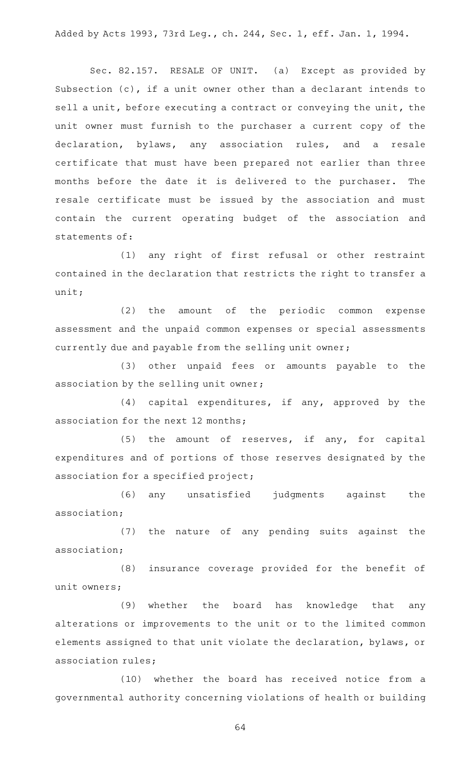Added by Acts 1993, 73rd Leg., ch. 244, Sec. 1, eff. Jan. 1, 1994.

Sec. 82.157. RESALE OF UNIT. (a) Except as provided by Subsection (c), if a unit owner other than a declarant intends to sell a unit, before executing a contract or conveying the unit, the unit owner must furnish to the purchaser a current copy of the declaration, bylaws, any association rules, and a resale certificate that must have been prepared not earlier than three months before the date it is delivered to the purchaser. The resale certificate must be issued by the association and must contain the current operating budget of the association and statements of:

(1) any right of first refusal or other restraint contained in the declaration that restricts the right to transfer a unit;

(2) the amount of the periodic common expense assessment and the unpaid common expenses or special assessments currently due and payable from the selling unit owner;

(3) other unpaid fees or amounts payable to the association by the selling unit owner;

(4) capital expenditures, if any, approved by the association for the next 12 months;

(5) the amount of reserves, if any, for capital expenditures and of portions of those reserves designated by the association for a specified project;

(6) any unsatisfied judgments against the association;

(7) the nature of any pending suits against the association;

(8) insurance coverage provided for the benefit of unit owners;

(9) whether the board has knowledge that any alterations or improvements to the unit or to the limited common elements assigned to that unit violate the declaration, bylaws, or association rules;

(10) whether the board has received notice from a governmental authority concerning violations of health or building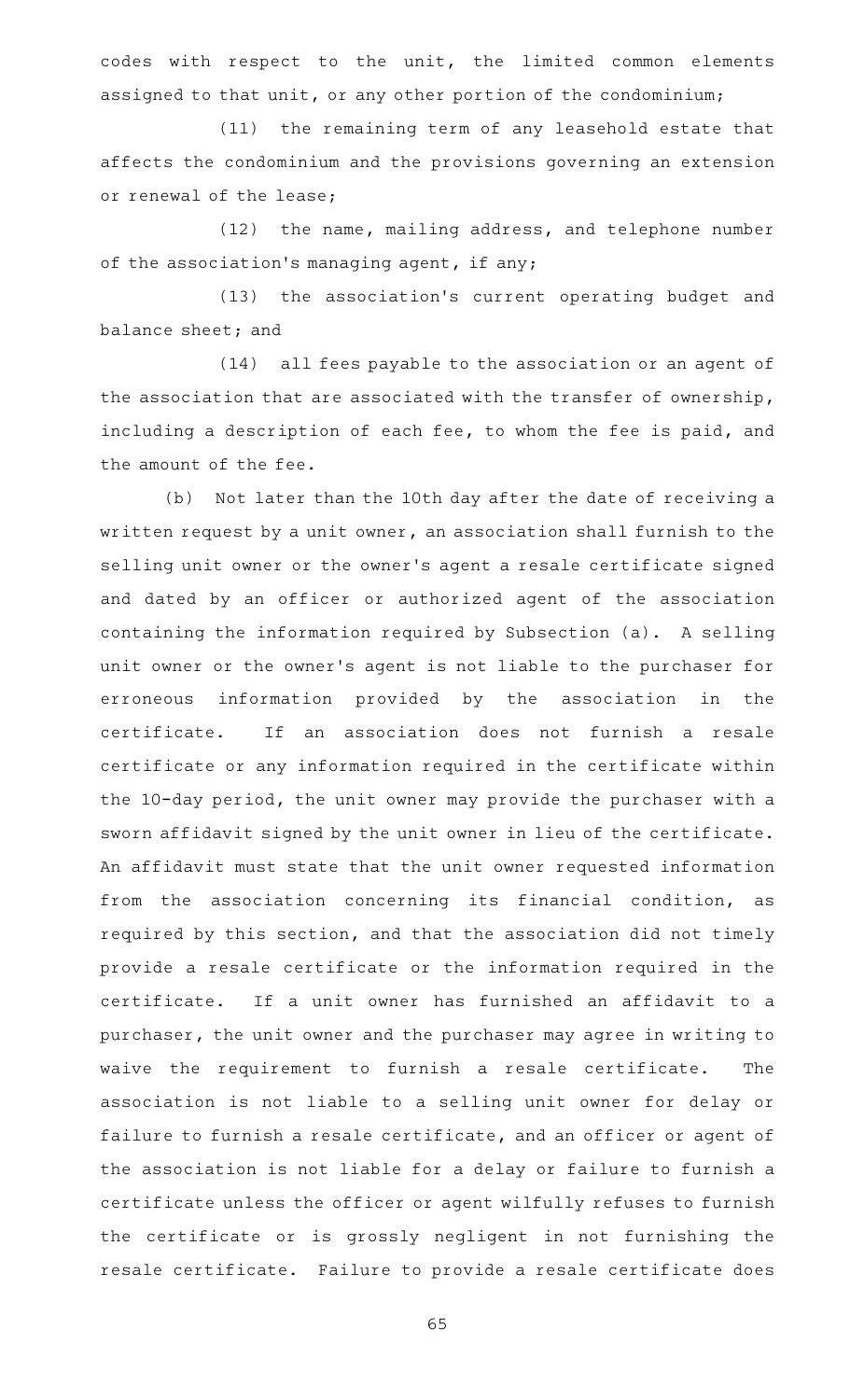codes with respect to the unit, the limited common elements assigned to that unit, or any other portion of the condominium;

(11) the remaining term of any leasehold estate that affects the condominium and the provisions governing an extension or renewal of the lease;

(12) the name, mailing address, and telephone number of the association's managing agent, if any;

(13) the association's current operating budget and balance sheet; and

(14) all fees payable to the association or an agent of the association that are associated with the transfer of ownership, including a description of each fee, to whom the fee is paid, and the amount of the fee.

(b) Not later than the 10th day after the date of receiving a written request by a unit owner, an association shall furnish to the selling unit owner or the owner's agent a resale certificate signed and dated by an officer or authorized agent of the association containing the information required by Subsection (a). A selling unit owner or the owner's agent is not liable to the purchaser for erroneous information provided by the association in the certificate. If an association does not furnish a resale certificate or any information required in the certificate within the 10-day period, the unit owner may provide the purchaser with a sworn affidavit signed by the unit owner in lieu of the certificate. An affidavit must state that the unit owner requested information from the association concerning its financial condition, as required by this section, and that the association did not timely provide a resale certificate or the information required in the certificate. If a unit owner has furnished an affidavit to a purchaser, the unit owner and the purchaser may agree in writing to waive the requirement to furnish a resale certificate. The association is not liable to a selling unit owner for delay or failure to furnish a resale certificate, and an officer or agent of the association is not liable for a delay or failure to furnish a certificate unless the officer or agent wilfully refuses to furnish the certificate or is grossly negligent in not furnishing the resale certificate. Failure to provide a resale certificate does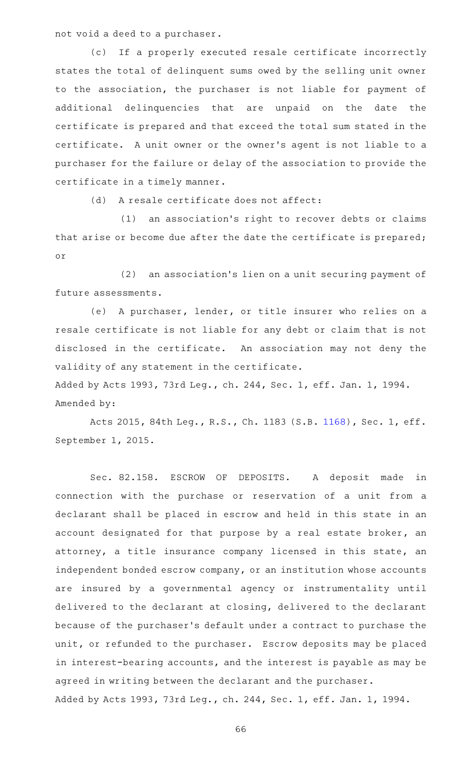not void a deed to a purchaser.

(c) If a properly executed resale certificate incorrectly states the total of delinquent sums owed by the selling unit owner to the association, the purchaser is not liable for payment of additional delinquencies that are unpaid on the date the certificate is prepared and that exceed the total sum stated in the certificate. A unit owner or the owner's agent is not liable to a purchaser for the failure or delay of the association to provide the certificate in a timely manner.

(d) A resale certificate does not affect:

(1) an association's right to recover debts or claims that arise or become due after the date the certificate is prepared; or

(2) an association's lien on a unit securing payment of future assessments.

(e) A purchaser, lender, or title insurer who relies on a resale certificate is not liable for any debt or claim that is not disclosed in the certificate. An association may not deny the validity of any statement in the certificate.

Added by Acts 1993, 73rd Leg., ch. 244, Sec. 1, eff. Jan. 1, 1994.
Amended by:

Acts 2015, 84th Leg., R.S., Ch. 1183 (S.B. 1168), Sec. 1, eff. September 1, 2015.

Sec. 82.158. ESCROW OF DEPOSITS. A deposit made in connection with the purchase or reservation of a unit from a declarant shall be placed in escrow and held in this state in an account designated for that purpose by a real estate broker, an attorney, a title insurance company licensed in this state, an independent bonded escrow company, or an institution whose accounts are insured by a governmental agency or instrumentality until delivered to the declarant at closing, delivered to the declarant because of the purchaser's default under a contract to purchase the unit, or refunded to the purchaser. Escrow deposits may be placed in interest-bearing accounts, and the interest is payable as may be agreed in writing between the declarant and the purchaser.
Added by Acts 1993, 73rd Leg., ch. 244, Sec. 1, eff. Jan. 1, 1994.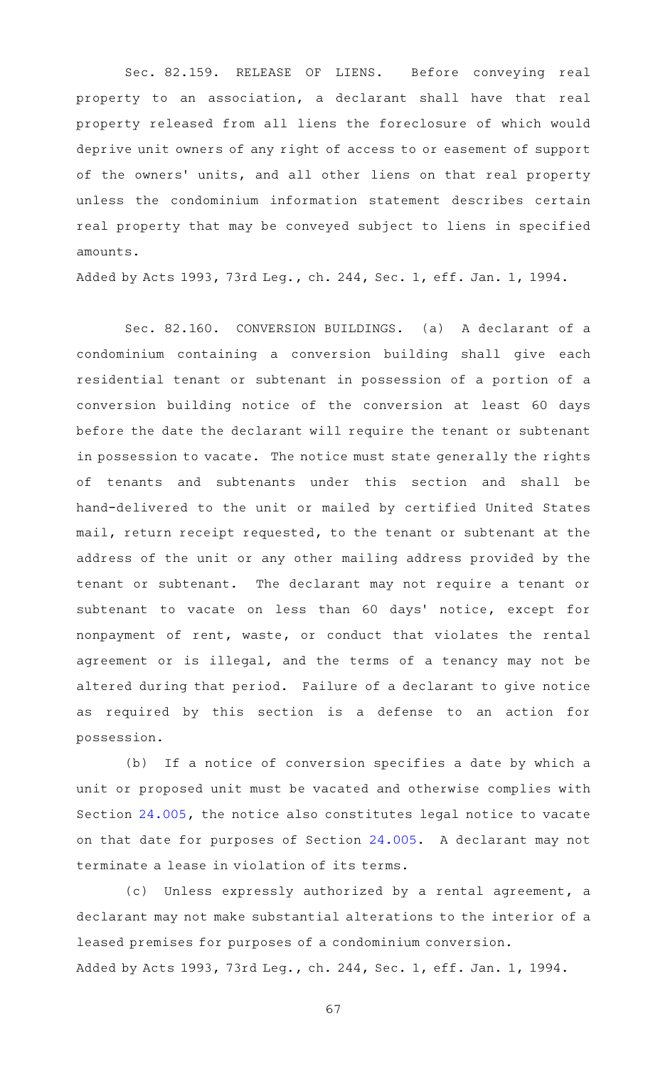Sec. 82.159. RELEASE OF LIENS. Before conveying real property to an association, a declarant shall have that real property released from all liens the foreclosure of which would deprive unit owners of any right of access to or easement of support of the owners' units, and all other liens on that real property unless the condominium information statement describes certain real property that may be conveyed subject to liens in specified amounts.

Added by Acts 1993, 73rd Leg., ch. 244, Sec. 1, eff. Jan. 1, 1994.

Sec. 82.160. CONVERSION BUILDINGS. (a) A declarant of a condominium containing a conversion building shall give each residential tenant or subtenant in possession of a portion of a conversion building notice of the conversion at least 60 days before the date the declarant will require the tenant or subtenant in possession to vacate. The notice must state generally the rights of tenants and subtenants under this section and shall be hand-delivered to the unit or mailed by certified United States mail, return receipt requested, to the tenant or subtenant at the address of the unit or any other mailing address provided by the tenant or subtenant. The declarant may not require a tenant or subtenant to vacate on less than 60 days' notice, except for nonpayment of rent, waste, or conduct that violates the rental agreement or is illegal, and the terms of a tenancy may not be altered during that period. Failure of a declarant to give notice as required by this section is a defense to an action for possession.

(b) If a notice of conversion specifies a date by which a unit or proposed unit must be vacated and otherwise complies with Section 24.005, the notice also constitutes legal notice to vacate on that date for purposes of Section 24.005. A declarant may not terminate a lease in violation of its terms.

(c) Unless expressly authorized by a rental agreement, a declarant may not make substantial alterations to the interior of a leased premises for purposes of a condominium conversion.

Added by Acts 1993, 73rd Leg., ch. 244, Sec. 1, eff. Jan. 1, 1994.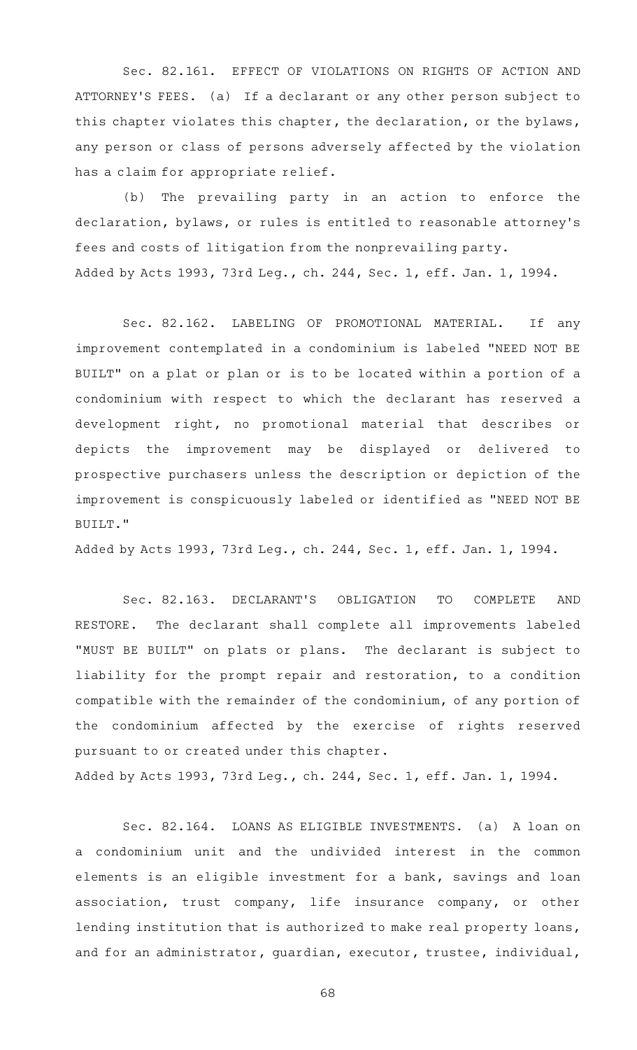Sec. 82.161. EFFECT OF VIOLATIONS ON RIGHTS OF ACTION AND ATTORNEY'S FEES. (a) If a declarant or any other person subject to this chapter violates this chapter, the declaration, or the bylaws, any person or class of persons adversely affected by the violation has a claim for appropriate relief.

(b) The prevailing party in an action to enforce the declaration, bylaws, or rules is entitled to reasonable attorney's fees and costs of litigation from the nonprevailing party.

Added by Acts 1993, 73rd Leg., ch. 244, Sec. 1, eff. Jan. 1, 1994.

Sec. 82.162. LABELING OF PROMOTIONAL MATERIAL. If any improvement contemplated in a condominium is labeled "NEED NOT BE BUILT" on a plat or plan or is to be located within a portion of a condominium with respect to which the declarant has reserved a development right, no promotional material that describes or depicts the improvement may be displayed or delivered to prospective purchasers unless the description or depiction of the improvement is conspicuously labeled or identified as "NEED NOT BE BUILT."

Added by Acts 1993, 73rd Leg., ch. 244, Sec. 1, eff. Jan. 1, 1994.

Sec. 82.163. DECLARANT'S OBLIGATION TO COMPLETE AND RESTORE. The declarant shall complete all improvements labeled "MUST BE BUILT" on plats or plans. The declarant is subject to liability for the prompt repair and restoration, to a condition compatible with the remainder of the condominium, of any portion of the condominium affected by the exercise of rights reserved pursuant to or created under this chapter.

Added by Acts 1993, 73rd Leg., ch. 244, Sec. 1, eff. Jan. 1, 1994.

Sec. 82.164. LOANS AS ELIGIBLE INVESTMENTS. (a) A loan on a condominium unit and the undivided interest in the common elements is an eligible investment for a bank, savings and loan association, trust company, life insurance company, or other lending institution that is authorized to make real property loans, and for an administrator, guardian, executor, trustee, individual,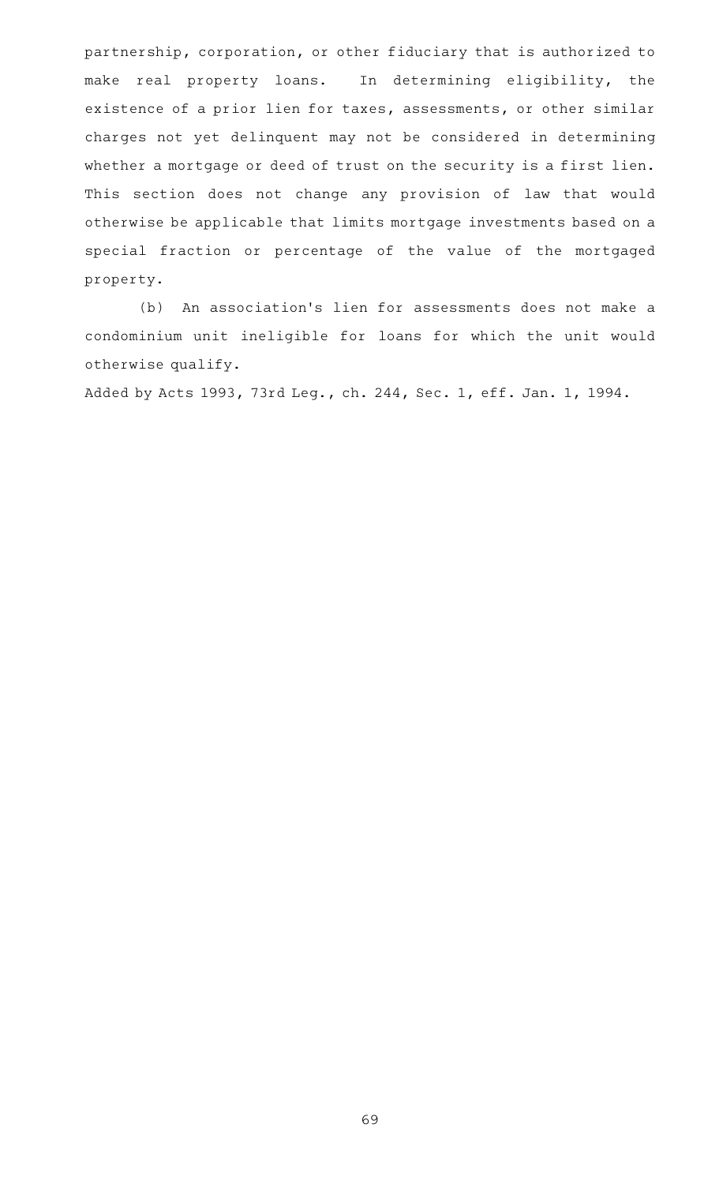partnership, corporation, or other fiduciary that is authorized to make real property loans. In determining eligibility, the existence of a prior lien for taxes, assessments, or other similar charges not yet delinquent may not be considered in determining whether a mortgage or deed of trust on the security is a first lien. This section does not change any provision of law that would otherwise be applicable that limits mortgage investments based on a special fraction or percentage of the value of the mortgaged property.

(b) An association's lien for assessments does not make a condominium unit ineligible for loans for which the unit would otherwise qualify.

Added by Acts 1993, 73rd Leg., ch. 244, Sec. 1, eff. Jan. 1, 1994.